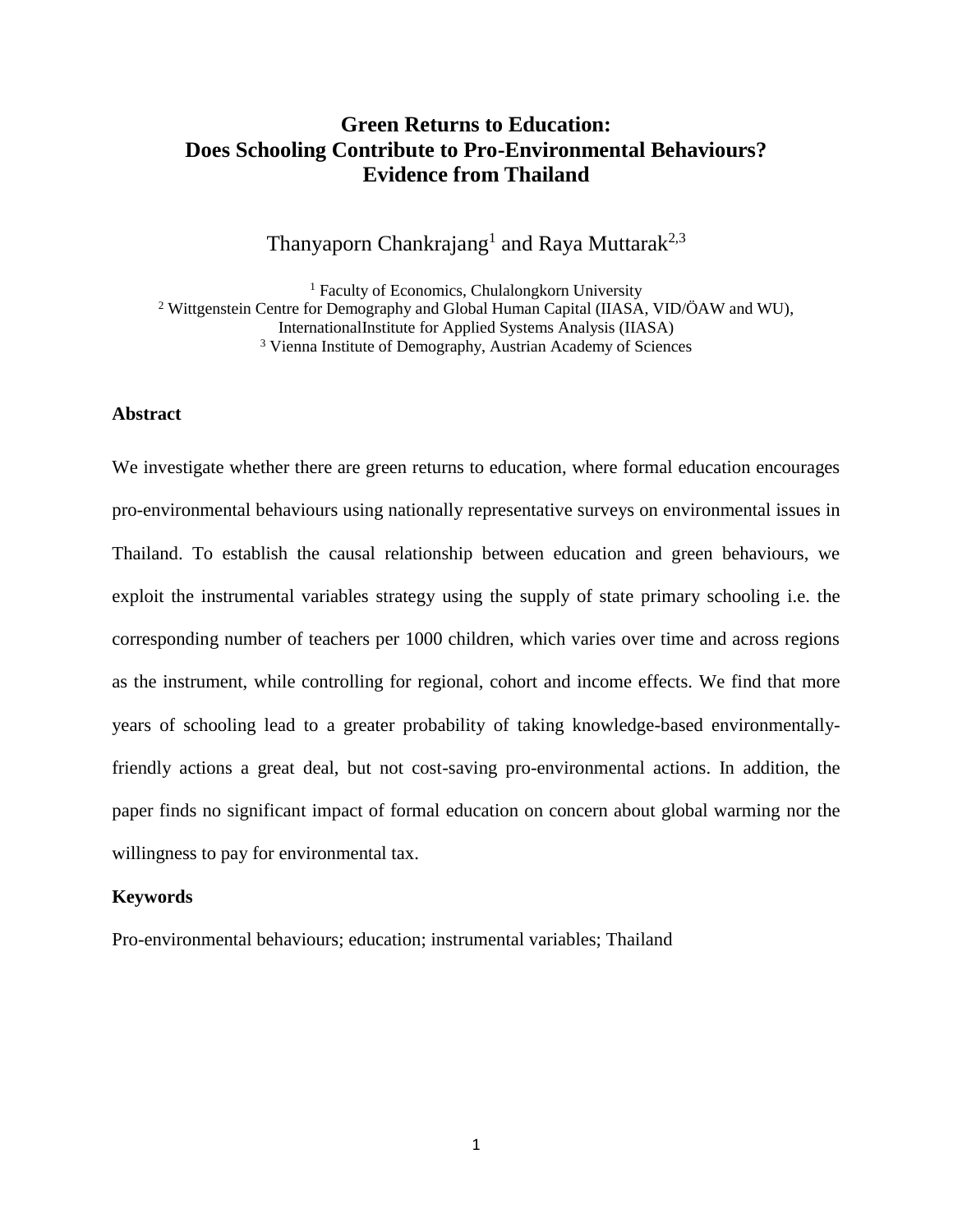# Green Returns to Education: Does Schooling Contribute to Pro-Environmental Behaviours? Evidence from Thailand

Thanyaporn Chankrajang[1] and Raya Muttarak[2,3]

[1] Faculty of Economics, Chulalongkorn University
[2] Wittgenstein Centre for Demography and Global Human Capital (IIASA, VID/ÖAW and WU), InternationalInstitute for Applied Systems Analysis (IIASA)
[3] Vienna Institute of Demography, Austrian Academy of Sciences

## Abstract

We investigate whether there are green returns to education, where formal education encourages pro-environmental behaviours using nationally representative surveys on environmental issues in Thailand. To establish the causal relationship between education and green behaviours, we exploit the instrumental variables strategy using the supply of state primary schooling i.e. the corresponding number of teachers per 1000 children, which varies over time and across regions as the instrument, while controlling for regional, cohort and income effects. We find that more years of schooling lead to a greater probability of taking knowledge-based environmentally-friendly actions a great deal, but not cost-saving pro-environmental actions. In addition, the paper finds no significant impact of formal education on concern about global warming nor the willingness to pay for environmental tax.

## Keywords

Pro-environmental behaviours; education; instrumental variables; Thailand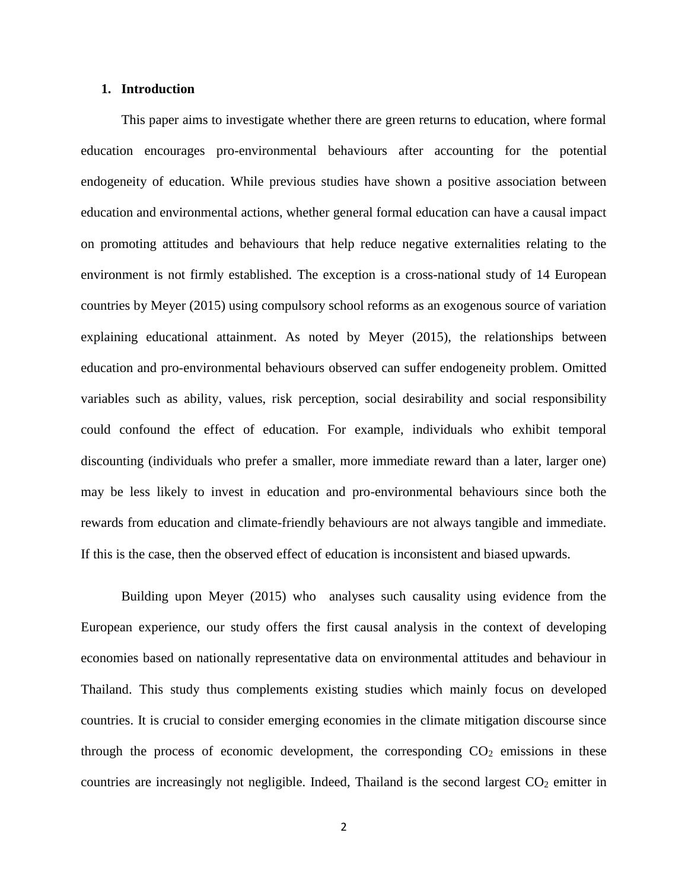## 1. Introduction

This paper aims to investigate whether there are green returns to education, where formal education encourages pro-environmental behaviours after accounting for the potential endogeneity of education. While previous studies have shown a positive association between education and environmental actions, whether general formal education can have a causal impact on promoting attitudes and behaviours that help reduce negative externalities relating to the environment is not firmly established. The exception is a cross-national study of 14 European countries by Meyer (2015) using compulsory school reforms as an exogenous source of variation explaining educational attainment. As noted by Meyer (2015), the relationships between education and pro-environmental behaviours observed can suffer endogeneity problem. Omitted variables such as ability, values, risk perception, social desirability and social responsibility could confound the effect of education. For example, individuals who exhibit temporal discounting (individuals who prefer a smaller, more immediate reward than a later, larger one) may be less likely to invest in education and pro-environmental behaviours since both the rewards from education and climate-friendly behaviours are not always tangible and immediate. If this is the case, then the observed effect of education is inconsistent and biased upwards.

Building upon Meyer (2015) who analyses such causality using evidence from the European experience, our study offers the first causal analysis in the context of developing economies based on nationally representative data on environmental attitudes and behaviour in Thailand. This study thus complements existing studies which mainly focus on developed countries. It is crucial to consider emerging economies in the climate mitigation discourse since through the process of economic development, the corresponding $CO_2$ emissions in these countries are increasingly not negligible. Indeed, Thailand is the second largest $CO_2$ emitter in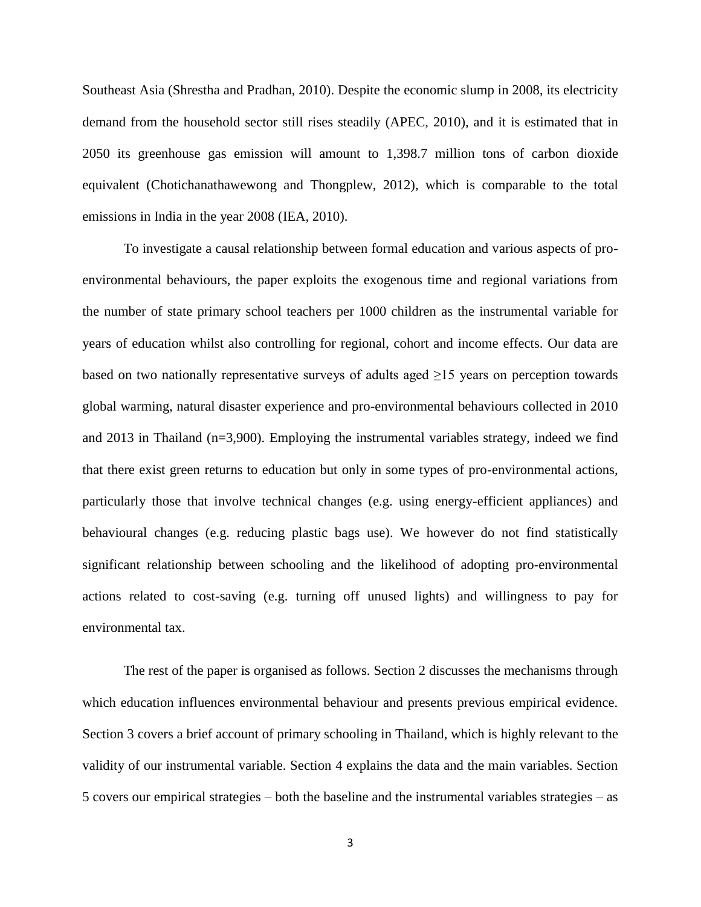Southeast Asia (Shrestha and Pradhan, 2010). Despite the economic slump in 2008, its electricity demand from the household sector still rises steadily (APEC, 2010), and it is estimated that in 2050 its greenhouse gas emission will amount to 1,398.7 million tons of carbon dioxide equivalent (Chotichanathawewong and Thongplew, 2012), which is comparable to the total emissions in India in the year 2008 (IEA, 2010).

To investigate a causal relationship between formal education and various aspects of pro-environmental behaviours, the paper exploits the exogenous time and regional variations from the number of state primary school teachers per 1000 children as the instrumental variable for years of education whilst also controlling for regional, cohort and income effects. Our data are based on two nationally representative surveys of adults aged ≥15 years on perception towards global warming, natural disaster experience and pro-environmental behaviours collected in 2010 and 2013 in Thailand (n=3,900). Employing the instrumental variables strategy, indeed we find that there exist green returns to education but only in some types of pro-environmental actions, particularly those that involve technical changes (e.g. using energy-efficient appliances) and behavioural changes (e.g. reducing plastic bags use). We however do not find statistically significant relationship between schooling and the likelihood of adopting pro-environmental actions related to cost-saving (e.g. turning off unused lights) and willingness to pay for environmental tax.

The rest of the paper is organised as follows. Section 2 discusses the mechanisms through which education influences environmental behaviour and presents previous empirical evidence. Section 3 covers a brief account of primary schooling in Thailand, which is highly relevant to the validity of our instrumental variable. Section 4 explains the data and the main variables. Section 5 covers our empirical strategies – both the baseline and the instrumental variables strategies – as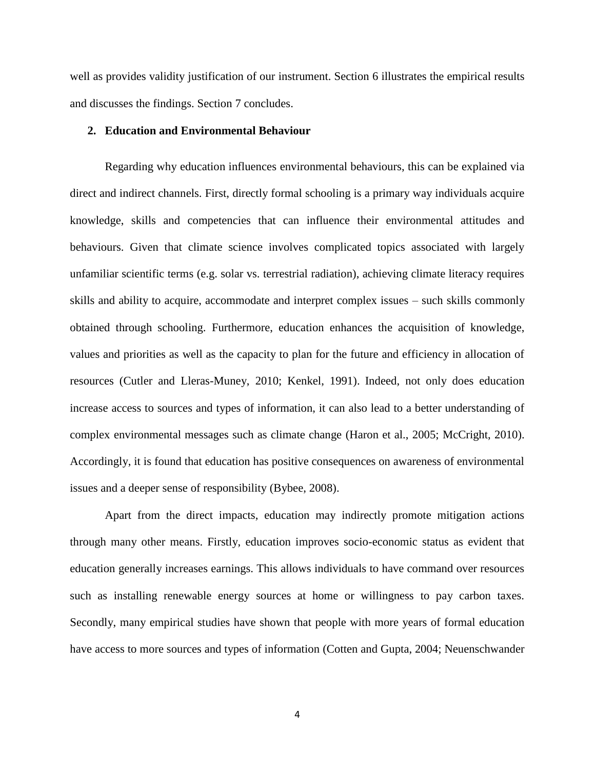well as provides validity justification of our instrument. Section 6 illustrates the empirical results and discusses the findings. Section 7 concludes.

## 2. Education and Environmental Behaviour

Regarding why education influences environmental behaviours, this can be explained via direct and indirect channels. First, directly formal schooling is a primary way individuals acquire knowledge, skills and competencies that can influence their environmental attitudes and behaviours. Given that climate science involves complicated topics associated with largely unfamiliar scientific terms (e.g. solar vs. terrestrial radiation), achieving climate literacy requires skills and ability to acquire, accommodate and interpret complex issues – such skills commonly obtained through schooling. Furthermore, education enhances the acquisition of knowledge, values and priorities as well as the capacity to plan for the future and efficiency in allocation of resources (Cutler and Lleras-Muney, 2010; Kenkel, 1991). Indeed, not only does education increase access to sources and types of information, it can also lead to a better understanding of complex environmental messages such as climate change (Haron et al., 2005; McCright, 2010). Accordingly, it is found that education has positive consequences on awareness of environmental issues and a deeper sense of responsibility (Bybee, 2008).

Apart from the direct impacts, education may indirectly promote mitigation actions through many other means. Firstly, education improves socio-economic status as evident that education generally increases earnings. This allows individuals to have command over resources such as installing renewable energy sources at home or willingness to pay carbon taxes. Secondly, many empirical studies have shown that people with more years of formal education have access to more sources and types of information (Cotten and Gupta, 2004; Neuenschwander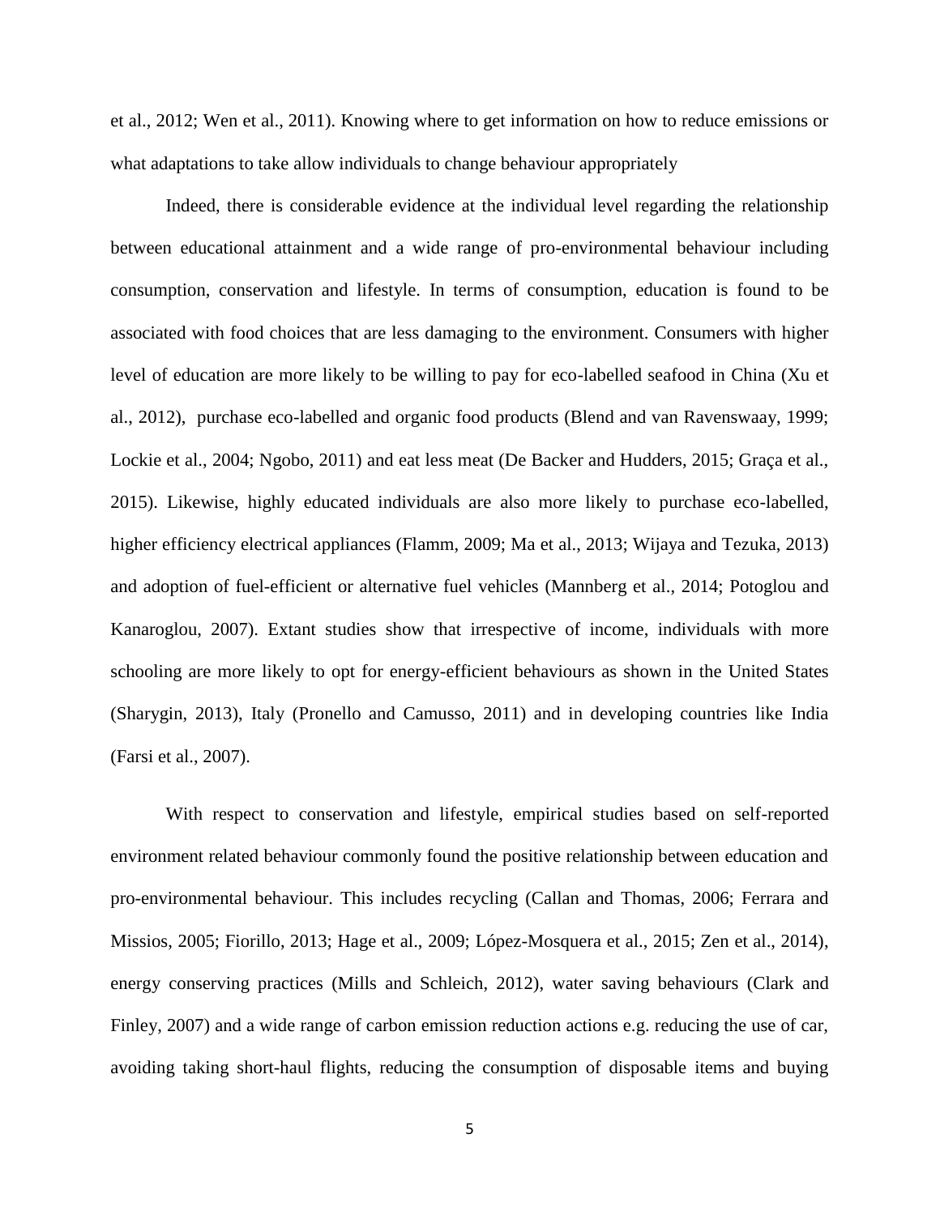et al., 2012; Wen et al., 2011). Knowing where to get information on how to reduce emissions or what adaptations to take allow individuals to change behaviour appropriately

Indeed, there is considerable evidence at the individual level regarding the relationship between educational attainment and a wide range of pro-environmental behaviour including consumption, conservation and lifestyle. In terms of consumption, education is found to be associated with food choices that are less damaging to the environment. Consumers with higher level of education are more likely to be willing to pay for eco-labelled seafood in China (Xu et al., 2012), purchase eco-labelled and organic food products (Blend and van Ravenswaay, 1999; Lockie et al., 2004; Ngobo, 2011) and eat less meat (De Backer and Hudders, 2015; Graça et al., 2015). Likewise, highly educated individuals are also more likely to purchase eco-labelled, higher efficiency electrical appliances (Flamm, 2009; Ma et al., 2013; Wijaya and Tezuka, 2013) and adoption of fuel-efficient or alternative fuel vehicles (Mannberg et al., 2014; Potoglou and Kanaroglou, 2007). Extant studies show that irrespective of income, individuals with more schooling are more likely to opt for energy-efficient behaviours as shown in the United States (Sharygin, 2013), Italy (Pronello and Camusso, 2011) and in developing countries like India (Farsi et al., 2007).

With respect to conservation and lifestyle, empirical studies based on self-reported environment related behaviour commonly found the positive relationship between education and pro-environmental behaviour. This includes recycling (Callan and Thomas, 2006; Ferrara and Missios, 2005; Fiorillo, 2013; Hage et al., 2009; López-Mosquera et al., 2015; Zen et al., 2014), energy conserving practices (Mills and Schleich, 2012), water saving behaviours (Clark and Finley, 2007) and a wide range of carbon emission reduction actions e.g. reducing the use of car, avoiding taking short-haul flights, reducing the consumption of disposable items and buying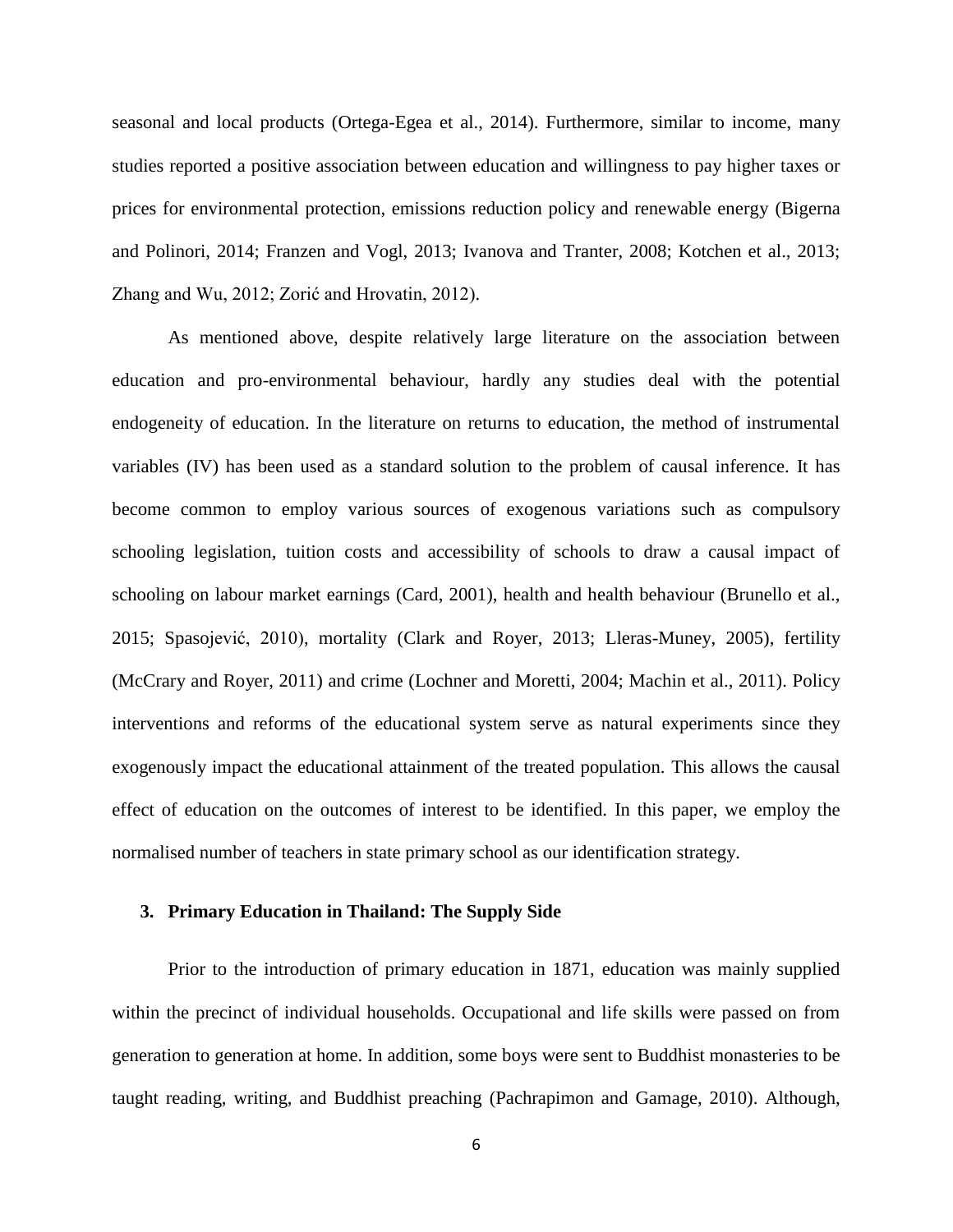seasonal and local products (Ortega-Egea et al., 2014). Furthermore, similar to income, many studies reported a positive association between education and willingness to pay higher taxes or prices for environmental protection, emissions reduction policy and renewable energy (Bigerna and Polinori, 2014; Franzen and Vogl, 2013; Ivanova and Tranter, 2008; Kotchen et al., 2013; Zhang and Wu, 2012; Zorić and Hrovatin, 2012).

As mentioned above, despite relatively large literature on the association between education and pro-environmental behaviour, hardly any studies deal with the potential endogeneity of education. In the literature on returns to education, the method of instrumental variables (IV) has been used as a standard solution to the problem of causal inference. It has become common to employ various sources of exogenous variations such as compulsory schooling legislation, tuition costs and accessibility of schools to draw a causal impact of schooling on labour market earnings (Card, 2001), health and health behaviour (Brunello et al., 2015; Spasojević, 2010), mortality (Clark and Royer, 2013; Lleras-Muney, 2005), fertility (McCrary and Royer, 2011) and crime (Lochner and Moretti, 2004; Machin et al., 2011). Policy interventions and reforms of the educational system serve as natural experiments since they exogenously impact the educational attainment of the treated population. This allows the causal effect of education on the outcomes of interest to be identified. In this paper, we employ the normalised number of teachers in state primary school as our identification strategy.

## 3. Primary Education in Thailand: The Supply Side

Prior to the introduction of primary education in 1871, education was mainly supplied within the precinct of individual households. Occupational and life skills were passed on from generation to generation at home. In addition, some boys were sent to Buddhist monasteries to be taught reading, writing, and Buddhist preaching (Pachrapimon and Gamage, 2010). Although,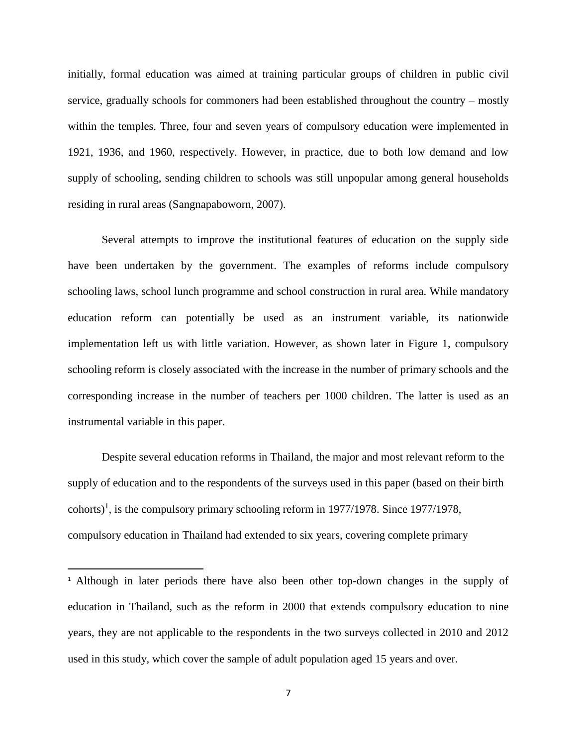initially, formal education was aimed at training particular groups of children in public civil service, gradually schools for commoners had been established throughout the country – mostly within the temples. Three, four and seven years of compulsory education were implemented in 1921, 1936, and 1960, respectively. However, in practice, due to both low demand and low supply of schooling, sending children to schools was still unpopular among general households residing in rural areas (Sangnapaboworn, 2007).

Several attempts to improve the institutional features of education on the supply side have been undertaken by the government. The examples of reforms include compulsory schooling laws, school lunch programme and school construction in rural area. While mandatory education reform can potentially be used as an instrument variable, its nationwide implementation left us with little variation. However, as shown later in Figure 1, compulsory schooling reform is closely associated with the increase in the number of primary schools and the corresponding increase in the number of teachers per 1000 children. The latter is used as an instrumental variable in this paper.

Despite several education reforms in Thailand, the major and most relevant reform to the supply of education and to the respondents of the surveys used in this paper (based on their birth cohorts)[1], is the compulsory primary schooling reform in 1977/1978. Since 1977/1978, compulsory education in Thailand had extended to six years, covering complete primary

---

[1] Although in later periods there have also been other top-down changes in the supply of education in Thailand, such as the reform in 2000 that extends compulsory education to nine years, they are not applicable to the respondents in the two surveys collected in 2010 and 2012 used in this study, which cover the sample of adult population aged 15 years and over.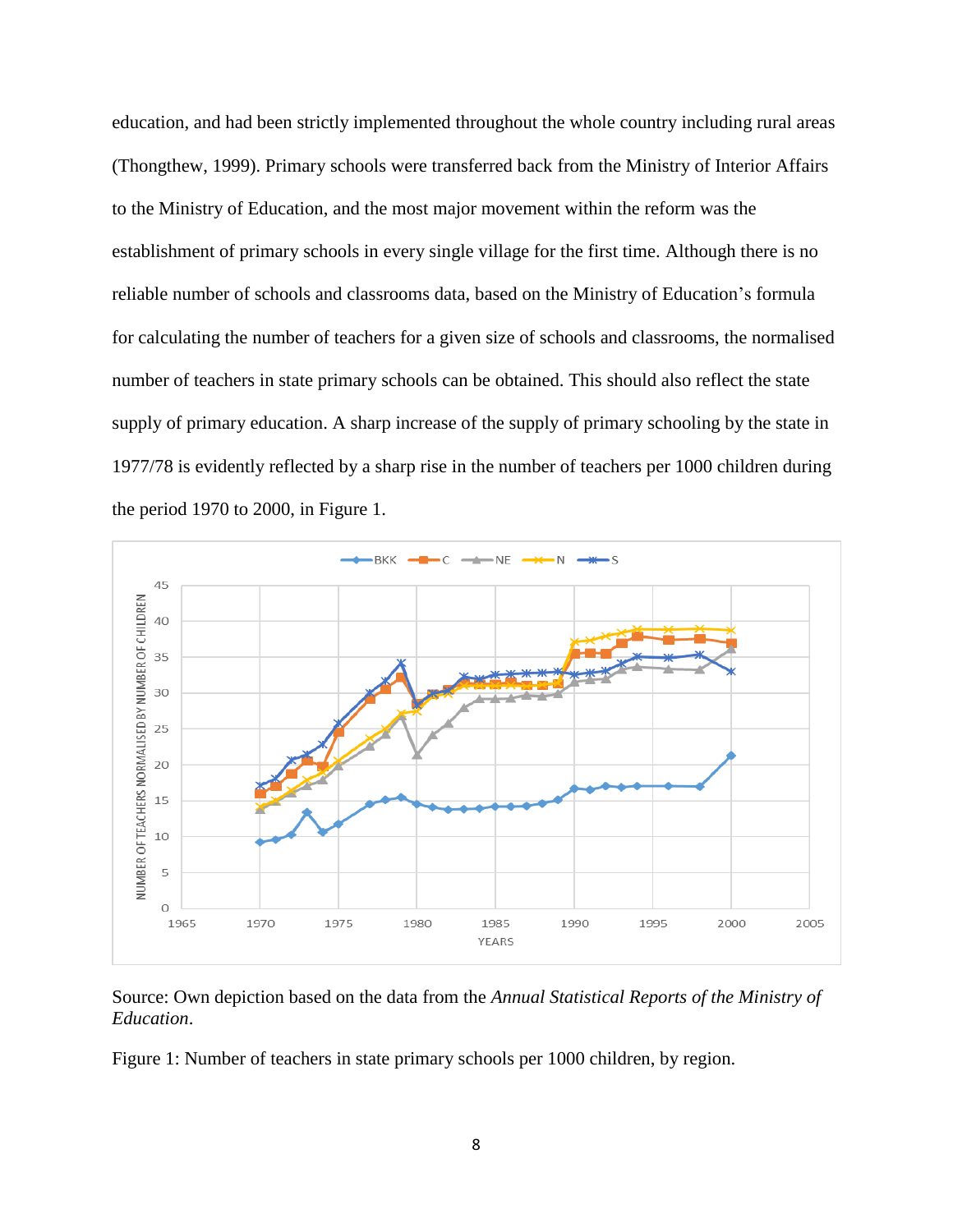education, and had been strictly implemented throughout the whole country including rural areas (Thongthew, 1999). Primary schools were transferred back from the Ministry of Interior Affairs to the Ministry of Education, and the most major movement within the reform was the establishment of primary schools in every single village for the first time. Although there is no reliable number of schools and classrooms data, based on the Ministry of Education's formula for calculating the number of teachers for a given size of schools and classrooms, the normalised number of teachers in state primary schools can be obtained. This should also reflect the state supply of primary education. A sharp increase of the supply of primary schooling by the state in 1977/78 is evidently reflected by a sharp rise in the number of teachers per 1000 children during the period 1970 to 2000, in Figure 1.

BKK C NE N S

45
40
35
30
25
20
15
10
5
0

NUMBER OF TEACHERS NORMALISED BY NUMBER OF CHILDREN

1965 1970 1975 1980 1985 1990 1995 2000 2005

YEARS

Source: Own depiction based on the data from the *Annual Statistical Reports of the Ministry of Education*.

Figure 1: Number of teachers in state primary schools per 1000 children, by region.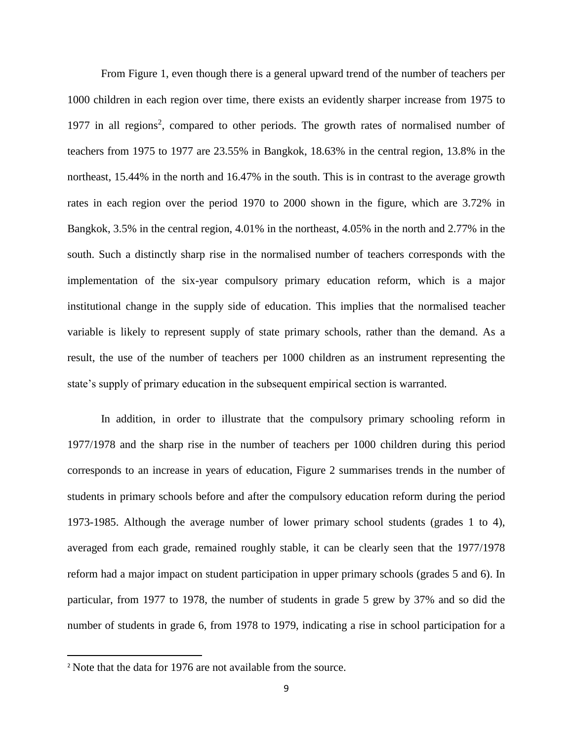From Figure 1, even though there is a general upward trend of the number of teachers per 1000 children in each region over time, there exists an evidently sharper increase from 1975 to 1977 in all regions[2], compared to other periods. The growth rates of normalised number of teachers from 1975 to 1977 are 23.55% in Bangkok, 18.63% in the central region, 13.8% in the northeast, 15.44% in the north and 16.47% in the south. This is in contrast to the average growth rates in each region over the period 1970 to 2000 shown in the figure, which are 3.72% in Bangkok, 3.5% in the central region, 4.01% in the northeast, 4.05% in the north and 2.77% in the south. Such a distinctly sharp rise in the normalised number of teachers corresponds with the implementation of the six-year compulsory primary education reform, which is a major institutional change in the supply side of education. This implies that the normalised teacher variable is likely to represent supply of state primary schools, rather than the demand. As a result, the use of the number of teachers per 1000 children as an instrument representing the state's supply of primary education in the subsequent empirical section is warranted.

In addition, in order to illustrate that the compulsory primary schooling reform in 1977/1978 and the sharp rise in the number of teachers per 1000 children during this period corresponds to an increase in years of education, Figure 2 summarises trends in the number of students in primary schools before and after the compulsory education reform during the period 1973-1985. Although the average number of lower primary school students (grades 1 to 4), averaged from each grade, remained roughly stable, it can be clearly seen that the 1977/1978 reform had a major impact on student participation in upper primary schools (grades 5 and 6). In particular, from 1977 to 1978, the number of students in grade 5 grew by 37% and so did the number of students in grade 6, from 1978 to 1979, indicating a rise in school participation for a

[2] Note that the data for 1976 are not available from the source.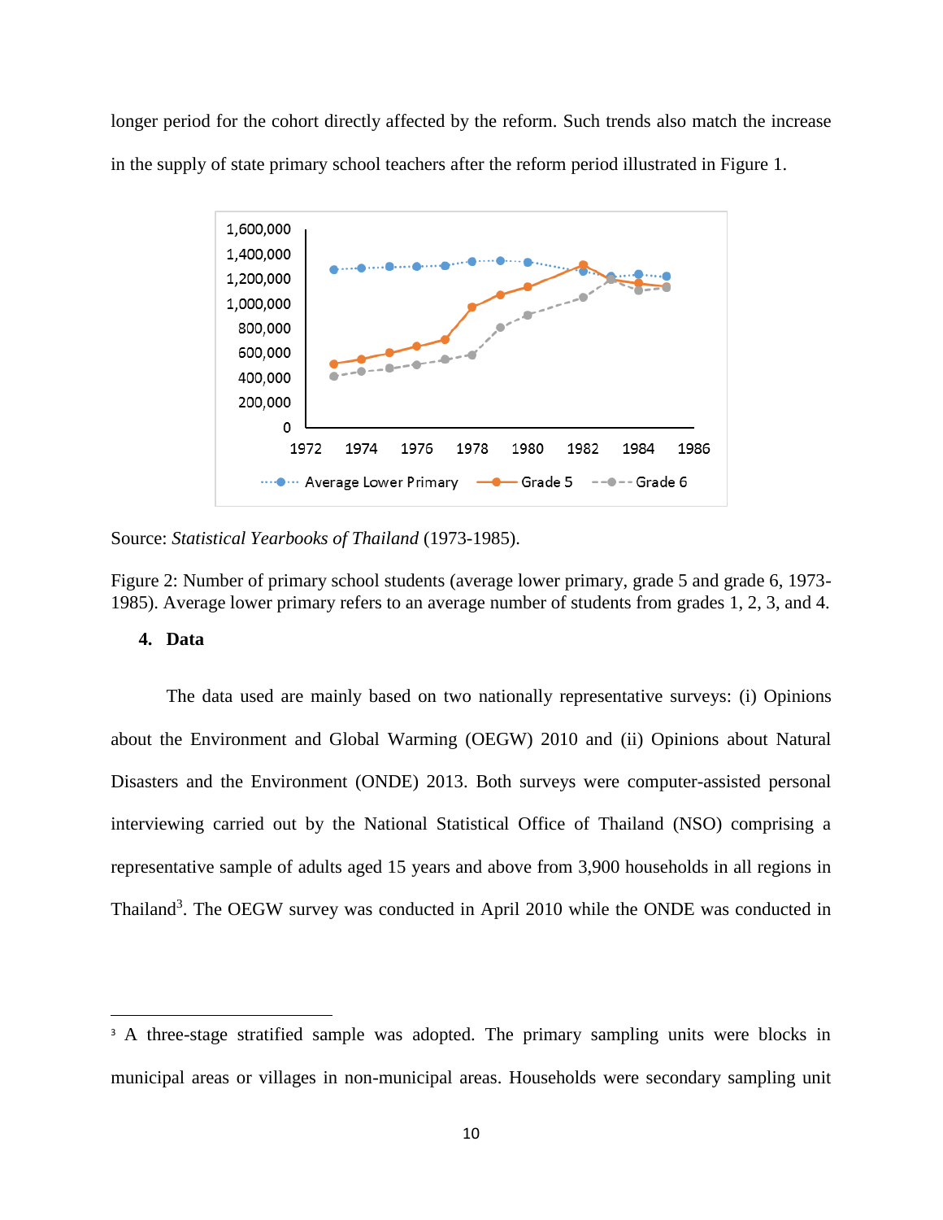longer period for the cohort directly affected by the reform. Such trends also match the increase in the supply of state primary school teachers after the reform period illustrated in Figure 1.

1,600,000
1,400,000
1,200,000
1,000,000
800,000
600,000
400,000
200,000
0
1972 1974 1976 1978 1980 1982 1984 1986
Average Lower Primary
Grade 5
Grade 6

Source: *Statistical Yearbooks of Thailand* (1973-1985).

Figure 2: Number of primary school students (average lower primary, grade 5 and grade 6, 1973-1985). Average lower primary refers to an average number of students from grades 1, 2, 3, and 4.

## 4. Data

The data used are mainly based on two nationally representative surveys: (i) Opinions about the Environment and Global Warming (OEGW) 2010 and (ii) Opinions about Natural Disasters and the Environment (ONDE) 2013. Both surveys were computer-assisted personal interviewing carried out by the National Statistical Office of Thailand (NSO) comprising a representative sample of adults aged 15 years and above from 3,900 households in all regions in Thailand[3]. The OEGW survey was conducted in April 2010 while the ONDE was conducted in

[3] A three-stage stratified sample was adopted. The primary sampling units were blocks in municipal areas or villages in non-municipal areas. Households were secondary sampling unit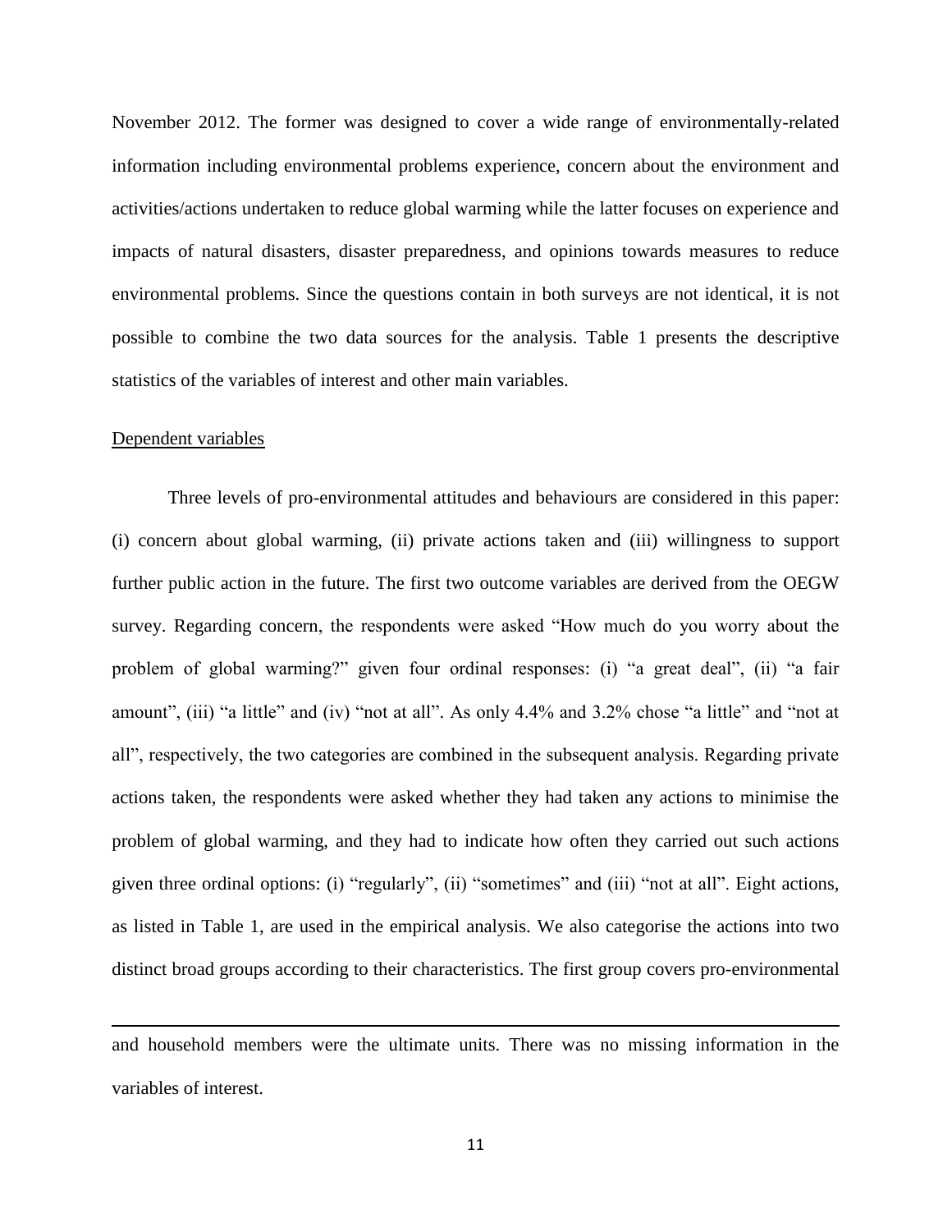November 2012. The former was designed to cover a wide range of environmentally-related information including environmental problems experience, concern about the environment and activities/actions undertaken to reduce global warming while the latter focuses on experience and impacts of natural disasters, disaster preparedness, and opinions towards measures to reduce environmental problems. Since the questions contain in both surveys are not identical, it is not possible to combine the two data sources for the analysis. Table 1 presents the descriptive statistics of the variables of interest and other main variables.

## Dependent variables

Three levels of pro-environmental attitudes and behaviours are considered in this paper: (i) concern about global warming, (ii) private actions taken and (iii) willingness to support further public action in the future. The first two outcome variables are derived from the OEGW survey. Regarding concern, the respondents were asked "How much do you worry about the problem of global warming?" given four ordinal responses: (i) "a great deal", (ii) "a fair amount", (iii) "a little" and (iv) "not at all". As only 4.4% and 3.2% chose "a little" and "not at all", respectively, the two categories are combined in the subsequent analysis. Regarding private actions taken, the respondents were asked whether they had taken any actions to minimise the problem of global warming, and they had to indicate how often they carried out such actions given three ordinal options: (i) "regularly", (ii) "sometimes" and (iii) "not at all". Eight actions, as listed in Table 1, are used in the empirical analysis. We also categorise the actions into two distinct broad groups according to their characteristics. The first group covers pro-environmental

---

and household members were the ultimate units. There was no missing information in the variables of interest.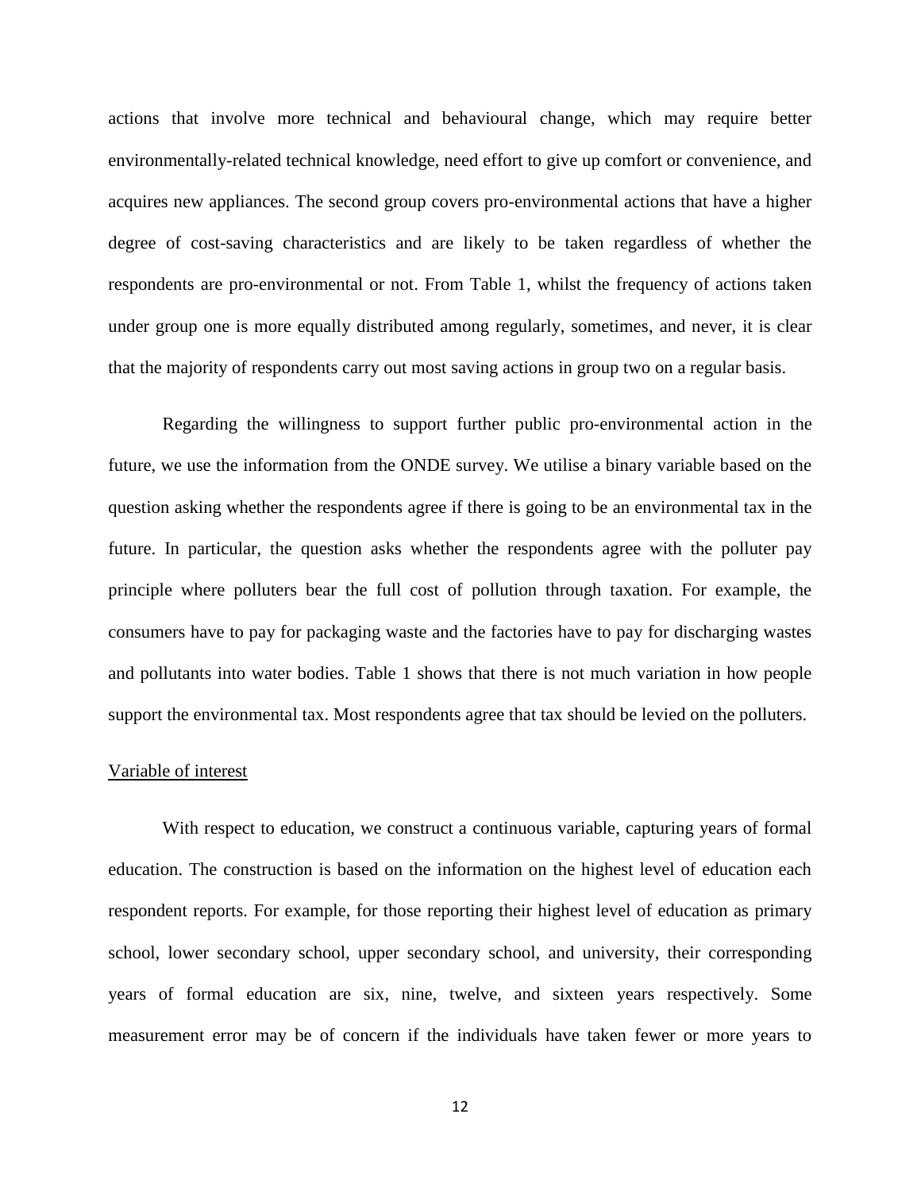actions that involve more technical and behavioural change, which may require better environmentally-related technical knowledge, need effort to give up comfort or convenience, and acquires new appliances. The second group covers pro-environmental actions that have a higher degree of cost-saving characteristics and are likely to be taken regardless of whether the respondents are pro-environmental or not. From Table 1, whilst the frequency of actions taken under group one is more equally distributed among regularly, sometimes, and never, it is clear that the majority of respondents carry out most saving actions in group two on a regular basis.

Regarding the willingness to support further public pro-environmental action in the future, we use the information from the ONDE survey. We utilise a binary variable based on the question asking whether the respondents agree if there is going to be an environmental tax in the future. In particular, the question asks whether the respondents agree with the polluter pay principle where polluters bear the full cost of pollution through taxation. For example, the consumers have to pay for packaging waste and the factories have to pay for discharging wastes and pollutants into water bodies. Table 1 shows that there is not much variation in how people support the environmental tax. Most respondents agree that tax should be levied on the polluters.

<u>Variable of interest</u>

With respect to education, we construct a continuous variable, capturing years of formal education. The construction is based on the information on the highest level of education each respondent reports. For example, for those reporting their highest level of education as primary school, lower secondary school, upper secondary school, and university, their corresponding years of formal education are six, nine, twelve, and sixteen years respectively. Some measurement error may be of concern if the individuals have taken fewer or more years to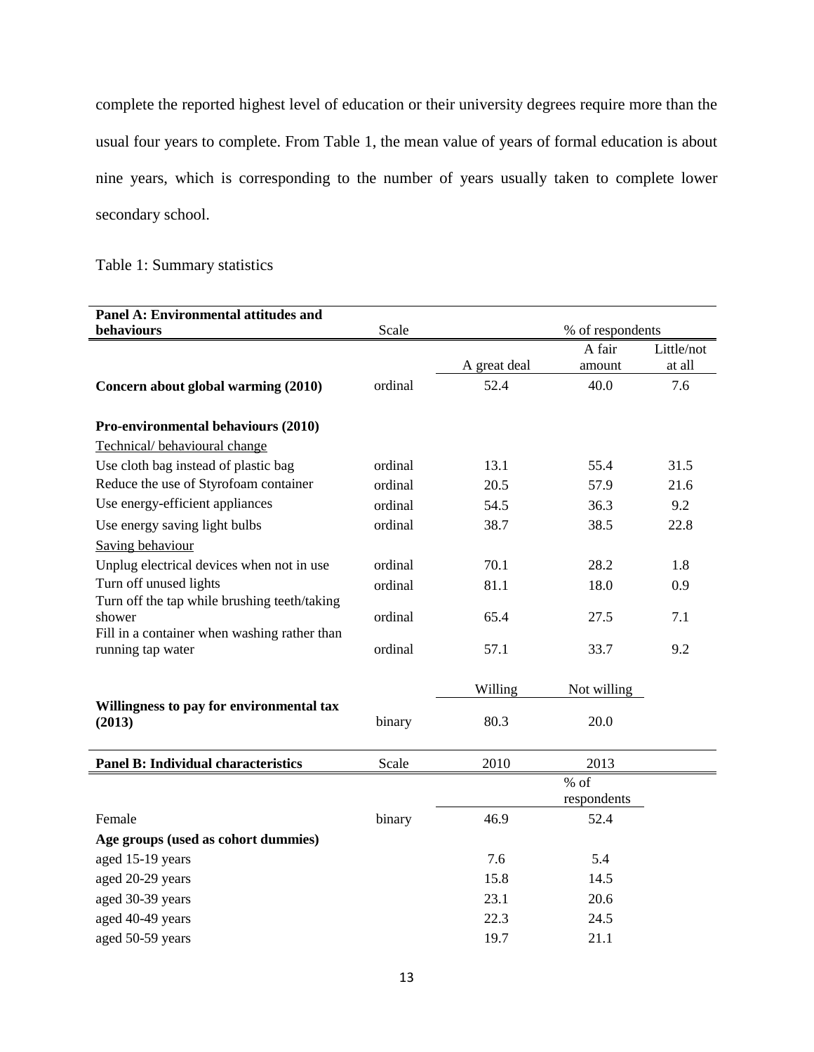complete the reported highest level of education or their university degrees require more than the usual four years to complete. From Table 1, the mean value of years of formal education is about nine years, which is corresponding to the number of years usually taken to complete lower secondary school.

Table 1: Summary statistics

| **Panel A: Environmental attitudes and behaviours** | Scale | % of respondents | | |
|---|---|---|---|---|
| | | A great deal | A fair amount | Little/not at all |
| **Concern about global warming (2010)** | ordinal | 52.4 | 40.0 | 7.6 |
| **Pro-environmental behaviours (2010)** | | | | |
| Technical/ behavioural change | | | | |
| Use cloth bag instead of plastic bag | ordinal | 13.1 | 55.4 | 31.5 |
| Reduce the use of Styrofoam container | ordinal | 20.5 | 57.9 | 21.6 |
| Use energy-efficient appliances | ordinal | 54.5 | 36.3 | 9.2 |
| Use energy saving light bulbs | ordinal | 38.7 | 38.5 | 22.8 |
| Saving behaviour | | | | |
| Unplug electrical devices when not in use | ordinal | 70.1 | 28.2 | 1.8 |
| Turn off unused lights | ordinal | 81.1 | 18.0 | 0.9 |
| Turn off the tap while brushing teeth/taking shower | ordinal | 65.4 | 27.5 | 7.1 |
| Fill in a container when washing rather than running tap water | ordinal | 57.1 | 33.7 | 9.2 |
| | | Willing | Not willing | |
| **Willingness to pay for environmental tax (2013)** | binary | 80.3 | 20.0 | |

| **Panel B: Individual characteristics** | Scale | 2010 | 2013 |
|---|---|---|---|
| | | % of respondents | |
| Female | binary | 46.9 | 52.4 |
| **Age groups (used as cohort dummies)** | | | |
| aged 15-19 years | | 7.6 | 5.4 |
| aged 20-29 years | | 15.8 | 14.5 |
| aged 30-39 years | | 23.1 | 20.6 |
| aged 40-49 years | | 22.3 | 24.5 |
| aged 50-59 years | | 19.7 | 21.1 |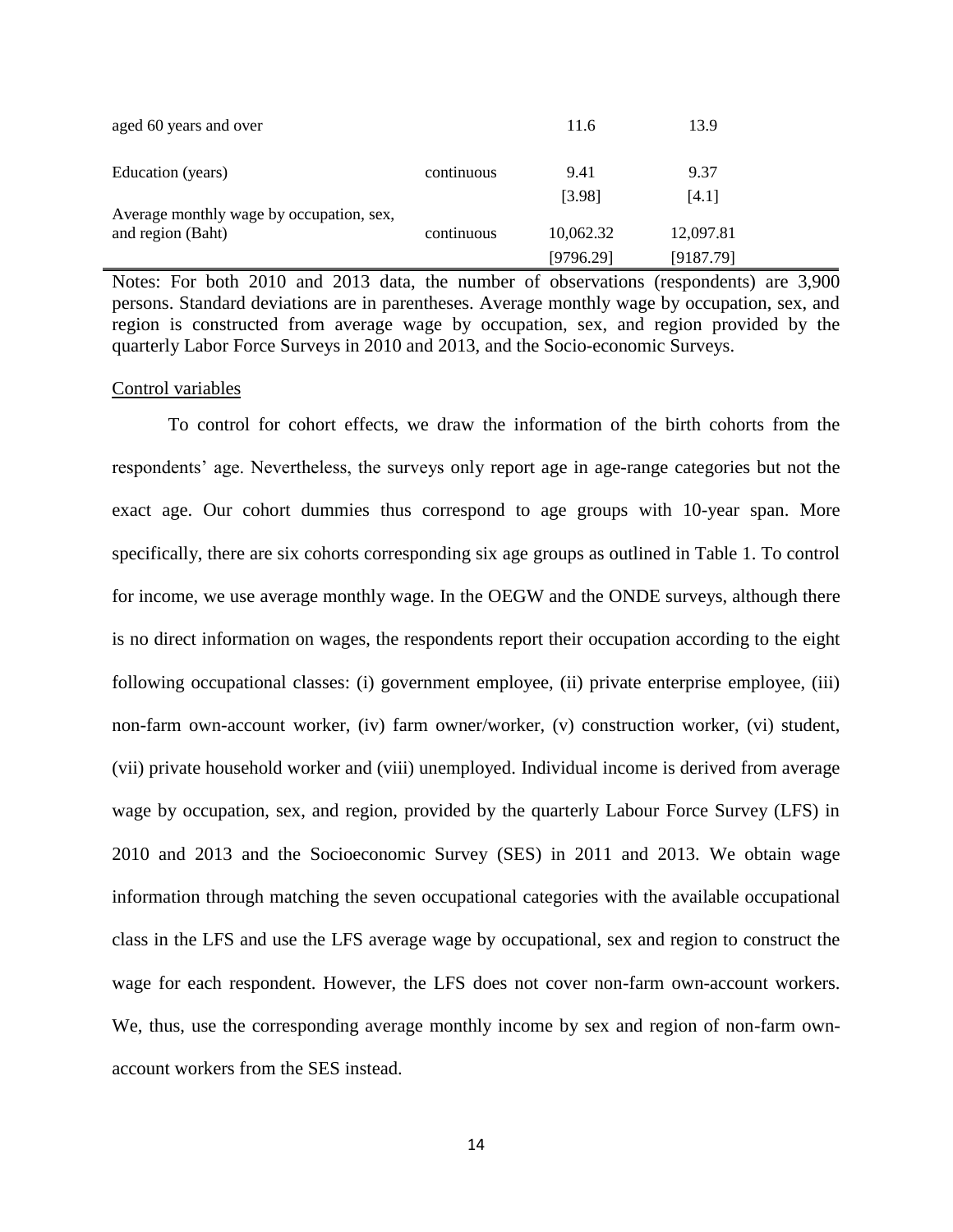| | | | |
|---|---|---|---|
| aged 60 years and over | | 11.6 | 13.9 |
| Education (years) | continuous | 9.41 | 9.37 |
| | | [3.98] | [4.1] |
| Average monthly wage by occupation, sex, and region (Baht) | continuous | 10,062.32 | 12,097.81 |
| | | [9796.29] | [9187.79] |

Notes: For both 2010 and 2013 data, the number of observations (respondents) are 3,900 persons. Standard deviations are in parentheses. Average monthly wage by occupation, sex, and region is constructed from average wage by occupation, sex, and region provided by the quarterly Labor Force Surveys in 2010 and 2013, and the Socio-economic Surveys.

Control variables

To control for cohort effects, we draw the information of the birth cohorts from the respondents' age. Nevertheless, the surveys only report age in age-range categories but not the exact age. Our cohort dummies thus correspond to age groups with 10-year span. More specifically, there are six cohorts corresponding six age groups as outlined in Table 1. To control for income, we use average monthly wage. In the OEGW and the ONDE surveys, although there is no direct information on wages, the respondents report their occupation according to the eight following occupational classes: (i) government employee, (ii) private enterprise employee, (iii) non-farm own-account worker, (iv) farm owner/worker, (v) construction worker, (vi) student, (vii) private household worker and (viii) unemployed. Individual income is derived from average wage by occupation, sex, and region, provided by the quarterly Labour Force Survey (LFS) in 2010 and 2013 and the Socioeconomic Survey (SES) in 2011 and 2013. We obtain wage information through matching the seven occupational categories with the available occupational class in the LFS and use the LFS average wage by occupational, sex and region to construct the wage for each respondent. However, the LFS does not cover non-farm own-account workers. We, thus, use the corresponding average monthly income by sex and region of non-farm own-account workers from the SES instead.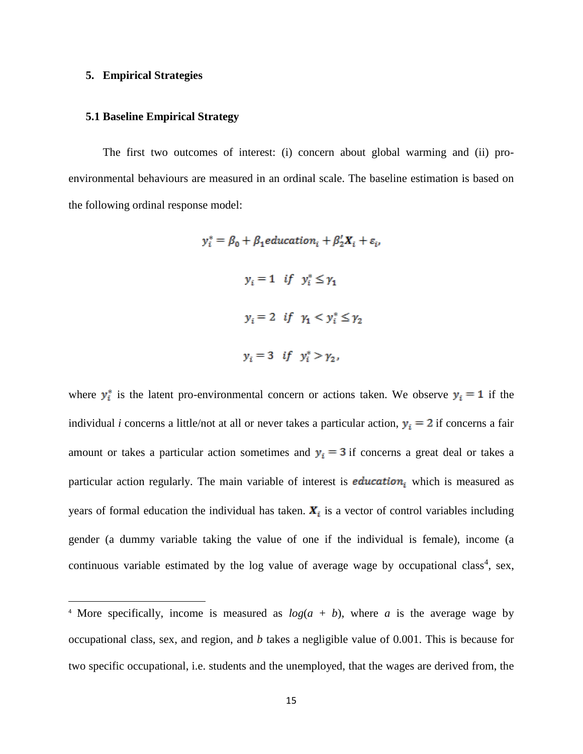## 5. Empirical Strategies

### 5.1 Baseline Empirical Strategy

The first two outcomes of interest: (i) concern about global warming and (ii) pro-environmental behaviours are measured in an ordinal scale. The baseline estimation is based on the following ordinal response model:

$$y_i^* = \beta_0 + \beta_1 education_i + \beta_2' \mathbf{X}_i + \varepsilon_i,$$

$$y_i = 1 \quad if \quad y_i^* \leq \gamma_1$$

$$y_i = 2 \quad if \quad \gamma_1 < y_i^* \leq \gamma_2$$

$$y_i = 3 \quad if \quad y_i^* > \gamma_2,$$

where $y_i^*$ is the latent pro-environmental concern or actions taken. We observe $y_i = 1$ if the individual *i* concerns a little/not at all or never takes a particular action, $y_i = 2$ if concerns a fair amount or takes a particular action sometimes and $y_i = 3$ if concerns a great deal or takes a particular action regularly. The main variable of interest is $education_i$ which is measured as years of formal education the individual has taken. $\mathbf{X}_i$ is a vector of control variables including gender (a dummy variable taking the value of one if the individual is female), income (a continuous variable estimated by the log value of average wage by occupational class[4], sex,

[4] More specifically, income is measured as *log*(*a* + *b*), where *a* is the average wage by occupational class, sex, and region, and *b* takes a negligible value of 0.001. This is because for two specific occupational, i.e. students and the unemployed, that the wages are derived from, the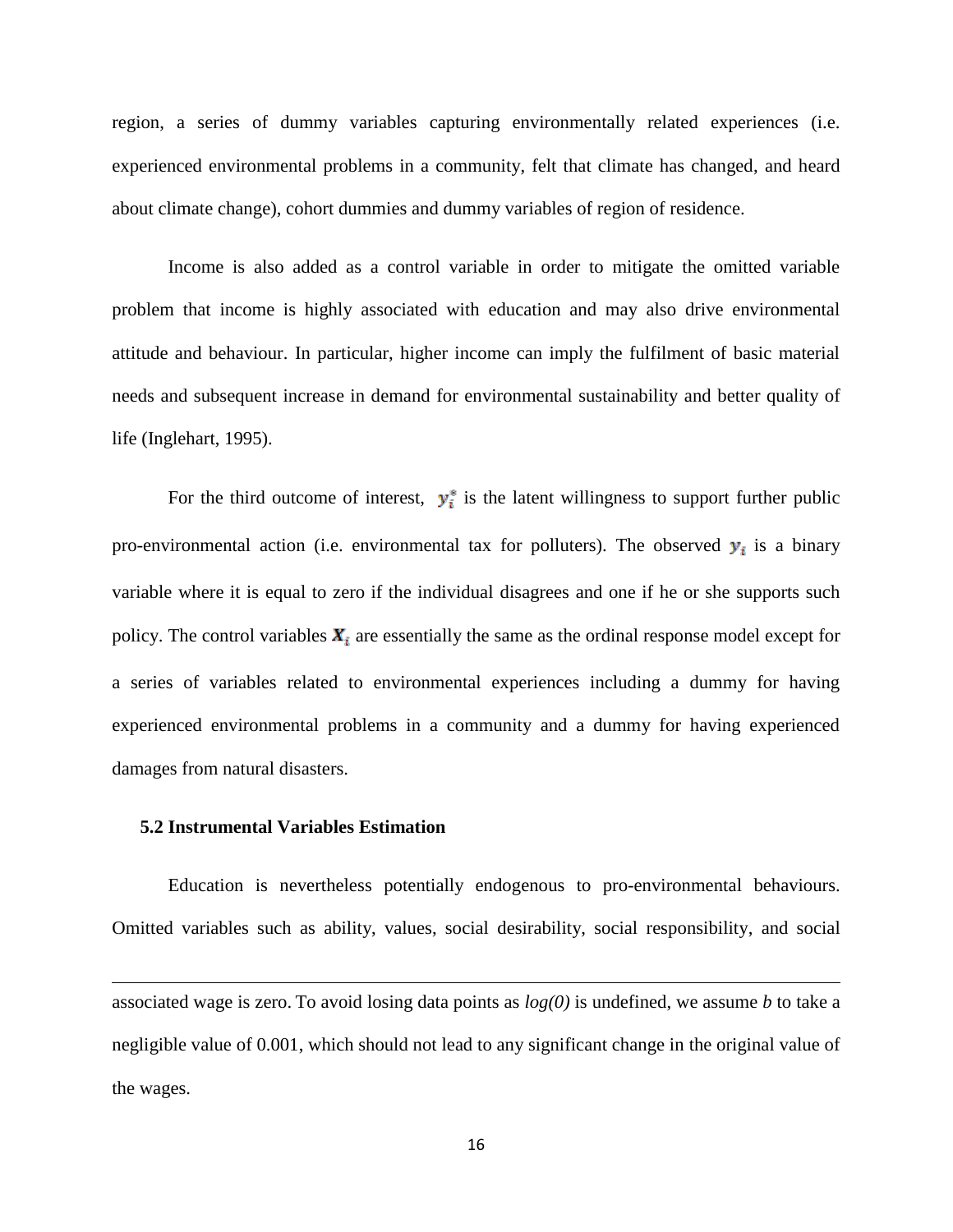region, a series of dummy variables capturing environmentally related experiences (i.e. experienced environmental problems in a community, felt that climate has changed, and heard about climate change), cohort dummies and dummy variables of region of residence.

Income is also added as a control variable in order to mitigate the omitted variable problem that income is highly associated with education and may also drive environmental attitude and behaviour. In particular, higher income can imply the fulfilment of basic material needs and subsequent increase in demand for environmental sustainability and better quality of life (Inglehart, 1995).

For the third outcome of interest, $y_i^*$ is the latent willingness to support further public pro-environmental action (i.e. environmental tax for polluters). The observed $y_i$ is a binary variable where it is equal to zero if the individual disagrees and one if he or she supports such policy. The control variables $X_i$ are essentially the same as the ordinal response model except for a series of variables related to environmental experiences including a dummy for having experienced environmental problems in a community and a dummy for having experienced damages from natural disasters.

### 5.2 Instrumental Variables Estimation

Education is nevertheless potentially endogenous to pro-environmental behaviours. Omitted variables such as ability, values, social desirability, social responsibility, and social

associated wage is zero. To avoid losing data points as *log(0)* is undefined, we assume *b* to take a negligible value of 0.001, which should not lead to any significant change in the original value of the wages.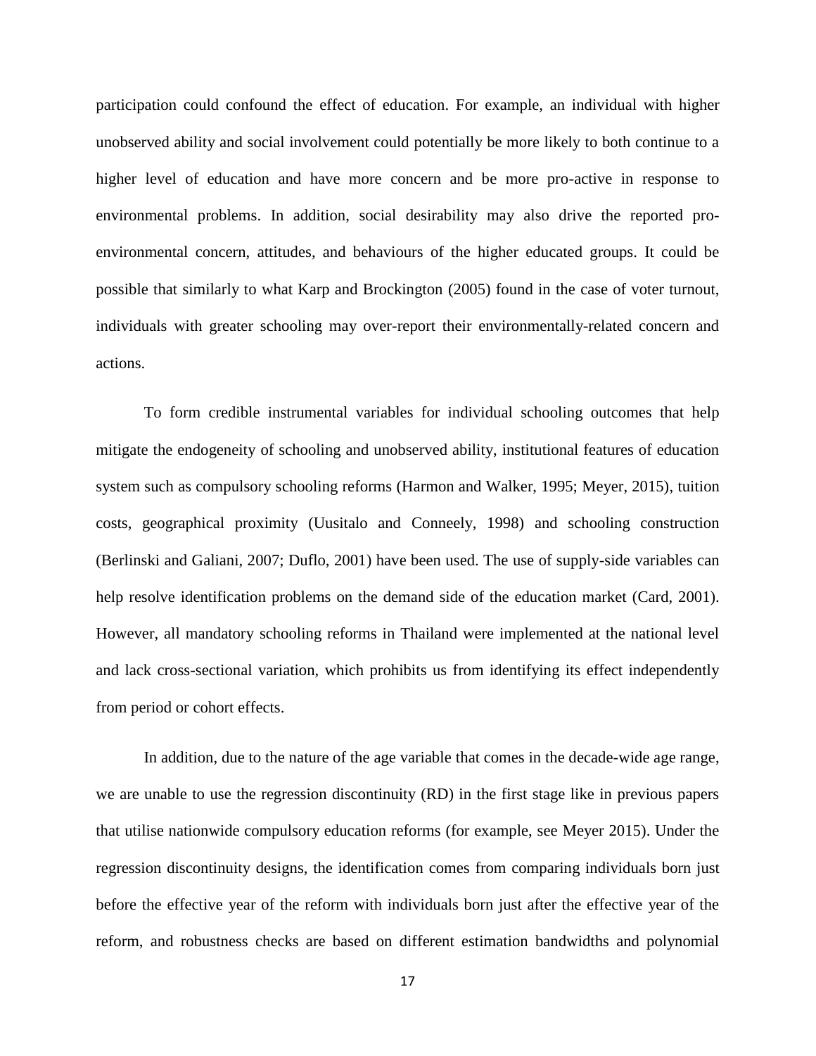participation could confound the effect of education. For example, an individual with higher unobserved ability and social involvement could potentially be more likely to both continue to a higher level of education and have more concern and be more pro-active in response to environmental problems. In addition, social desirability may also drive the reported pro-environmental concern, attitudes, and behaviours of the higher educated groups. It could be possible that similarly to what Karp and Brockington (2005) found in the case of voter turnout, individuals with greater schooling may over-report their environmentally-related concern and actions.

To form credible instrumental variables for individual schooling outcomes that help mitigate the endogeneity of schooling and unobserved ability, institutional features of education system such as compulsory schooling reforms (Harmon and Walker, 1995; Meyer, 2015), tuition costs, geographical proximity (Uusitalo and Conneely, 1998) and schooling construction (Berlinski and Galiani, 2007; Duflo, 2001) have been used. The use of supply-side variables can help resolve identification problems on the demand side of the education market (Card, 2001). However, all mandatory schooling reforms in Thailand were implemented at the national level and lack cross-sectional variation, which prohibits us from identifying its effect independently from period or cohort effects.

In addition, due to the nature of the age variable that comes in the decade-wide age range, we are unable to use the regression discontinuity (RD) in the first stage like in previous papers that utilise nationwide compulsory education reforms (for example, see Meyer 2015). Under the regression discontinuity designs, the identification comes from comparing individuals born just before the effective year of the reform with individuals born just after the effective year of the reform, and robustness checks are based on different estimation bandwidths and polynomial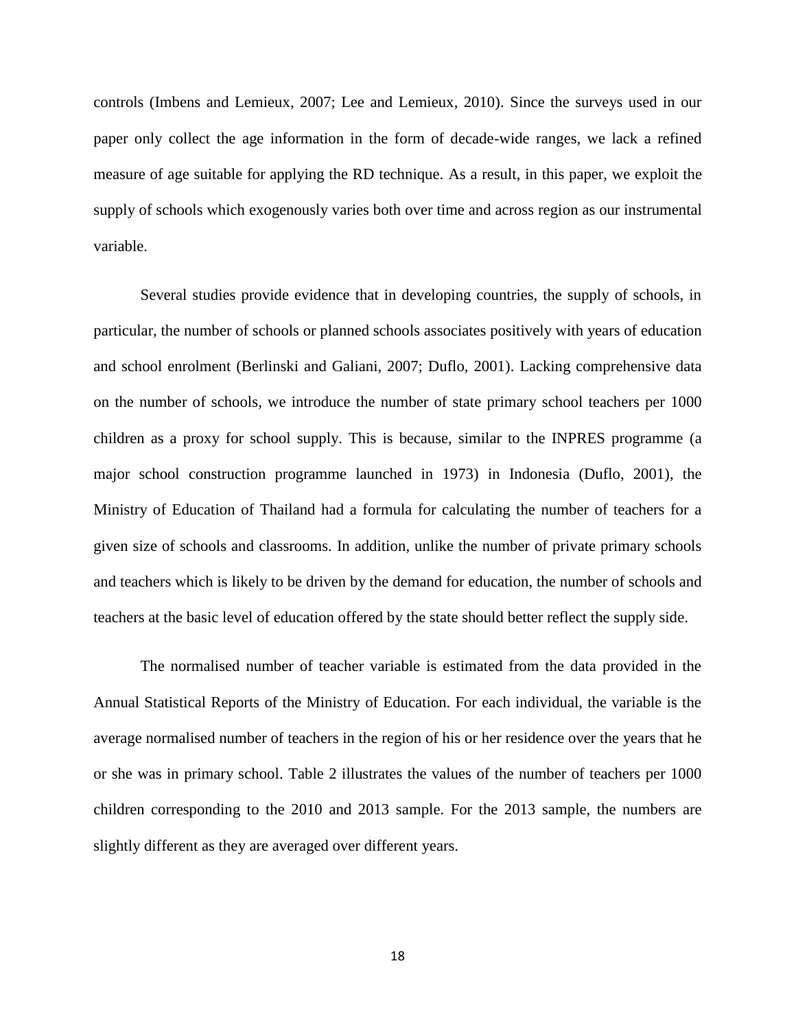controls (Imbens and Lemieux, 2007; Lee and Lemieux, 2010). Since the surveys used in our paper only collect the age information in the form of decade-wide ranges, we lack a refined measure of age suitable for applying the RD technique. As a result, in this paper, we exploit the supply of schools which exogenously varies both over time and across region as our instrumental variable.

Several studies provide evidence that in developing countries, the supply of schools, in particular, the number of schools or planned schools associates positively with years of education and school enrolment (Berlinski and Galiani, 2007; Duflo, 2001). Lacking comprehensive data on the number of schools, we introduce the number of state primary school teachers per 1000 children as a proxy for school supply. This is because, similar to the INPRES programme (a major school construction programme launched in 1973) in Indonesia (Duflo, 2001), the Ministry of Education of Thailand had a formula for calculating the number of teachers for a given size of schools and classrooms. In addition, unlike the number of private primary schools and teachers which is likely to be driven by the demand for education, the number of schools and teachers at the basic level of education offered by the state should better reflect the supply side.

The normalised number of teacher variable is estimated from the data provided in the Annual Statistical Reports of the Ministry of Education. For each individual, the variable is the average normalised number of teachers in the region of his or her residence over the years that he or she was in primary school. Table 2 illustrates the values of the number of teachers per 1000 children corresponding to the 2010 and 2013 sample. For the 2013 sample, the numbers are slightly different as they are averaged over different years.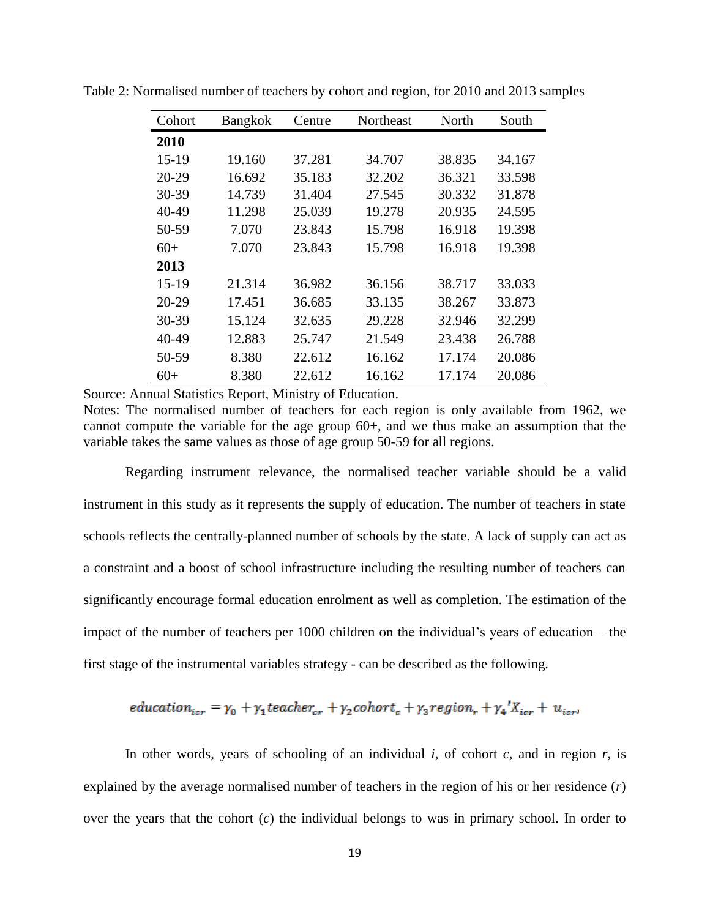Table 2: Normalised number of teachers by cohort and region, for 2010 and 2013 samples

| Cohort | Bangkok | Centre | Northeast | North | South |
|---|---|---|---|---|---|
| **2010** | | | | | |
| 15-19 | 19.160 | 37.281 | 34.707 | 38.835 | 34.167 |
| 20-29 | 16.692 | 35.183 | 32.202 | 36.321 | 33.598 |
| 30-39 | 14.739 | 31.404 | 27.545 | 30.332 | 31.878 |
| 40-49 | 11.298 | 25.039 | 19.278 | 20.935 | 24.595 |
| 50-59 | 7.070 | 23.843 | 15.798 | 16.918 | 19.398 |
| 60+ | 7.070 | 23.843 | 15.798 | 16.918 | 19.398 |
| **2013** | | | | | |
| 15-19 | 21.314 | 36.982 | 36.156 | 38.717 | 33.033 |
| 20-29 | 17.451 | 36.685 | 33.135 | 38.267 | 33.873 |
| 30-39 | 15.124 | 32.635 | 29.228 | 32.946 | 32.299 |
| 40-49 | 12.883 | 25.747 | 21.549 | 23.438 | 26.788 |
| 50-59 | 8.380 | 22.612 | 16.162 | 17.174 | 20.086 |
| 60+ | 8.380 | 22.612 | 16.162 | 17.174 | 20.086 |

Source: Annual Statistics Report, Ministry of Education.

Notes: The normalised number of teachers for each region is only available from 1962, we cannot compute the variable for the age group 60+, and we thus make an assumption that the variable takes the same values as those of age group 50-59 for all regions.

Regarding instrument relevance, the normalised teacher variable should be a valid instrument in this study as it represents the supply of education. The number of teachers in state schools reflects the centrally-planned number of schools by the state. A lack of supply can act as a constraint and a boost of school infrastructure including the resulting number of teachers can significantly encourage formal education enrolment as well as completion. The estimation of the impact of the number of teachers per 1000 children on the individual's years of education – the first stage of the instrumental variables strategy - can be described as the following.

$$education_{icr} = \gamma_0 + \gamma_1 teacher_{cr} + \gamma_2 cohort_c + \gamma_3 region_r + \gamma_4{}' X_{icr} + u_{icr}$$

In other words, years of schooling of an individual *i*, of cohort *c*, and in region *r*, is explained by the average normalised number of teachers in the region of his or her residence (*r*) over the years that the cohort (*c*) the individual belongs to was in primary school. In order to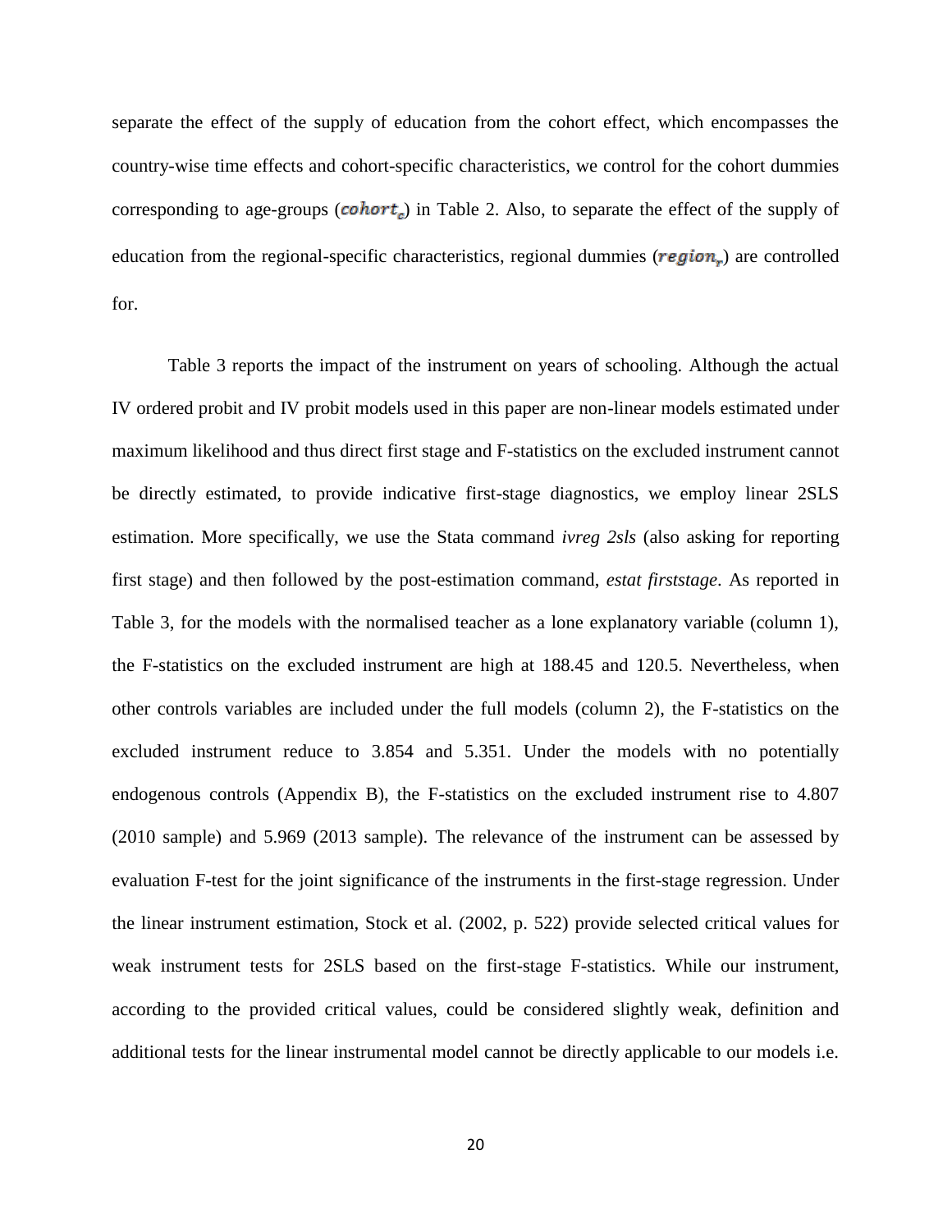separate the effect of the supply of education from the cohort effect, which encompasses the country-wise time effects and cohort-specific characteristics, we control for the cohort dummies corresponding to age-groups ($\boldsymbol{cohort_c}$) in Table 2. Also, to separate the effect of the supply of education from the regional-specific characteristics, regional dummies ($\boldsymbol{region_r}$) are controlled for.

Table 3 reports the impact of the instrument on years of schooling. Although the actual IV ordered probit and IV probit models used in this paper are non-linear models estimated under maximum likelihood and thus direct first stage and F-statistics on the excluded instrument cannot be directly estimated, to provide indicative first-stage diagnostics, we employ linear 2SLS estimation. More specifically, we use the Stata command *ivreg 2sls* (also asking for reporting first stage) and then followed by the post-estimation command, *estat firststage*. As reported in Table 3, for the models with the normalised teacher as a lone explanatory variable (column 1), the F-statistics on the excluded instrument are high at 188.45 and 120.5. Nevertheless, when other controls variables are included under the full models (column 2), the F-statistics on the excluded instrument reduce to 3.854 and 5.351. Under the models with no potentially endogenous controls (Appendix B), the F-statistics on the excluded instrument rise to 4.807 (2010 sample) and 5.969 (2013 sample). The relevance of the instrument can be assessed by evaluation F-test for the joint significance of the instruments in the first-stage regression. Under the linear instrument estimation, Stock et al. (2002, p. 522) provide selected critical values for weak instrument tests for 2SLS based on the first-stage F-statistics. While our instrument, according to the provided critical values, could be considered slightly weak, definition and additional tests for the linear instrumental model cannot be directly applicable to our models i.e.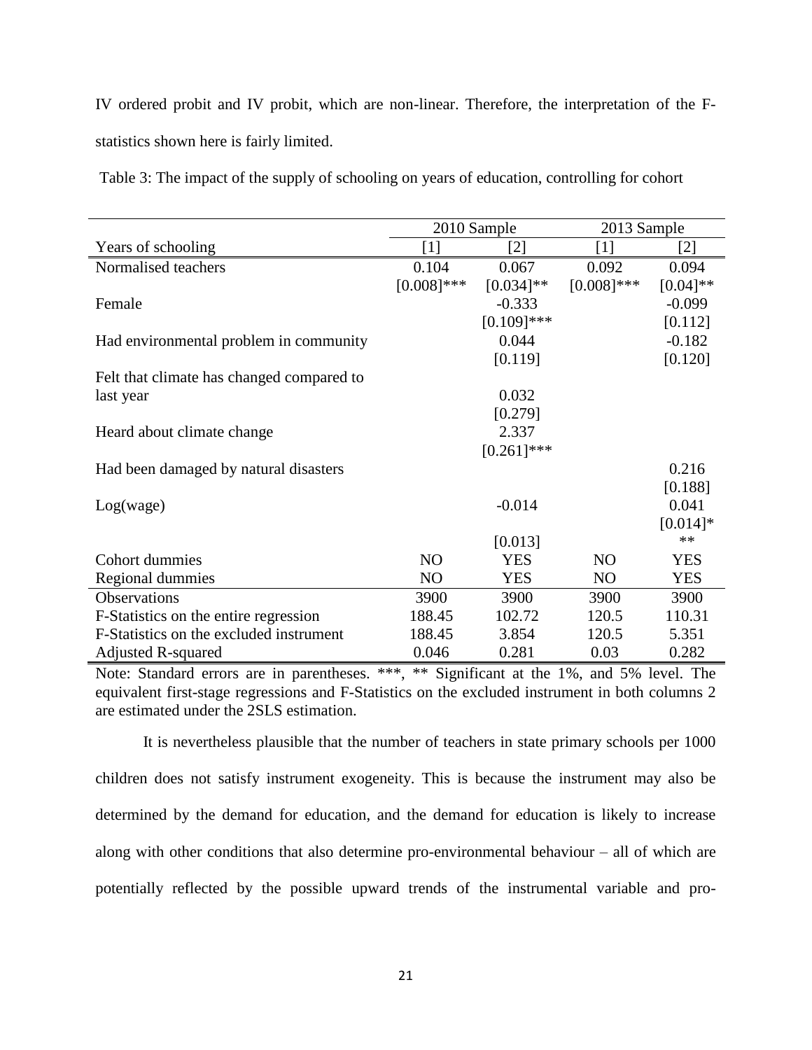IV ordered probit and IV probit, which are non-linear. Therefore, the interpretation of the F-statistics shown here is fairly limited.

Table 3: The impact of the supply of schooling on years of education, controlling for cohort

| | 2010 Sample | | 2013 Sample | |
|---|---|---|---|---|
| Years of schooling | [1] | [2] | [1] | [2] |
| Normalised teachers | 0.104 | 0.067 | 0.092 | 0.094 |
| | [0.008]*** | [0.034]** | [0.008]*** | [0.04]** |
| Female | | -0.333 | | -0.099 |
| | | [0.109]*** | | [0.112] |
| Had environmental problem in community | | 0.044 | | -0.182 |
| | | [0.119] | | [0.120] |
| Felt that climate has changed compared to last year | | 0.032 | | |
| | | [0.279] | | |
| Heard about climate change | | 2.337 | | |
| | | [0.261]*** | | |
| Had been damaged by natural disasters | | | | 0.216 |
| | | | | [0.188] |
| Log(wage) | | -0.014 | | 0.041 |
| | | [0.013] | | [0.014]*** |
| Cohort dummies | NO | YES | NO | YES |
| Regional dummies | NO | YES | NO | YES |
| Observations | 3900 | 3900 | 3900 | 3900 |
| F-Statistics on the entire regression | 188.45 | 102.72 | 120.5 | 110.31 |
| F-Statistics on the excluded instrument | 188.45 | 3.854 | 120.5 | 5.351 |
| Adjusted R-squared | 0.046 | 0.281 | 0.03 | 0.282 |

Note: Standard errors are in parentheses. ***, ** Significant at the 1%, and 5% level. The equivalent first-stage regressions and F-Statistics on the excluded instrument in both columns 2 are estimated under the 2SLS estimation.

It is nevertheless plausible that the number of teachers in state primary schools per 1000 children does not satisfy instrument exogeneity. This is because the instrument may also be determined by the demand for education, and the demand for education is likely to increase along with other conditions that also determine pro-environmental behaviour – all of which are potentially reflected by the possible upward trends of the instrumental variable and pro-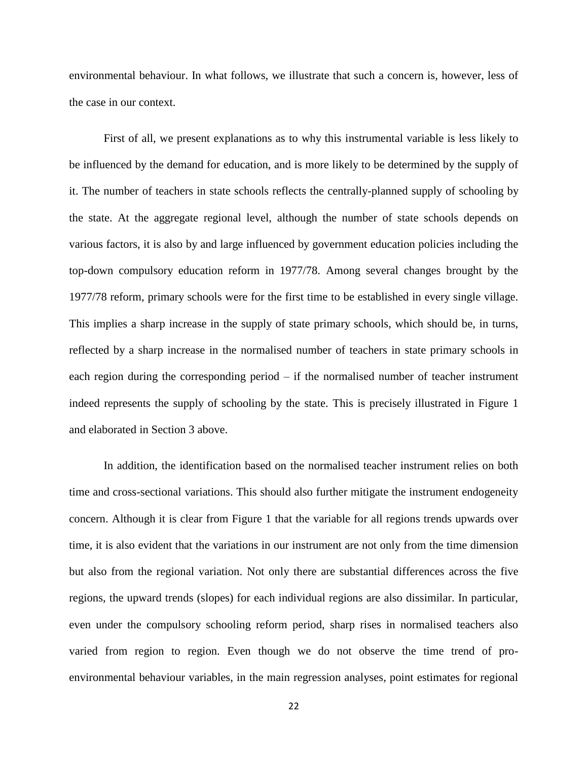environmental behaviour. In what follows, we illustrate that such a concern is, however, less of the case in our context.

First of all, we present explanations as to why this instrumental variable is less likely to be influenced by the demand for education, and is more likely to be determined by the supply of it. The number of teachers in state schools reflects the centrally-planned supply of schooling by the state. At the aggregate regional level, although the number of state schools depends on various factors, it is also by and large influenced by government education policies including the top-down compulsory education reform in 1977/78. Among several changes brought by the 1977/78 reform, primary schools were for the first time to be established in every single village. This implies a sharp increase in the supply of state primary schools, which should be, in turns, reflected by a sharp increase in the normalised number of teachers in state primary schools in each region during the corresponding period – if the normalised number of teacher instrument indeed represents the supply of schooling by the state. This is precisely illustrated in Figure 1 and elaborated in Section 3 above.

In addition, the identification based on the normalised teacher instrument relies on both time and cross-sectional variations. This should also further mitigate the instrument endogeneity concern. Although it is clear from Figure 1 that the variable for all regions trends upwards over time, it is also evident that the variations in our instrument are not only from the time dimension but also from the regional variation. Not only there are substantial differences across the five regions, the upward trends (slopes) for each individual regions are also dissimilar. In particular, even under the compulsory schooling reform period, sharp rises in normalised teachers also varied from region to region. Even though we do not observe the time trend of pro-environmental behaviour variables, in the main regression analyses, point estimates for regional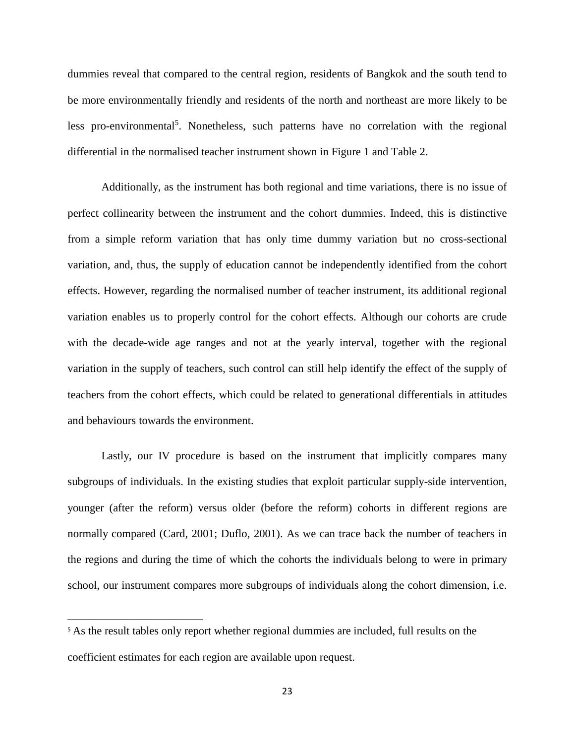dummies reveal that compared to the central region, residents of Bangkok and the south tend to be more environmentally friendly and residents of the north and northeast are more likely to be less pro-environmental[5]. Nonetheless, such patterns have no correlation with the regional differential in the normalised teacher instrument shown in Figure 1 and Table 2.

Additionally, as the instrument has both regional and time variations, there is no issue of perfect collinearity between the instrument and the cohort dummies. Indeed, this is distinctive from a simple reform variation that has only time dummy variation but no cross-sectional variation, and, thus, the supply of education cannot be independently identified from the cohort effects. However, regarding the normalised number of teacher instrument, its additional regional variation enables us to properly control for the cohort effects. Although our cohorts are crude with the decade-wide age ranges and not at the yearly interval, together with the regional variation in the supply of teachers, such control can still help identify the effect of the supply of teachers from the cohort effects, which could be related to generational differentials in attitudes and behaviours towards the environment.

Lastly, our IV procedure is based on the instrument that implicitly compares many subgroups of individuals. In the existing studies that exploit particular supply-side intervention, younger (after the reform) versus older (before the reform) cohorts in different regions are normally compared (Card, 2001; Duflo, 2001). As we can trace back the number of teachers in the regions and during the time of which the cohorts the individuals belong to were in primary school, our instrument compares more subgroups of individuals along the cohort dimension, i.e.

---

[5] As the result tables only report whether regional dummies are included, full results on the coefficient estimates for each region are available upon request.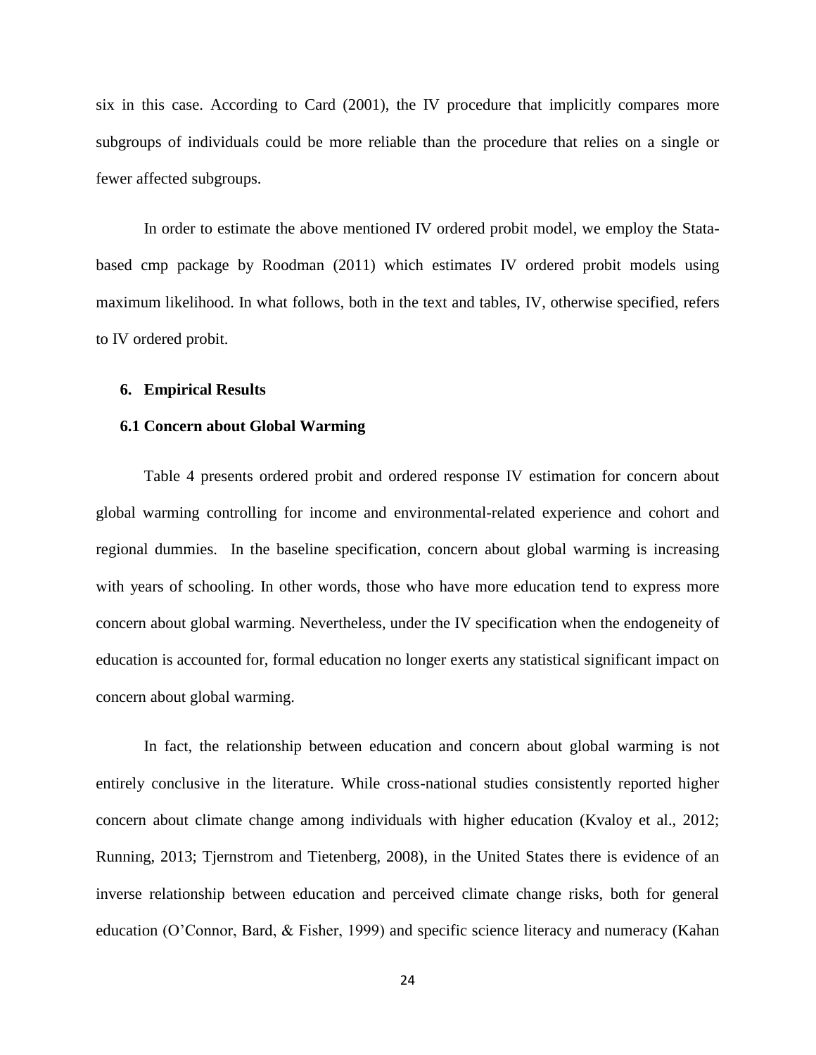six in this case. According to Card (2001), the IV procedure that implicitly compares more subgroups of individuals could be more reliable than the procedure that relies on a single or fewer affected subgroups.

In order to estimate the above mentioned IV ordered probit model, we employ the Stata-based cmp package by Roodman (2011) which estimates IV ordered probit models using maximum likelihood. In what follows, both in the text and tables, IV, otherwise specified, refers to IV ordered probit.

## 6. Empirical Results

### 6.1 Concern about Global Warming

Table 4 presents ordered probit and ordered response IV estimation for concern about global warming controlling for income and environmental-related experience and cohort and regional dummies. In the baseline specification, concern about global warming is increasing with years of schooling. In other words, those who have more education tend to express more concern about global warming. Nevertheless, under the IV specification when the endogeneity of education is accounted for, formal education no longer exerts any statistical significant impact on concern about global warming.

In fact, the relationship between education and concern about global warming is not entirely conclusive in the literature. While cross-national studies consistently reported higher concern about climate change among individuals with higher education (Kvaloy et al., 2012; Running, 2013; Tjernstrom and Tietenberg, 2008), in the United States there is evidence of an inverse relationship between education and perceived climate change risks, both for general education (O'Connor, Bard, & Fisher, 1999) and specific science literacy and numeracy (Kahan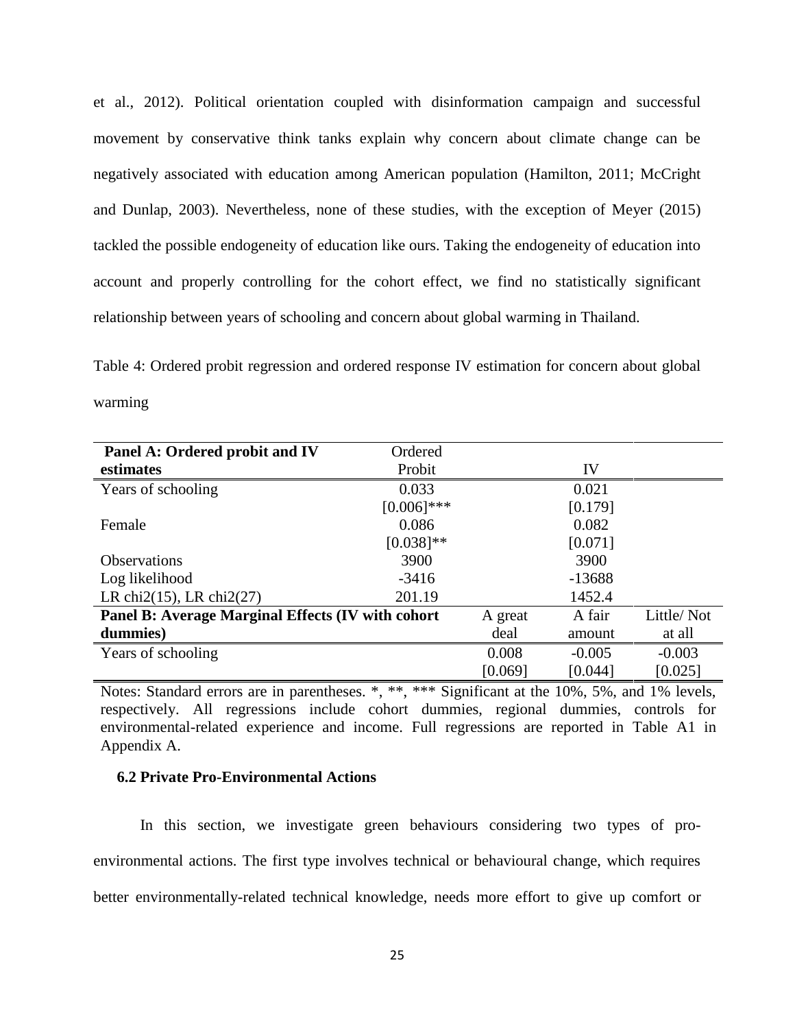et al., 2012). Political orientation coupled with disinformation campaign and successful movement by conservative think tanks explain why concern about climate change can be negatively associated with education among American population (Hamilton, 2011; McCright and Dunlap, 2003). Nevertheless, none of these studies, with the exception of Meyer (2015) tackled the possible endogeneity of education like ours. Taking the endogeneity of education into account and properly controlling for the cohort effect, we find no statistically significant relationship between years of schooling and concern about global warming in Thailand.

Table 4: Ordered probit regression and ordered response IV estimation for concern about global warming

| **Panel A: Ordered probit and IV estimates** | Ordered Probit | | IV | |
|---|---|---|---|---|
| Years of schooling | 0.033 | | 0.021 | |
| | [0.006]*** | | [0.179] | |
| Female | 0.086 | | 0.082 | |
| | [0.038]** | | [0.071] | |
| Observations | 3900 | | 3900 | |
| Log likelihood | -3416 | | -13688 | |
| LR chi2(15), LR chi2(27) | 201.19 | | 1452.4 | |
| **Panel B: Average Marginal Effects (IV with cohort dummies)** | | A great deal | A fair amount | Little/ Not at all |
| Years of schooling | | 0.008 | -0.005 | -0.003 |
| | | [0.069] | [0.044] | [0.025] |

Notes: Standard errors are in parentheses. *, **, *** Significant at the 10%, 5%, and 1% levels, respectively. All regressions include cohort dummies, regional dummies, controls for environmental-related experience and income. Full regressions are reported in Table A1 in Appendix A.

### 6.2 Private Pro-Environmental Actions

In this section, we investigate green behaviours considering two types of pro-environmental actions. The first type involves technical or behavioural change, which requires better environmentally-related technical knowledge, needs more effort to give up comfort or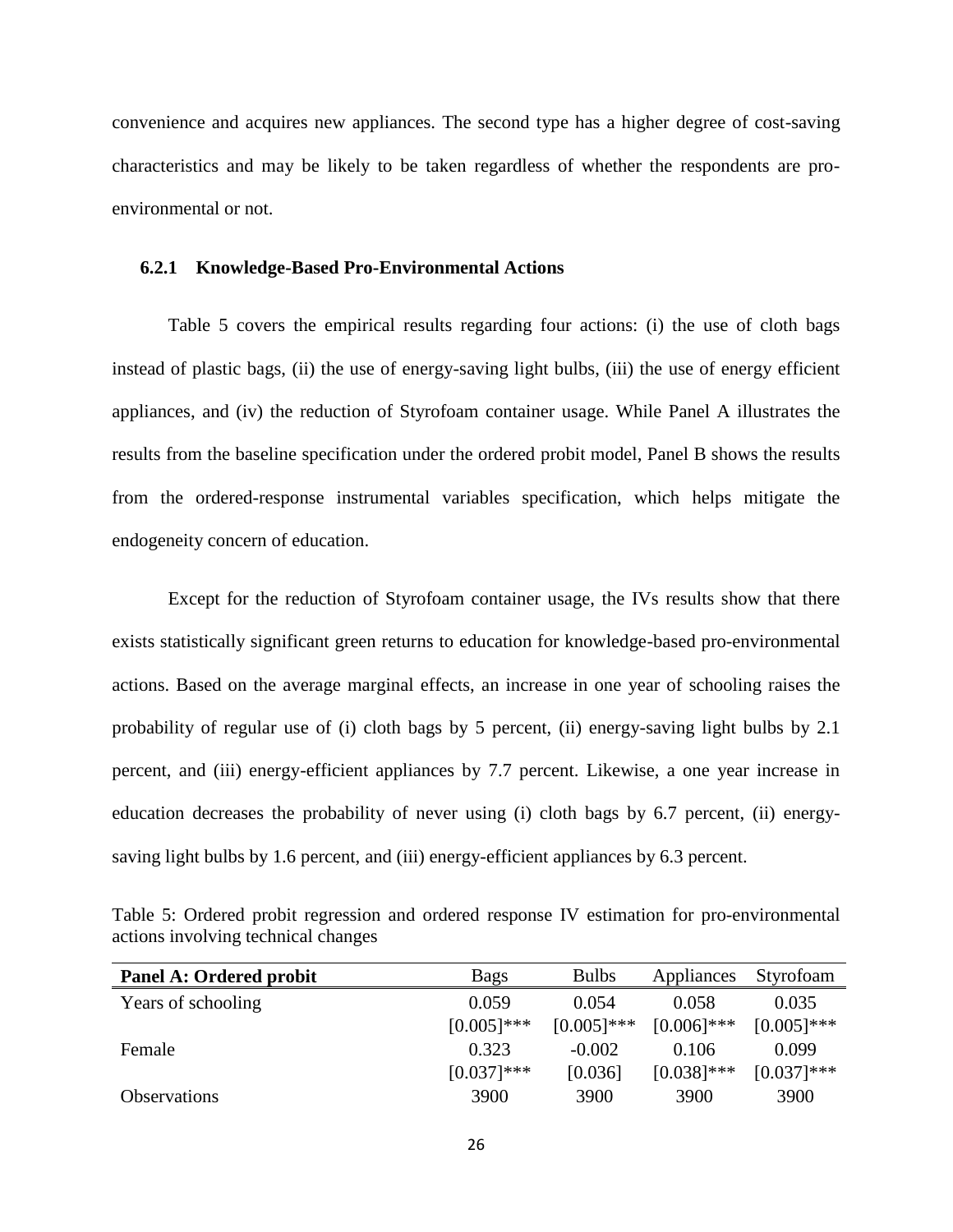convenience and acquires new appliances. The second type has a higher degree of cost-saving characteristics and may be likely to be taken regardless of whether the respondents are pro-environmental or not.

### 6.2.1 Knowledge-Based Pro-Environmental Actions

Table 5 covers the empirical results regarding four actions: (i) the use of cloth bags instead of plastic bags, (ii) the use of energy-saving light bulbs, (iii) the use of energy efficient appliances, and (iv) the reduction of Styrofoam container usage. While Panel A illustrates the results from the baseline specification under the ordered probit model, Panel B shows the results from the ordered-response instrumental variables specification, which helps mitigate the endogeneity concern of education.

Except for the reduction of Styrofoam container usage, the IVs results show that there exists statistically significant green returns to education for knowledge-based pro-environmental actions. Based on the average marginal effects, an increase in one year of schooling raises the probability of regular use of (i) cloth bags by 5 percent, (ii) energy-saving light bulbs by 2.1 percent, and (iii) energy-efficient appliances by 7.7 percent. Likewise, a one year increase in education decreases the probability of never using (i) cloth bags by 6.7 percent, (ii) energy-saving light bulbs by 1.6 percent, and (iii) energy-efficient appliances by 6.3 percent.

Table 5: Ordered probit regression and ordered response IV estimation for pro-environmental actions involving technical changes

| **Panel A: Ordered probit** | Bags | Bulbs | Appliances | Styrofoam |
|---|---|---|---|---|
| Years of schooling | 0.059 | 0.054 | 0.058 | 0.035 |
| | [0.005]*** | [0.005]*** | [0.006]*** | [0.005]*** |
| Female | 0.323 | -0.002 | 0.106 | 0.099 |
| | [0.037]*** | [0.036] | [0.038]*** | [0.037]*** |
| Observations | 3900 | 3900 | 3900 | 3900 |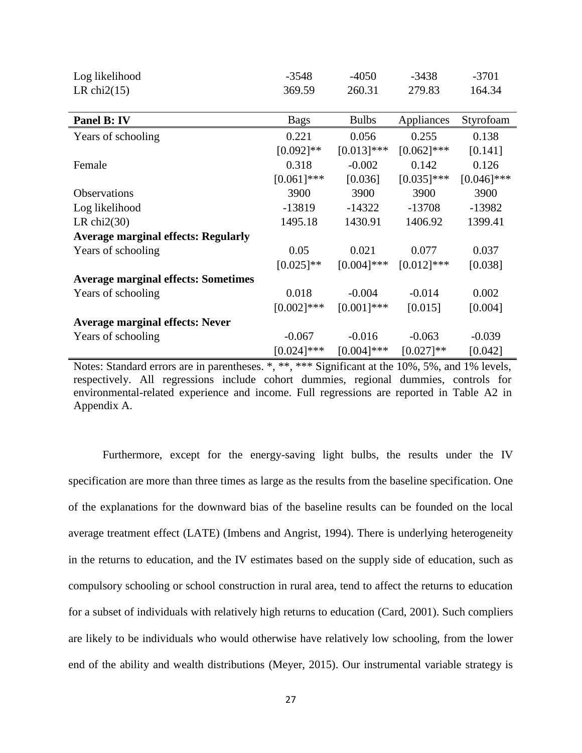| | | | | |
|---|---|---|---|---|
| Log likelihood | -3548 | -4050 | -3438 | -3701 |
| LR chi2(15) | 369.59 | 260.31 | 279.83 | 164.34 |

| **Panel B: IV** | Bags | Bulbs | Appliances | Styrofoam |
|---|---|---|---|---|
| Years of schooling | 0.221 | 0.056 | 0.255 | 0.138 |
| | [0.092]** | [0.013]*** | [0.062]*** | [0.141] |
| Female | 0.318 | -0.002 | 0.142 | 0.126 |
| | [0.061]*** | [0.036] | [0.035]*** | [0.046]*** |
| Observations | 3900 | 3900 | 3900 | 3900 |
| Log likelihood | -13819 | -14322 | -13708 | -13982 |
| LR chi2(30) | 1495.18 | 1430.91 | 1406.92 | 1399.41 |
| **Average marginal effects: Regularly** | | | | |
| Years of schooling | 0.05 | 0.021 | 0.077 | 0.037 |
| | [0.025]** | [0.004]*** | [0.012]*** | [0.038] |
| **Average marginal effects: Sometimes** | | | | |
| Years of schooling | 0.018 | -0.004 | -0.014 | 0.002 |
| | [0.002]*** | [0.001]*** | [0.015] | [0.004] |
| **Average marginal effects: Never** | | | | |
| Years of schooling | -0.067 | -0.016 | -0.063 | -0.039 |
| | [0.024]*** | [0.004]*** | [0.027]** | [0.042] |

Notes: Standard errors are in parentheses. *, **, *** Significant at the 10%, 5%, and 1% levels, respectively. All regressions include cohort dummies, regional dummies, controls for environmental-related experience and income. Full regressions are reported in Table A2 in Appendix A.

Furthermore, except for the energy-saving light bulbs, the results under the IV specification are more than three times as large as the results from the baseline specification. One of the explanations for the downward bias of the baseline results can be founded on the local average treatment effect (LATE) (Imbens and Angrist, 1994). There is underlying heterogeneity in the returns to education, and the IV estimates based on the supply side of education, such as compulsory schooling or school construction in rural area, tend to affect the returns to education for a subset of individuals with relatively high returns to education (Card, 2001). Such compliers are likely to be individuals who would otherwise have relatively low schooling, from the lower end of the ability and wealth distributions (Meyer, 2015). Our instrumental variable strategy is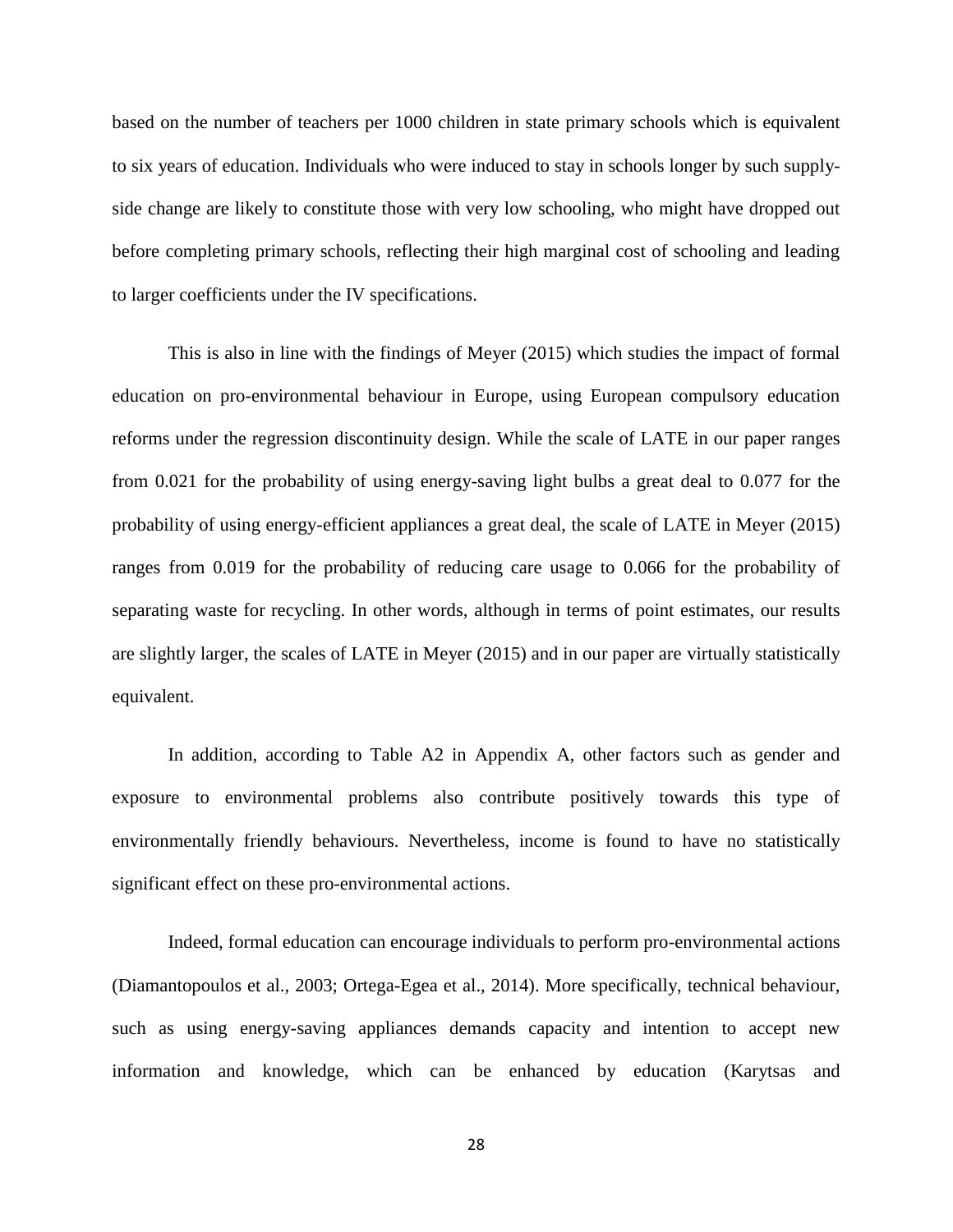based on the number of teachers per 1000 children in state primary schools which is equivalent to six years of education. Individuals who were induced to stay in schools longer by such supply-side change are likely to constitute those with very low schooling, who might have dropped out before completing primary schools, reflecting their high marginal cost of schooling and leading to larger coefficients under the IV specifications.

This is also in line with the findings of Meyer (2015) which studies the impact of formal education on pro-environmental behaviour in Europe, using European compulsory education reforms under the regression discontinuity design. While the scale of LATE in our paper ranges from 0.021 for the probability of using energy-saving light bulbs a great deal to 0.077 for the probability of using energy-efficient appliances a great deal, the scale of LATE in Meyer (2015) ranges from 0.019 for the probability of reducing care usage to 0.066 for the probability of separating waste for recycling. In other words, although in terms of point estimates, our results are slightly larger, the scales of LATE in Meyer (2015) and in our paper are virtually statistically equivalent.

In addition, according to Table A2 in Appendix A, other factors such as gender and exposure to environmental problems also contribute positively towards this type of environmentally friendly behaviours. Nevertheless, income is found to have no statistically significant effect on these pro-environmental actions.

Indeed, formal education can encourage individuals to perform pro-environmental actions (Diamantopoulos et al., 2003; Ortega-Egea et al., 2014). More specifically, technical behaviour, such as using energy-saving appliances demands capacity and intention to accept new information and knowledge, which can be enhanced by education (Karytsas and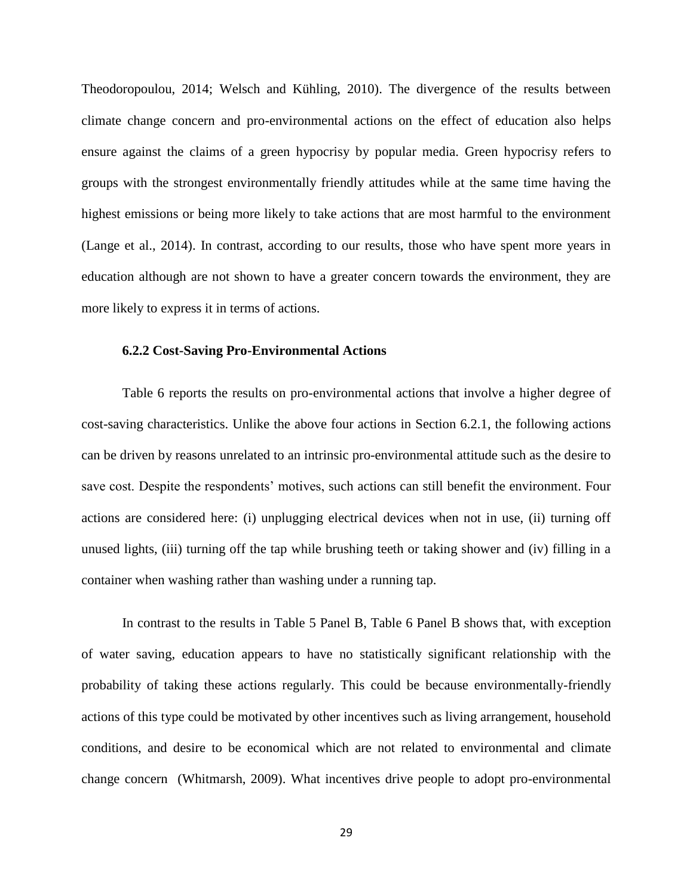Theodoropoulou, 2014; Welsch and Kühling, 2010). The divergence of the results between climate change concern and pro-environmental actions on the effect of education also helps ensure against the claims of a green hypocrisy by popular media. Green hypocrisy refers to groups with the strongest environmentally friendly attitudes while at the same time having the highest emissions or being more likely to take actions that are most harmful to the environment (Lange et al., 2014). In contrast, according to our results, those who have spent more years in education although are not shown to have a greater concern towards the environment, they are more likely to express it in terms of actions.

### 6.2.2 Cost-Saving Pro-Environmental Actions

Table 6 reports the results on pro-environmental actions that involve a higher degree of cost-saving characteristics. Unlike the above four actions in Section 6.2.1, the following actions can be driven by reasons unrelated to an intrinsic pro-environmental attitude such as the desire to save cost. Despite the respondents' motives, such actions can still benefit the environment. Four actions are considered here: (i) unplugging electrical devices when not in use, (ii) turning off unused lights, (iii) turning off the tap while brushing teeth or taking shower and (iv) filling in a container when washing rather than washing under a running tap.

In contrast to the results in Table 5 Panel B, Table 6 Panel B shows that, with exception of water saving, education appears to have no statistically significant relationship with the probability of taking these actions regularly. This could be because environmentally-friendly actions of this type could be motivated by other incentives such as living arrangement, household conditions, and desire to be economical which are not related to environmental and climate change concern (Whitmarsh, 2009). What incentives drive people to adopt pro-environmental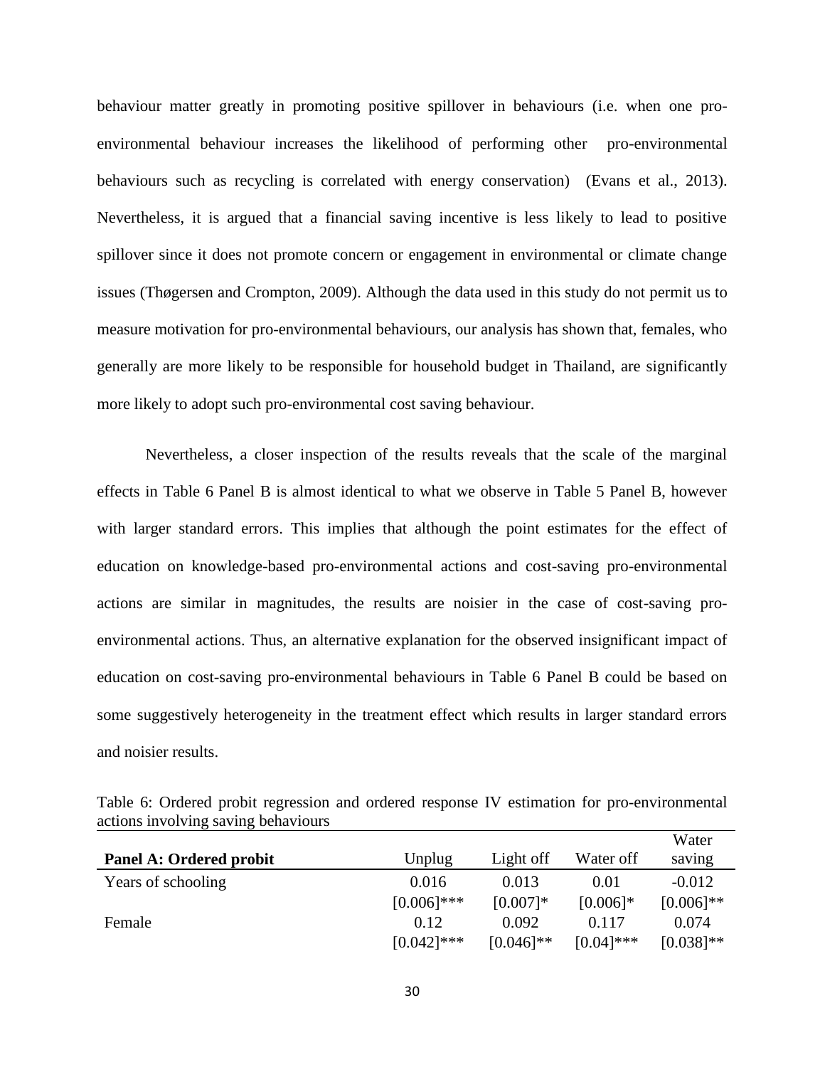behaviour matter greatly in promoting positive spillover in behaviours (i.e. when one pro-environmental behaviour increases the likelihood of performing other pro-environmental behaviours such as recycling is correlated with energy conservation) (Evans et al., 2013). Nevertheless, it is argued that a financial saving incentive is less likely to lead to positive spillover since it does not promote concern or engagement in environmental or climate change issues (Thøgersen and Crompton, 2009). Although the data used in this study do not permit us to measure motivation for pro-environmental behaviours, our analysis has shown that, females, who generally are more likely to be responsible for household budget in Thailand, are significantly more likely to adopt such pro-environmental cost saving behaviour.

Nevertheless, a closer inspection of the results reveals that the scale of the marginal effects in Table 6 Panel B is almost identical to what we observe in Table 5 Panel B, however with larger standard errors. This implies that although the point estimates for the effect of education on knowledge-based pro-environmental actions and cost-saving pro-environmental actions are similar in magnitudes, the results are noisier in the case of cost-saving pro-environmental actions. Thus, an alternative explanation for the observed insignificant impact of education on cost-saving pro-environmental behaviours in Table 6 Panel B could be based on some suggestively heterogeneity in the treatment effect which results in larger standard errors and noisier results.

Table 6: Ordered probit regression and ordered response IV estimation for pro-environmental actions involving saving behaviours

| **Panel A: Ordered probit** | Unplug | Light off | Water off | Water saving |
|---|---|---|---|---|
| Years of schooling | 0.016 | 0.013 | 0.01 | -0.012 |
| | [0.006]*** | [0.007]* | [0.006]* | [0.006]** |
| Female | 0.12 | 0.092 | 0.117 | 0.074 |
| | [0.042]*** | [0.046]** | [0.04]*** | [0.038]** |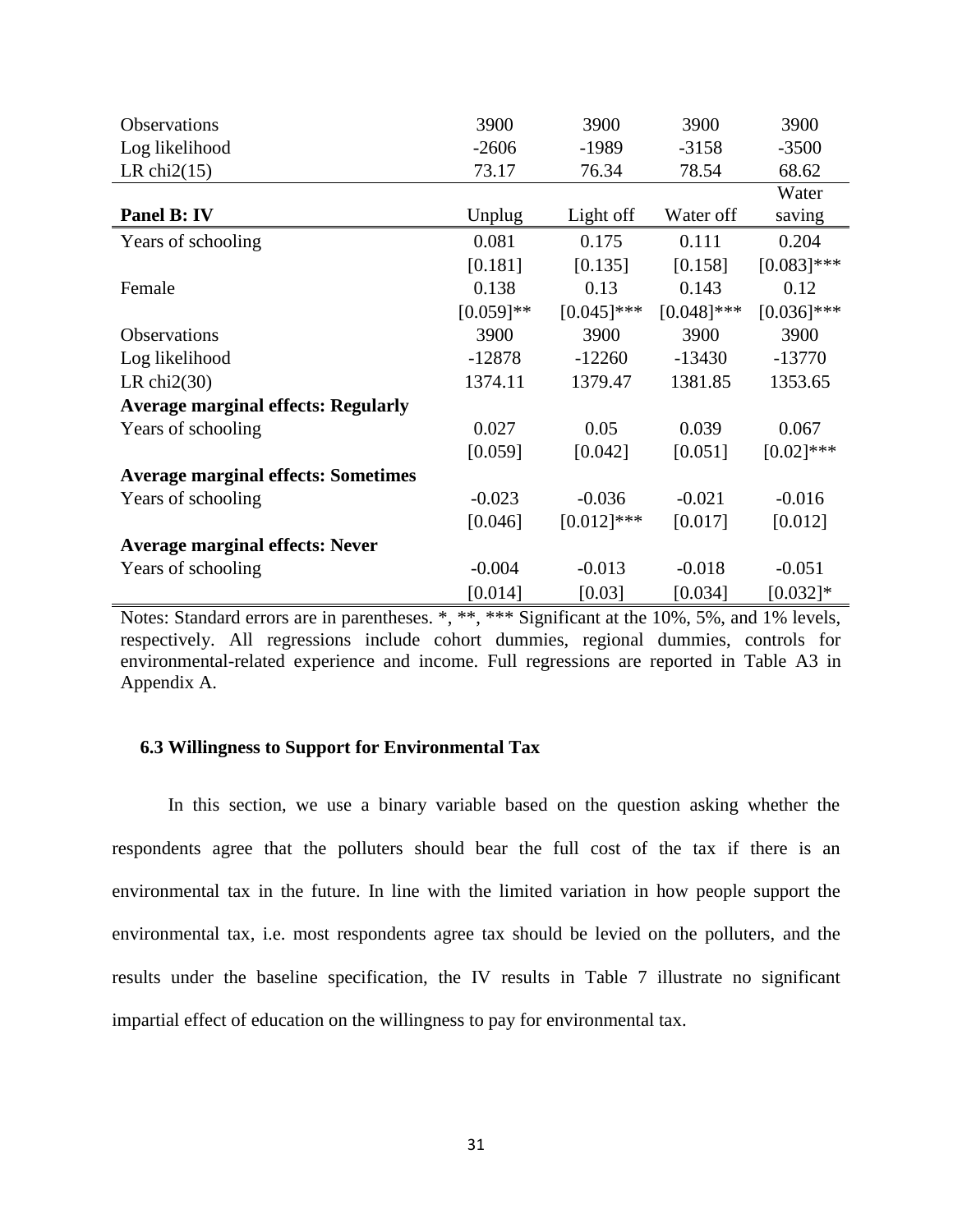| | | | | |
|---|---|---|---|---|
| Observations | 3900 | 3900 | 3900 | 3900 |
| Log likelihood | -2606 | -1989 | -3158 | -3500 |
| LR chi2(15) | 73.17 | 76.34 | 78.54 | 68.62 |
| **Panel B: IV** | Unplug | Light off | Water off | Water saving |
| Years of schooling | 0.081 | 0.175 | 0.111 | 0.204 |
| | [0.181] | [0.135] | [0.158] | [0.083]*** |
| Female | 0.138 | 0.13 | 0.143 | 0.12 |
| | [0.059]** | [0.045]*** | [0.048]*** | [0.036]*** |
| Observations | 3900 | 3900 | 3900 | 3900 |
| Log likelihood | -12878 | -12260 | -13430 | -13770 |
| LR chi2(30) | 1374.11 | 1379.47 | 1381.85 | 1353.65 |
| **Average marginal effects: Regularly** | | | | |
| Years of schooling | 0.027 | 0.05 | 0.039 | 0.067 |
| | [0.059] | [0.042] | [0.051] | [0.02]*** |
| **Average marginal effects: Sometimes** | | | | |
| Years of schooling | -0.023 | -0.036 | -0.021 | -0.016 |
| | [0.046] | [0.012]*** | [0.017] | [0.012] |
| **Average marginal effects: Never** | | | | |
| Years of schooling | -0.004 | -0.013 | -0.018 | -0.051 |
| | [0.014] | [0.03] | [0.034] | [0.032]* |

Notes: Standard errors are in parentheses. *, **, *** Significant at the 10%, 5%, and 1% levels, respectively. All regressions include cohort dummies, regional dummies, controls for environmental-related experience and income. Full regressions are reported in Table A3 in Appendix A.

### 6.3 Willingness to Support for Environmental Tax

In this section, we use a binary variable based on the question asking whether the respondents agree that the polluters should bear the full cost of the tax if there is an environmental tax in the future. In line with the limited variation in how people support the environmental tax, i.e. most respondents agree tax should be levied on the polluters, and the results under the baseline specification, the IV results in Table 7 illustrate no significant impartial effect of education on the willingness to pay for environmental tax.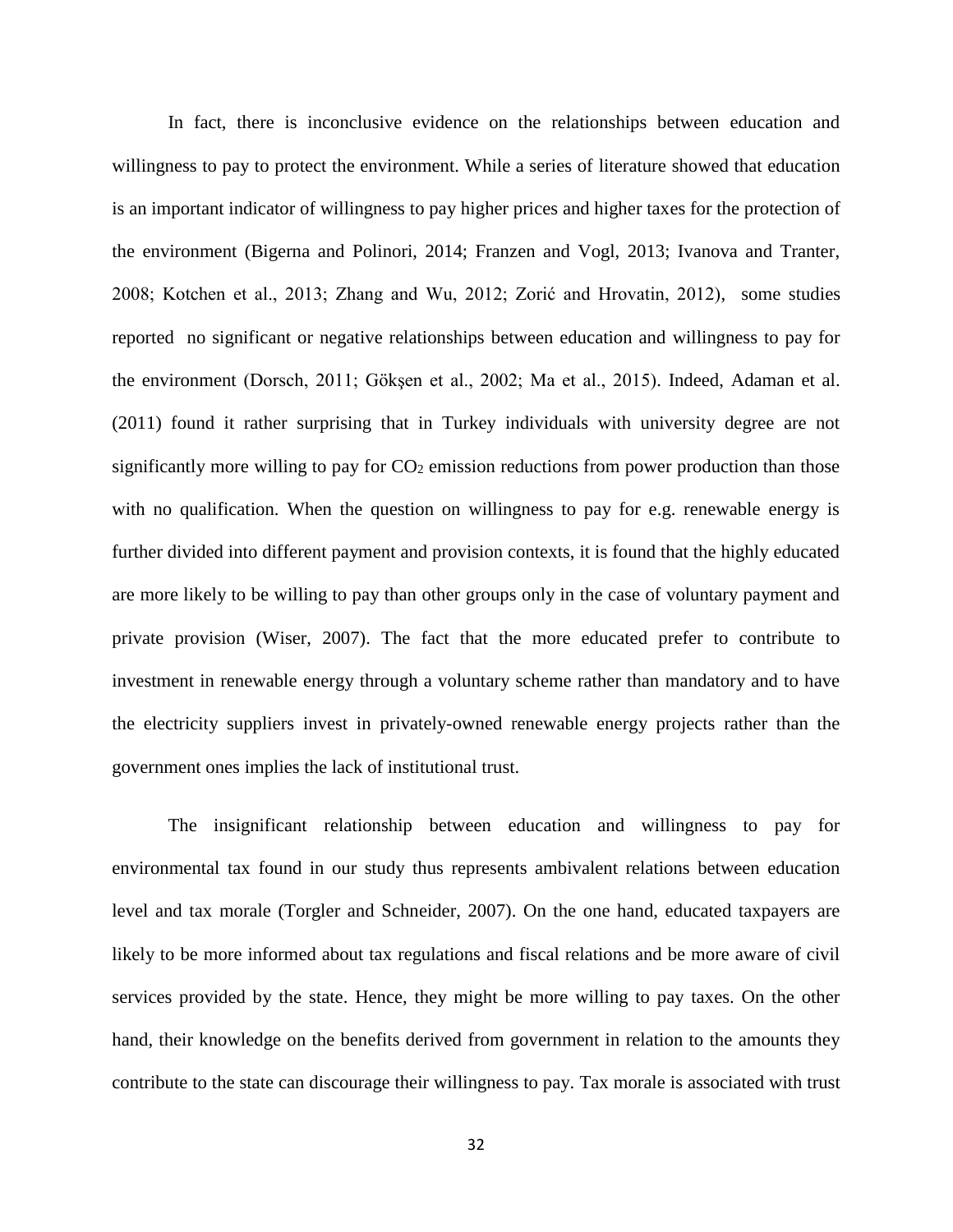In fact, there is inconclusive evidence on the relationships between education and willingness to pay to protect the environment. While a series of literature showed that education is an important indicator of willingness to pay higher prices and higher taxes for the protection of the environment (Bigerna and Polinori, 2014; Franzen and Vogl, 2013; Ivanova and Tranter, 2008; Kotchen et al., 2013; Zhang and Wu, 2012; Zorić and Hrovatin, 2012), some studies reported no significant or negative relationships between education and willingness to pay for the environment (Dorsch, 2011; Gökşen et al., 2002; Ma et al., 2015). Indeed, Adaman et al. (2011) found it rather surprising that in Turkey individuals with university degree are not significantly more willing to pay for $CO_2$ emission reductions from power production than those with no qualification. When the question on willingness to pay for e.g. renewable energy is further divided into different payment and provision contexts, it is found that the highly educated are more likely to be willing to pay than other groups only in the case of voluntary payment and private provision (Wiser, 2007). The fact that the more educated prefer to contribute to investment in renewable energy through a voluntary scheme rather than mandatory and to have the electricity suppliers invest in privately-owned renewable energy projects rather than the government ones implies the lack of institutional trust.

The insignificant relationship between education and willingness to pay for environmental tax found in our study thus represents ambivalent relations between education level and tax morale (Torgler and Schneider, 2007). On the one hand, educated taxpayers are likely to be more informed about tax regulations and fiscal relations and be more aware of civil services provided by the state. Hence, they might be more willing to pay taxes. On the other hand, their knowledge on the benefits derived from government in relation to the amounts they contribute to the state can discourage their willingness to pay. Tax morale is associated with trust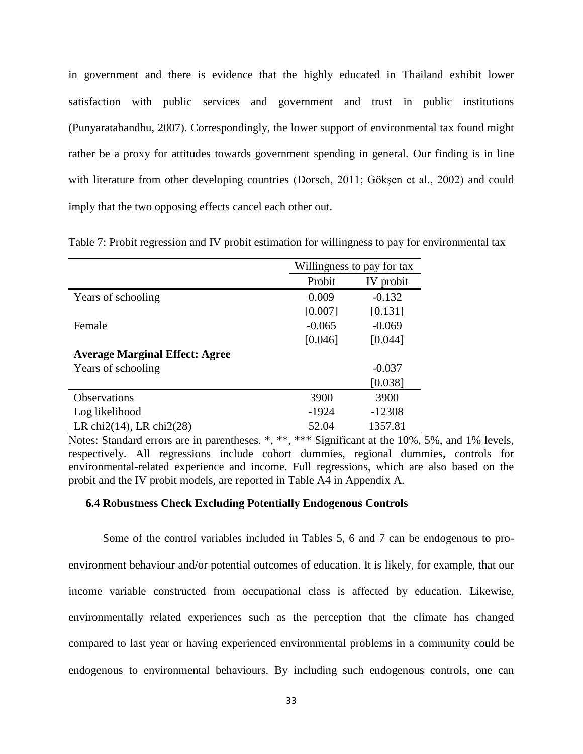in government and there is evidence that the highly educated in Thailand exhibit lower satisfaction with public services and government and trust in public institutions (Punyaratabandhu, 2007). Correspondingly, the lower support of environmental tax found might rather be a proxy for attitudes towards government spending in general. Our finding is in line with literature from other developing countries (Dorsch, 2011; Gökşen et al., 2002) and could imply that the two opposing effects cancel each other out.

Table 7: Probit regression and IV probit estimation for willingness to pay for environmental tax

| | Willingness to pay for tax | |
|---|---|---|
| | Probit | IV probit |
| Years of schooling | 0.009 | -0.132 |
| | [0.007] | [0.131] |
| Female | -0.065 | -0.069 |
| | [0.046] | [0.044] |
| **Average Marginal Effect: Agree** | | |
| Years of schooling | | -0.037 |
| | | [0.038] |
| Observations | 3900 | 3900 |
| Log likelihood | -1924 | -12308 |
| LR chi2(14), LR chi2(28) | 52.04 | 1357.81 |

Notes: Standard errors are in parentheses. *, **, *** Significant at the 10%, 5%, and 1% levels, respectively. All regressions include cohort dummies, regional dummies, controls for environmental-related experience and income. Full regressions, which are also based on the probit and the IV probit models, are reported in Table A4 in Appendix A.

### 6.4 Robustness Check Excluding Potentially Endogenous Controls

Some of the control variables included in Tables 5, 6 and 7 can be endogenous to pro-environment behaviour and/or potential outcomes of education. It is likely, for example, that our income variable constructed from occupational class is affected by education. Likewise, environmentally related experiences such as the perception that the climate has changed compared to last year or having experienced environmental problems in a community could be endogenous to environmental behaviours. By including such endogenous controls, one can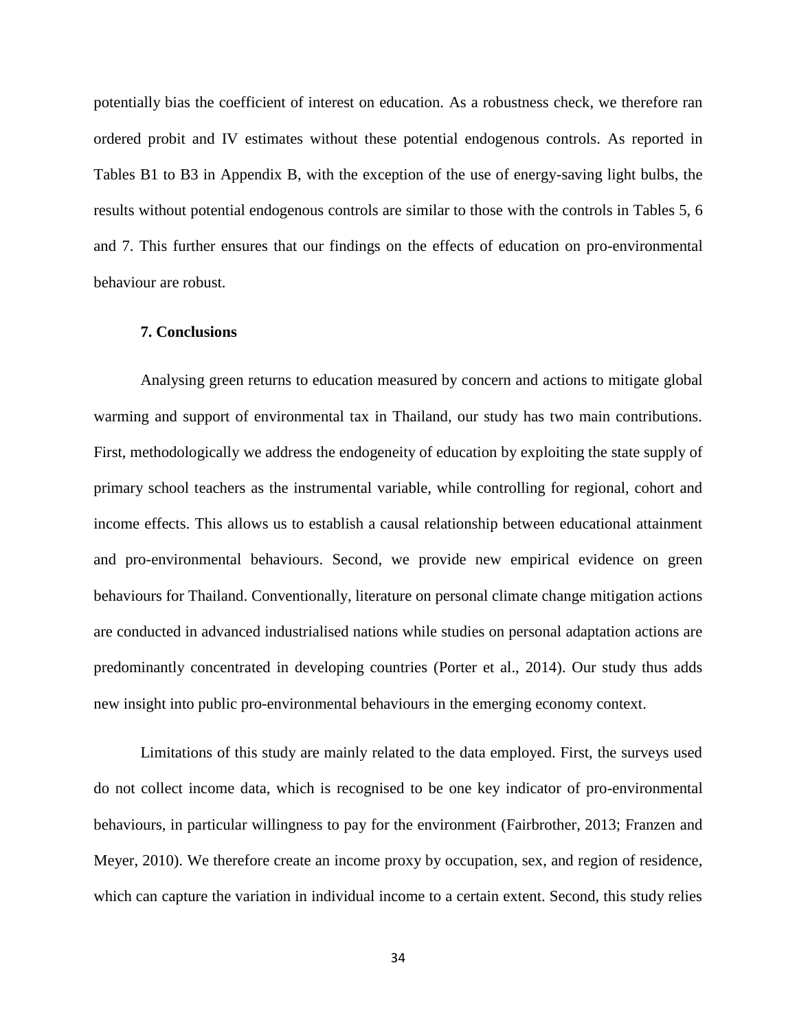potentially bias the coefficient of interest on education. As a robustness check, we therefore ran ordered probit and IV estimates without these potential endogenous controls. As reported in Tables B1 to B3 in Appendix B, with the exception of the use of energy-saving light bulbs, the results without potential endogenous controls are similar to those with the controls in Tables 5, 6 and 7. This further ensures that our findings on the effects of education on pro-environmental behaviour are robust.

## 7. Conclusions

Analysing green returns to education measured by concern and actions to mitigate global warming and support of environmental tax in Thailand, our study has two main contributions. First, methodologically we address the endogeneity of education by exploiting the state supply of primary school teachers as the instrumental variable, while controlling for regional, cohort and income effects. This allows us to establish a causal relationship between educational attainment and pro-environmental behaviours. Second, we provide new empirical evidence on green behaviours for Thailand. Conventionally, literature on personal climate change mitigation actions are conducted in advanced industrialised nations while studies on personal adaptation actions are predominantly concentrated in developing countries (Porter et al., 2014). Our study thus adds new insight into public pro-environmental behaviours in the emerging economy context.

Limitations of this study are mainly related to the data employed. First, the surveys used do not collect income data, which is recognised to be one key indicator of pro-environmental behaviours, in particular willingness to pay for the environment (Fairbrother, 2013; Franzen and Meyer, 2010). We therefore create an income proxy by occupation, sex, and region of residence, which can capture the variation in individual income to a certain extent. Second, this study relies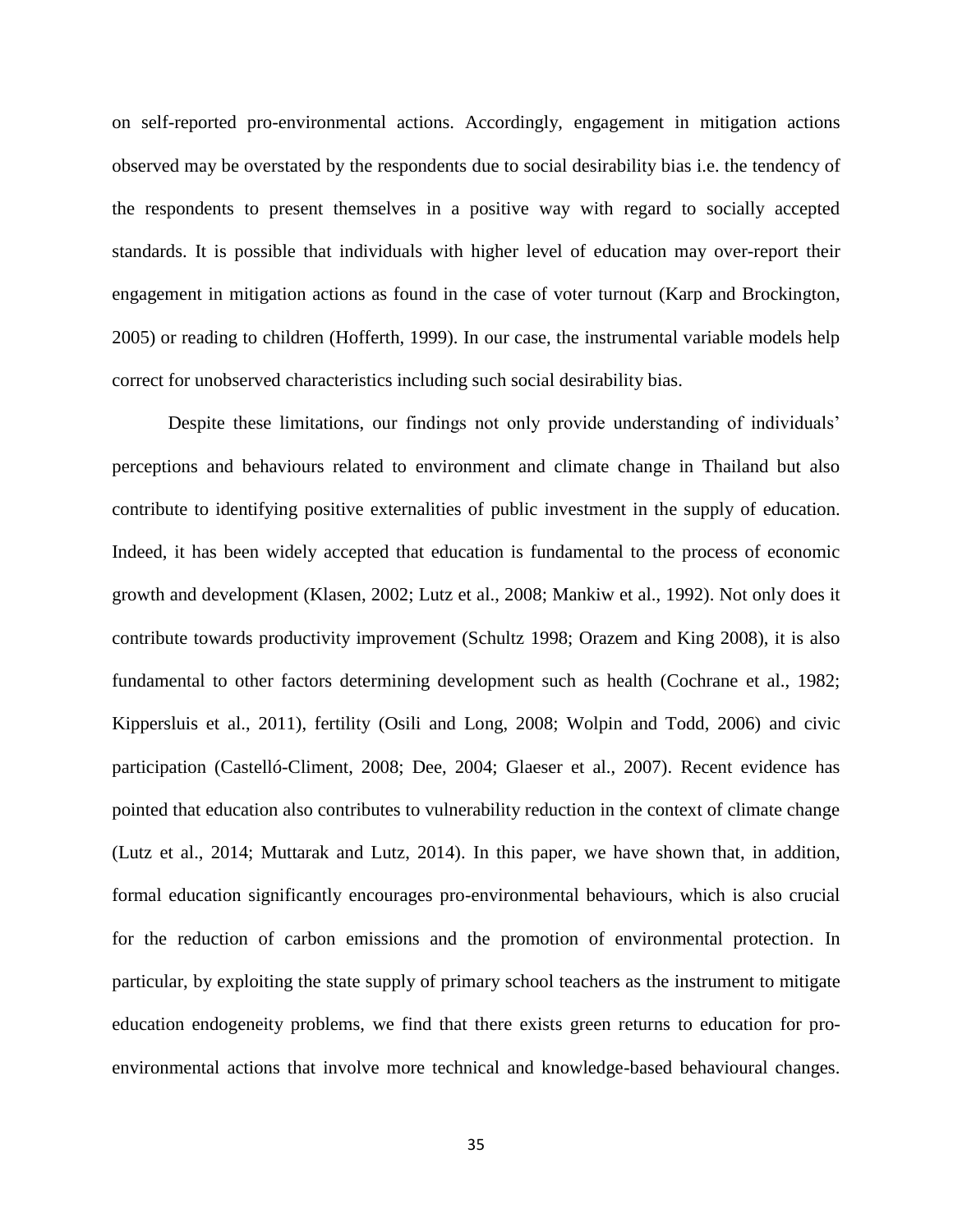on self-reported pro-environmental actions. Accordingly, engagement in mitigation actions observed may be overstated by the respondents due to social desirability bias i.e. the tendency of the respondents to present themselves in a positive way with regard to socially accepted standards. It is possible that individuals with higher level of education may over-report their engagement in mitigation actions as found in the case of voter turnout (Karp and Brockington, 2005) or reading to children (Hofferth, 1999). In our case, the instrumental variable models help correct for unobserved characteristics including such social desirability bias.

Despite these limitations, our findings not only provide understanding of individuals' perceptions and behaviours related to environment and climate change in Thailand but also contribute to identifying positive externalities of public investment in the supply of education. Indeed, it has been widely accepted that education is fundamental to the process of economic growth and development (Klasen, 2002; Lutz et al., 2008; Mankiw et al., 1992). Not only does it contribute towards productivity improvement (Schultz 1998; Orazem and King 2008), it is also fundamental to other factors determining development such as health (Cochrane et al., 1982; Kippersluis et al., 2011), fertility (Osili and Long, 2008; Wolpin and Todd, 2006) and civic participation (Castelló-Climent, 2008; Dee, 2004; Glaeser et al., 2007). Recent evidence has pointed that education also contributes to vulnerability reduction in the context of climate change (Lutz et al., 2014; Muttarak and Lutz, 2014). In this paper, we have shown that, in addition, formal education significantly encourages pro-environmental behaviours, which is also crucial for the reduction of carbon emissions and the promotion of environmental protection. In particular, by exploiting the state supply of primary school teachers as the instrument to mitigate education endogeneity problems, we find that there exists green returns to education for pro-environmental actions that involve more technical and knowledge-based behavioural changes.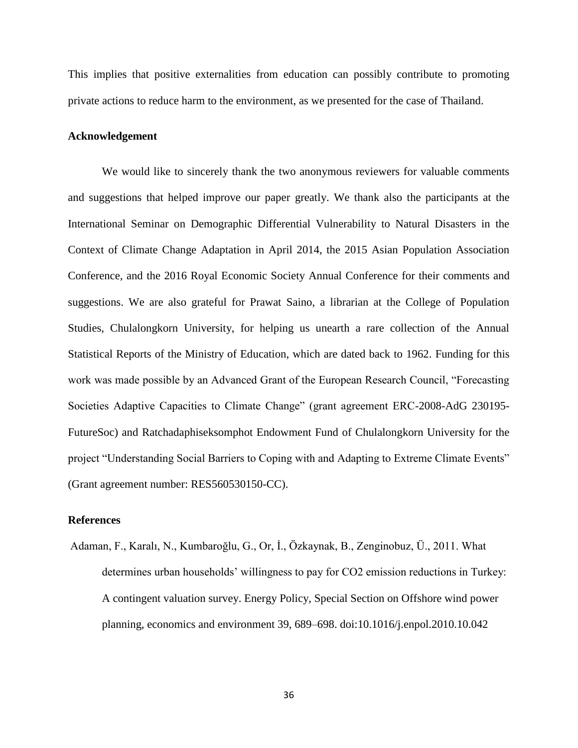This implies that positive externalities from education can possibly contribute to promoting private actions to reduce harm to the environment, as we presented for the case of Thailand.

### Acknowledgement

We would like to sincerely thank the two anonymous reviewers for valuable comments and suggestions that helped improve our paper greatly. We thank also the participants at the International Seminar on Demographic Differential Vulnerability to Natural Disasters in the Context of Climate Change Adaptation in April 2014, the 2015 Asian Population Association Conference, and the 2016 Royal Economic Society Annual Conference for their comments and suggestions. We are also grateful for Prawat Saino, a librarian at the College of Population Studies, Chulalongkorn University, for helping us unearth a rare collection of the Annual Statistical Reports of the Ministry of Education, which are dated back to 1962. Funding for this work was made possible by an Advanced Grant of the European Research Council, "Forecasting Societies Adaptive Capacities to Climate Change" (grant agreement ERC-2008-AdG 230195-FutureSoc) and Ratchadaphiseksomphot Endowment Fund of Chulalongkorn University for the project "Understanding Social Barriers to Coping with and Adapting to Extreme Climate Events" (Grant agreement number: RES560530150-CC).

### References

Adaman, F., Karalı, N., Kumbaroğlu, G., Or, İ., Özkaynak, B., Zenginobuz, Ü., 2011. What determines urban households' willingness to pay for $CO_2$ emission reductions in Turkey: A contingent valuation survey. Energy Policy, Special Section on Offshore wind power planning, economics and environment 39, 689–698. doi:10.1016/j.enpol.2010.10.042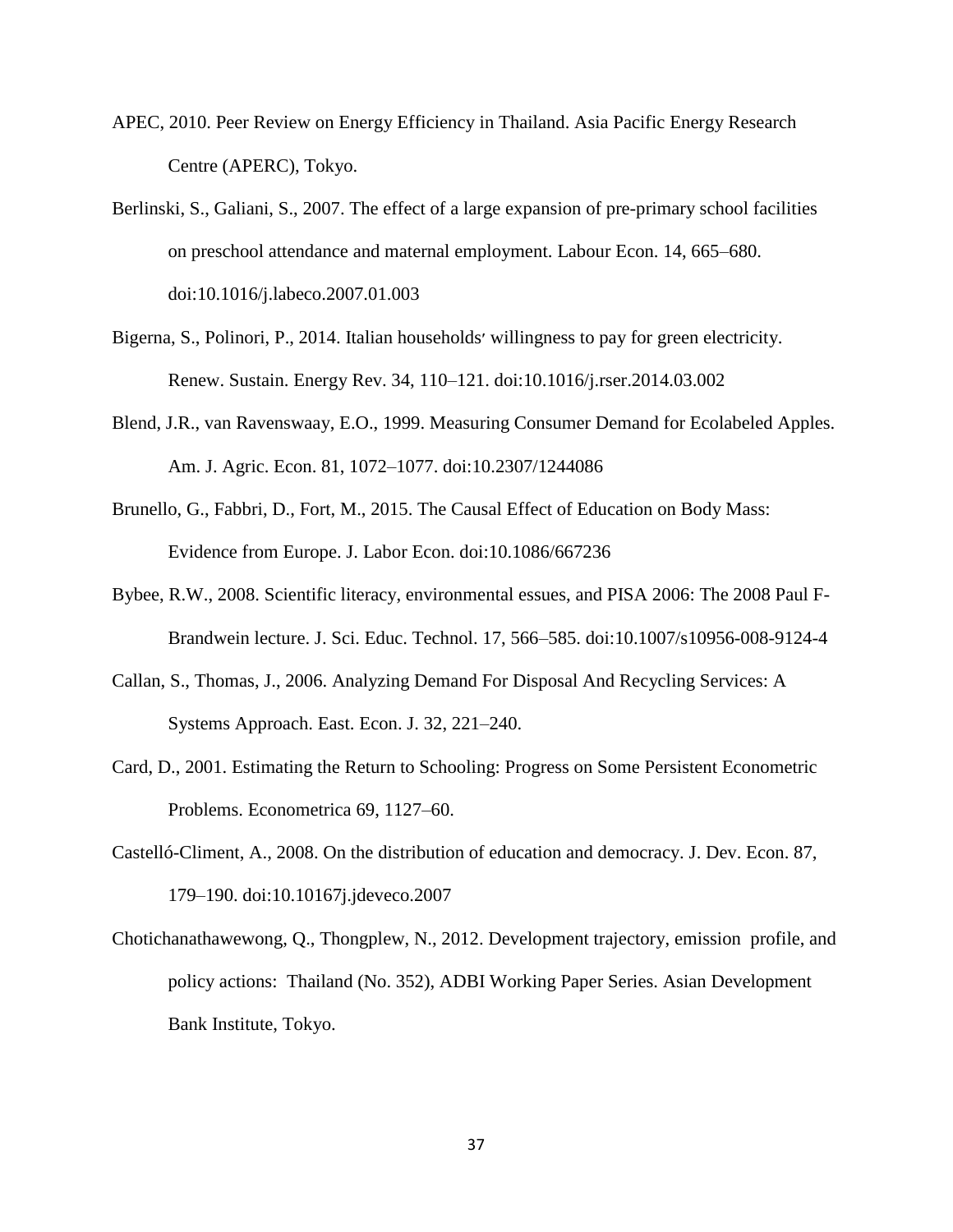APEC, 2010. Peer Review on Energy Efficiency in Thailand. Asia Pacific Energy Research Centre (APERC), Tokyo.

Berlinski, S., Galiani, S., 2007. The effect of a large expansion of pre-primary school facilities on preschool attendance and maternal employment. Labour Econ. 14, 665–680. doi:10.1016/j.labeco.2007.01.003

Bigerna, S., Polinori, P., 2014. Italian households' willingness to pay for green electricity. Renew. Sustain. Energy Rev. 34, 110–121. doi:10.1016/j.rser.2014.03.002

Blend, J.R., van Ravenswaay, E.O., 1999. Measuring Consumer Demand for Ecolabeled Apples. Am. J. Agric. Econ. 81, 1072–1077. doi:10.2307/1244086

Brunello, G., Fabbri, D., Fort, M., 2015. The Causal Effect of Education on Body Mass: Evidence from Europe. J. Labor Econ. doi:10.1086/667236

Bybee, R.W., 2008. Scientific literacy, environmental essues, and PISA 2006: The 2008 Paul F-Brandwein lecture. J. Sci. Educ. Technol. 17, 566–585. doi:10.1007/s10956-008-9124-4

Callan, S., Thomas, J., 2006. Analyzing Demand For Disposal And Recycling Services: A Systems Approach. East. Econ. J. 32, 221–240.

Card, D., 2001. Estimating the Return to Schooling: Progress on Some Persistent Econometric Problems. Econometrica 69, 1127–60.

Castelló-Climent, A., 2008. On the distribution of education and democracy. J. Dev. Econ. 87, 179–190. doi:10.10167j.jdeveco.2007

Chotichanathawewong, Q., Thongplew, N., 2012. Development trajectory, emission profile, and policy actions: Thailand (No. 352), ADBI Working Paper Series. Asian Development Bank Institute, Tokyo.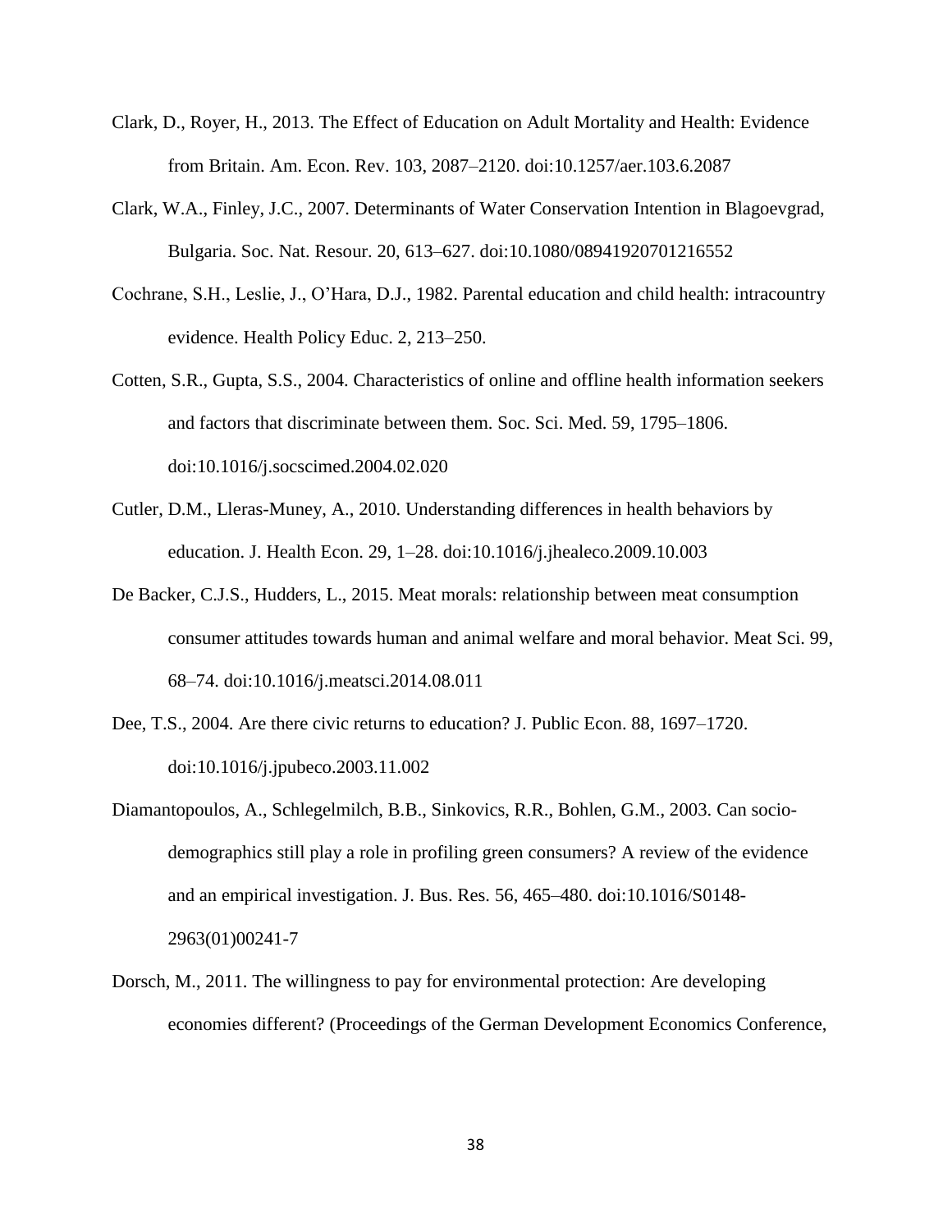Clark, D., Royer, H., 2013. The Effect of Education on Adult Mortality and Health: Evidence from Britain. Am. Econ. Rev. 103, 2087–2120. doi:10.1257/aer.103.6.2087

Clark, W.A., Finley, J.C., 2007. Determinants of Water Conservation Intention in Blagoevgrad, Bulgaria. Soc. Nat. Resour. 20, 613–627. doi:10.1080/08941920701216552

Cochrane, S.H., Leslie, J., O'Hara, D.J., 1982. Parental education and child health: intracountry evidence. Health Policy Educ. 2, 213–250.

Cotten, S.R., Gupta, S.S., 2004. Characteristics of online and offline health information seekers and factors that discriminate between them. Soc. Sci. Med. 59, 1795–1806. doi:10.1016/j.socscimed.2004.02.020

Cutler, D.M., Lleras-Muney, A., 2010. Understanding differences in health behaviors by education. J. Health Econ. 29, 1–28. doi:10.1016/j.jhealeco.2009.10.003

De Backer, C.J.S., Hudders, L., 2015. Meat morals: relationship between meat consumption consumer attitudes towards human and animal welfare and moral behavior. Meat Sci. 99, 68–74. doi:10.1016/j.meatsci.2014.08.011

Dee, T.S., 2004. Are there civic returns to education? J. Public Econ. 88, 1697–1720. doi:10.1016/j.jpubeco.2003.11.002

Diamantopoulos, A., Schlegelmilch, B.B., Sinkovics, R.R., Bohlen, G.M., 2003. Can socio-demographics still play a role in profiling green consumers? A review of the evidence and an empirical investigation. J. Bus. Res. 56, 465–480. doi:10.1016/S0148-2963(01)00241-7

Dorsch, M., 2011. The willingness to pay for environmental protection: Are developing economies different? (Proceedings of the German Development Economics Conference,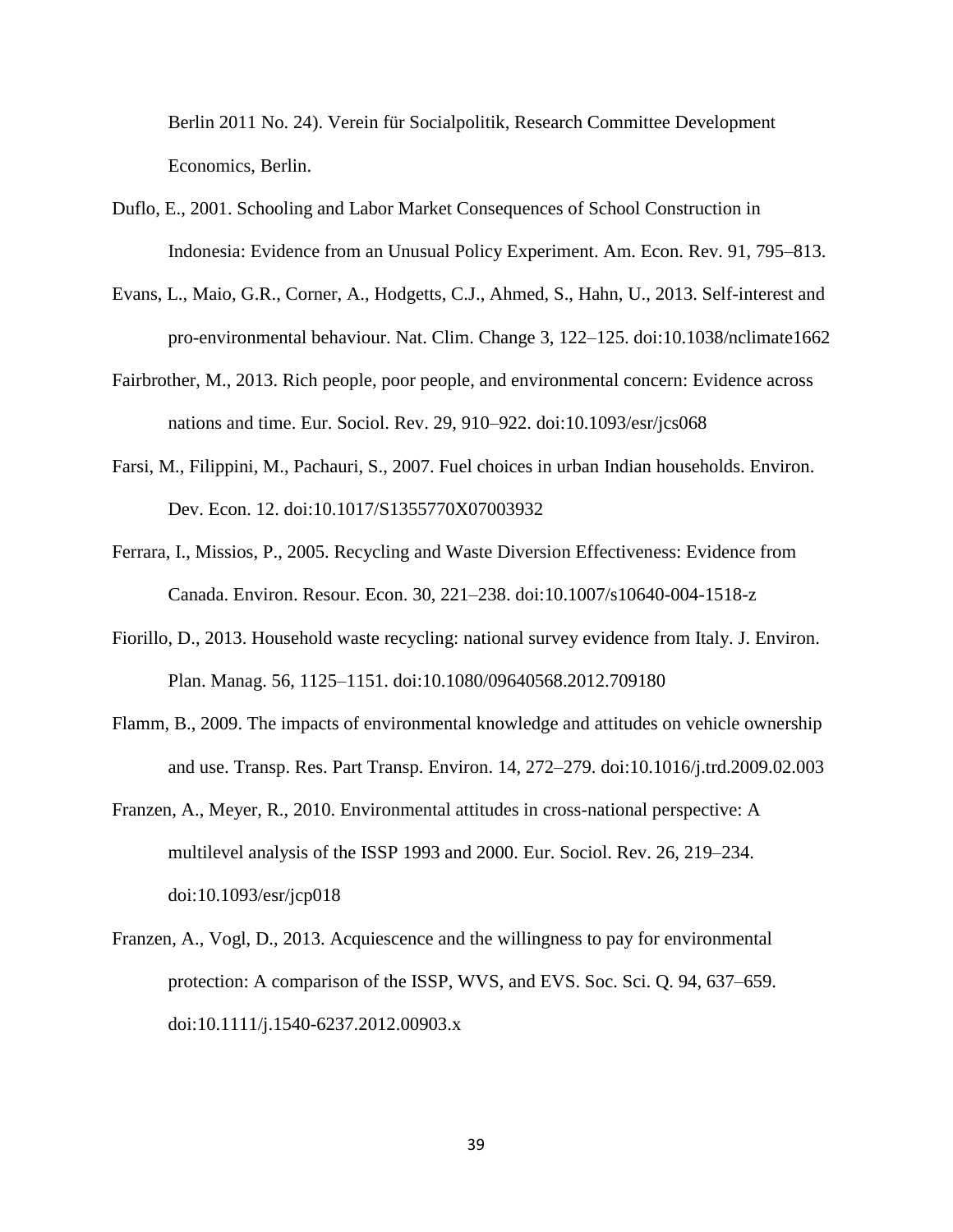Berlin 2011 No. 24). Verein für Socialpolitik, Research Committee Development Economics, Berlin.

Duflo, E., 2001. Schooling and Labor Market Consequences of School Construction in Indonesia: Evidence from an Unusual Policy Experiment. Am. Econ. Rev. 91, 795–813.

Evans, L., Maio, G.R., Corner, A., Hodgetts, C.J., Ahmed, S., Hahn, U., 2013. Self-interest and pro-environmental behaviour. Nat. Clim. Change 3, 122–125. doi:10.1038/nclimate1662

Fairbrother, M., 2013. Rich people, poor people, and environmental concern: Evidence across nations and time. Eur. Sociol. Rev. 29, 910–922. doi:10.1093/esr/jcs068

Farsi, M., Filippini, M., Pachauri, S., 2007. Fuel choices in urban Indian households. Environ. Dev. Econ. 12. doi:10.1017/S1355770X07003932

Ferrara, I., Missios, P., 2005. Recycling and Waste Diversion Effectiveness: Evidence from Canada. Environ. Resour. Econ. 30, 221–238. doi:10.1007/s10640-004-1518-z

Fiorillo, D., 2013. Household waste recycling: national survey evidence from Italy. J. Environ. Plan. Manag. 56, 1125–1151. doi:10.1080/09640568.2012.709180

Flamm, B., 2009. The impacts of environmental knowledge and attitudes on vehicle ownership and use. Transp. Res. Part Transp. Environ. 14, 272–279. doi:10.1016/j.trd.2009.02.003

Franzen, A., Meyer, R., 2010. Environmental attitudes in cross-national perspective: A multilevel analysis of the ISSP 1993 and 2000. Eur. Sociol. Rev. 26, 219–234. doi:10.1093/esr/jcp018

Franzen, A., Vogl, D., 2013. Acquiescence and the willingness to pay for environmental protection: A comparison of the ISSP, WVS, and EVS. Soc. Sci. Q. 94, 637–659. doi:10.1111/j.1540-6237.2012.00903.x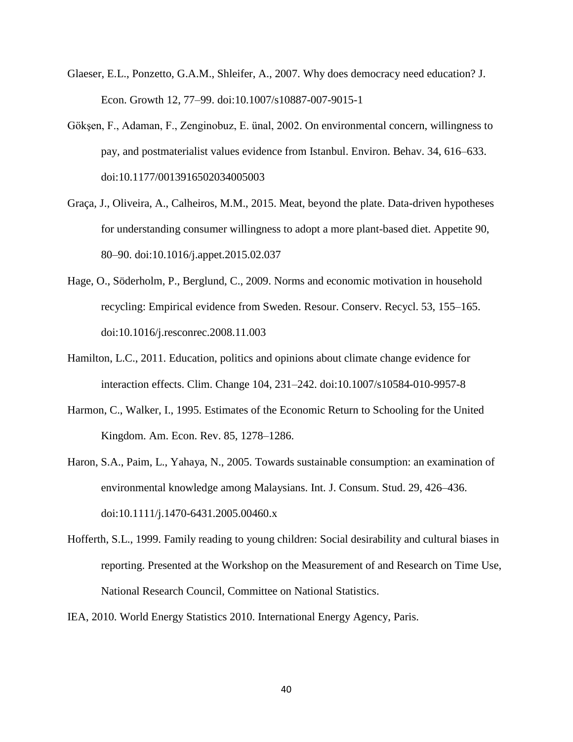Glaeser, E.L., Ponzetto, G.A.M., Shleifer, A., 2007. Why does democracy need education? J. Econ. Growth 12, 77–99. doi:10.1007/s10887-007-9015-1

Gökşen, F., Adaman, F., Zenginobuz, E. ünal, 2002. On environmental concern, willingness to pay, and postmaterialist values evidence from Istanbul. Environ. Behav. 34, 616–633. doi:10.1177/0013916502034005003

Graça, J., Oliveira, A., Calheiros, M.M., 2015. Meat, beyond the plate. Data-driven hypotheses for understanding consumer willingness to adopt a more plant-based diet. Appetite 90, 80–90. doi:10.1016/j.appet.2015.02.037

Hage, O., Söderholm, P., Berglund, C., 2009. Norms and economic motivation in household recycling: Empirical evidence from Sweden. Resour. Conserv. Recycl. 53, 155–165. doi:10.1016/j.resconrec.2008.11.003

Hamilton, L.C., 2011. Education, politics and opinions about climate change evidence for interaction effects. Clim. Change 104, 231–242. doi:10.1007/s10584-010-9957-8

Harmon, C., Walker, I., 1995. Estimates of the Economic Return to Schooling for the United Kingdom. Am. Econ. Rev. 85, 1278–1286.

Haron, S.A., Paim, L., Yahaya, N., 2005. Towards sustainable consumption: an examination of environmental knowledge among Malaysians. Int. J. Consum. Stud. 29, 426–436. doi:10.1111/j.1470-6431.2005.00460.x

Hofferth, S.L., 1999. Family reading to young children: Social desirability and cultural biases in reporting. Presented at the Workshop on the Measurement of and Research on Time Use, National Research Council, Committee on National Statistics.

IEA, 2010. World Energy Statistics 2010. International Energy Agency, Paris.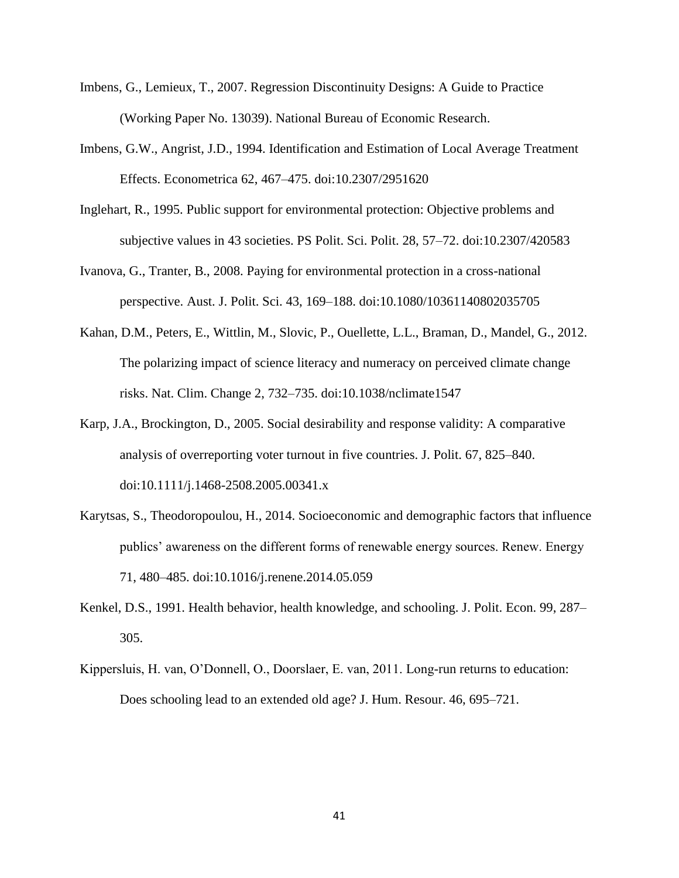Imbens, G., Lemieux, T., 2007. Regression Discontinuity Designs: A Guide to Practice (Working Paper No. 13039). National Bureau of Economic Research.

Imbens, G.W., Angrist, J.D., 1994. Identification and Estimation of Local Average Treatment Effects. Econometrica 62, 467–475. doi:10.2307/2951620

Inglehart, R., 1995. Public support for environmental protection: Objective problems and subjective values in 43 societies. PS Polit. Sci. Polit. 28, 57–72. doi:10.2307/420583

Ivanova, G., Tranter, B., 2008. Paying for environmental protection in a cross-national perspective. Aust. J. Polit. Sci. 43, 169–188. doi:10.1080/10361140802035705

Kahan, D.M., Peters, E., Wittlin, M., Slovic, P., Ouellette, L.L., Braman, D., Mandel, G., 2012. The polarizing impact of science literacy and numeracy on perceived climate change risks. Nat. Clim. Change 2, 732–735. doi:10.1038/nclimate1547

Karp, J.A., Brockington, D., 2005. Social desirability and response validity: A comparative analysis of overreporting voter turnout in five countries. J. Polit. 67, 825–840. doi:10.1111/j.1468-2508.2005.00341.x

Karytsas, S., Theodoropoulou, H., 2014. Socioeconomic and demographic factors that influence publics' awareness on the different forms of renewable energy sources. Renew. Energy 71, 480–485. doi:10.1016/j.renene.2014.05.059

Kenkel, D.S., 1991. Health behavior, health knowledge, and schooling. J. Polit. Econ. 99, 287–305.

Kippersluis, H. van, O'Donnell, O., Doorslaer, E. van, 2011. Long-run returns to education: Does schooling lead to an extended old age? J. Hum. Resour. 46, 695–721.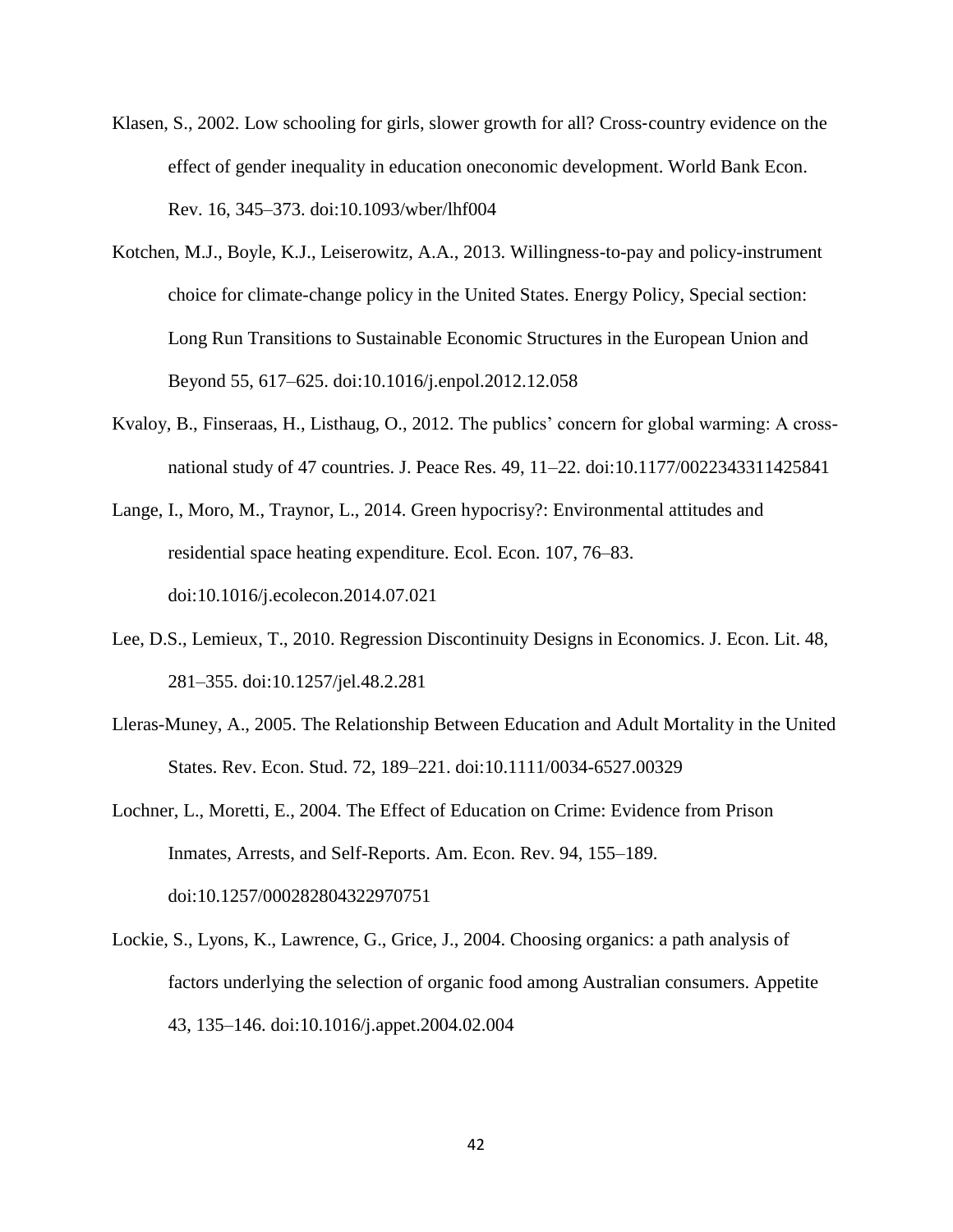Klasen, S., 2002. Low schooling for girls, slower growth for all? Cross-country evidence on the effect of gender inequality in education oneconomic development. World Bank Econ. Rev. 16, 345–373. doi:10.1093/wber/lhf004

Kotchen, M.J., Boyle, K.J., Leiserowitz, A.A., 2013. Willingness-to-pay and policy-instrument choice for climate-change policy in the United States. Energy Policy, Special section: Long Run Transitions to Sustainable Economic Structures in the European Union and Beyond 55, 617–625. doi:10.1016/j.enpol.2012.12.058

Kvaloy, B., Finseraas, H., Listhaug, O., 2012. The publics' concern for global warming: A cross-national study of 47 countries. J. Peace Res. 49, 11–22. doi:10.1177/0022343311425841

Lange, I., Moro, M., Traynor, L., 2014. Green hypocrisy?: Environmental attitudes and residential space heating expenditure. Ecol. Econ. 107, 76–83. doi:10.1016/j.ecolecon.2014.07.021

Lee, D.S., Lemieux, T., 2010. Regression Discontinuity Designs in Economics. J. Econ. Lit. 48, 281–355. doi:10.1257/jel.48.2.281

Lleras-Muney, A., 2005. The Relationship Between Education and Adult Mortality in the United States. Rev. Econ. Stud. 72, 189–221. doi:10.1111/0034-6527.00329

Lochner, L., Moretti, E., 2004. The Effect of Education on Crime: Evidence from Prison Inmates, Arrests, and Self-Reports. Am. Econ. Rev. 94, 155–189. doi:10.1257/000282804322970751

Lockie, S., Lyons, K., Lawrence, G., Grice, J., 2004. Choosing organics: a path analysis of factors underlying the selection of organic food among Australian consumers. Appetite 43, 135–146. doi:10.1016/j.appet.2004.02.004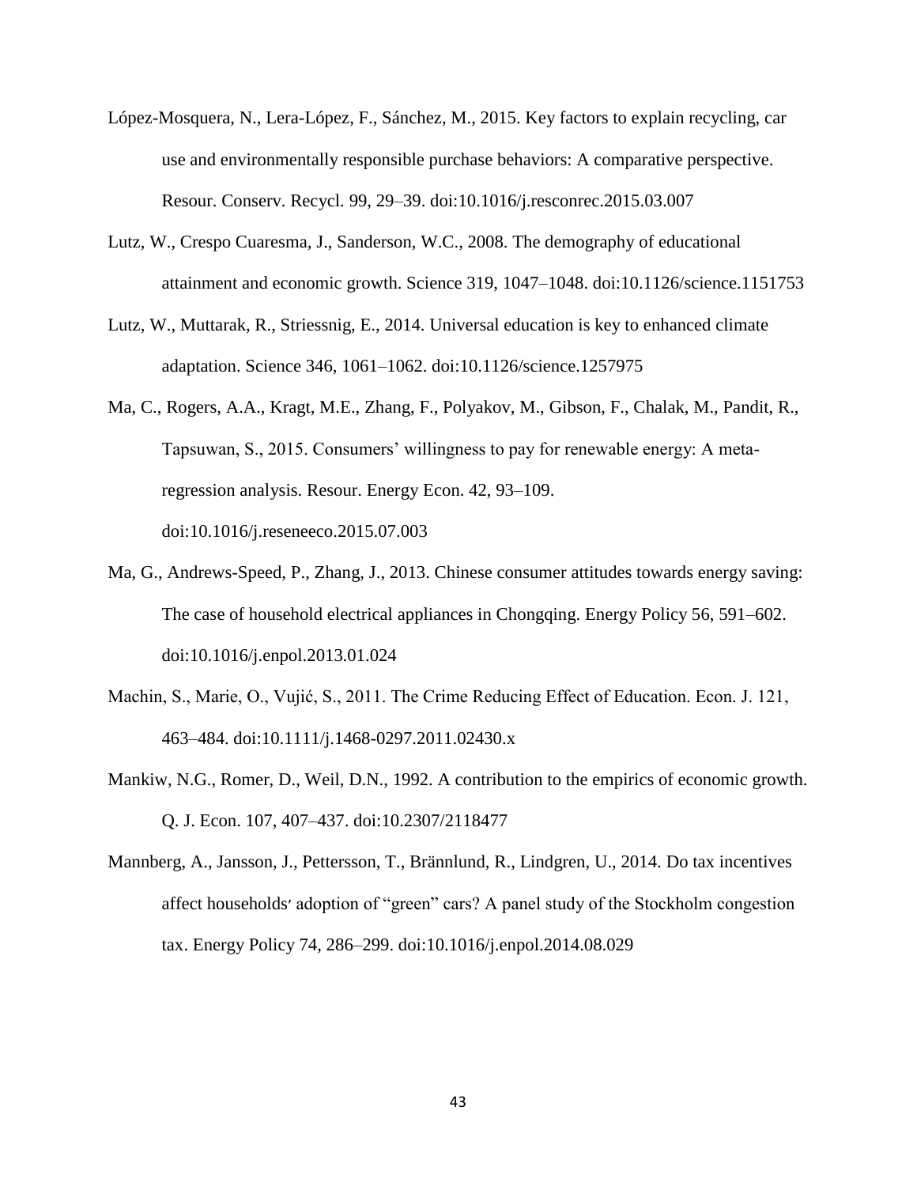López-Mosquera, N., Lera-López, F., Sánchez, M., 2015. Key factors to explain recycling, car use and environmentally responsible purchase behaviors: A comparative perspective. Resour. Conserv. Recycl. 99, 29–39. doi:10.1016/j.resconrec.2015.03.007

Lutz, W., Crespo Cuaresma, J., Sanderson, W.C., 2008. The demography of educational attainment and economic growth. Science 319, 1047–1048. doi:10.1126/science.1151753

Lutz, W., Muttarak, R., Striessnig, E., 2014. Universal education is key to enhanced climate adaptation. Science 346, 1061–1062. doi:10.1126/science.1257975

Ma, C., Rogers, A.A., Kragt, M.E., Zhang, F., Polyakov, M., Gibson, F., Chalak, M., Pandit, R., Tapsuwan, S., 2015. Consumers' willingness to pay for renewable energy: A meta-regression analysis. Resour. Energy Econ. 42, 93–109. doi:10.1016/j.reseneeco.2015.07.003

Ma, G., Andrews-Speed, P., Zhang, J., 2013. Chinese consumer attitudes towards energy saving: The case of household electrical appliances in Chongqing. Energy Policy 56, 591–602. doi:10.1016/j.enpol.2013.01.024

Machin, S., Marie, O., Vujić, S., 2011. The Crime Reducing Effect of Education. Econ. J. 121, 463–484. doi:10.1111/j.1468-0297.2011.02430.x

Mankiw, N.G., Romer, D., Weil, D.N., 1992. A contribution to the empirics of economic growth. Q. J. Econ. 107, 407–437. doi:10.2307/2118477

Mannberg, A., Jansson, J., Pettersson, T., Brännlund, R., Lindgren, U., 2014. Do tax incentives affect households' adoption of "green" cars? A panel study of the Stockholm congestion tax. Energy Policy 74, 286–299. doi:10.1016/j.enpol.2014.08.029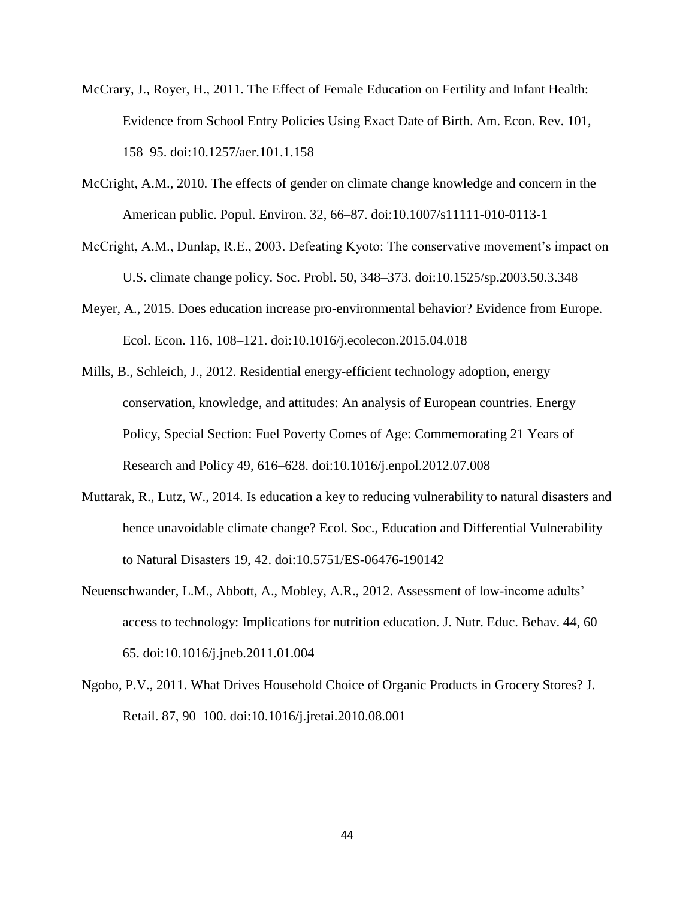McCrary, J., Royer, H., 2011. The Effect of Female Education on Fertility and Infant Health: Evidence from School Entry Policies Using Exact Date of Birth. Am. Econ. Rev. 101, 158–95. doi:10.1257/aer.101.1.158

McCright, A.M., 2010. The effects of gender on climate change knowledge and concern in the American public. Popul. Environ. 32, 66–87. doi:10.1007/s11111-010-0113-1

McCright, A.M., Dunlap, R.E., 2003. Defeating Kyoto: The conservative movement's impact on U.S. climate change policy. Soc. Probl. 50, 348–373. doi:10.1525/sp.2003.50.3.348

Meyer, A., 2015. Does education increase pro-environmental behavior? Evidence from Europe. Ecol. Econ. 116, 108–121. doi:10.1016/j.ecolecon.2015.04.018

Mills, B., Schleich, J., 2012. Residential energy-efficient technology adoption, energy conservation, knowledge, and attitudes: An analysis of European countries. Energy Policy, Special Section: Fuel Poverty Comes of Age: Commemorating 21 Years of Research and Policy 49, 616–628. doi:10.1016/j.enpol.2012.07.008

Muttarak, R., Lutz, W., 2014. Is education a key to reducing vulnerability to natural disasters and hence unavoidable climate change? Ecol. Soc., Education and Differential Vulnerability to Natural Disasters 19, 42. doi:10.5751/ES-06476-190142

Neuenschwander, L.M., Abbott, A., Mobley, A.R., 2012. Assessment of low-income adults' access to technology: Implications for nutrition education. J. Nutr. Educ. Behav. 44, 60–65. doi:10.1016/j.jneb.2011.01.004

Ngobo, P.V., 2011. What Drives Household Choice of Organic Products in Grocery Stores? J. Retail. 87, 90–100. doi:10.1016/j.jretai.2010.08.001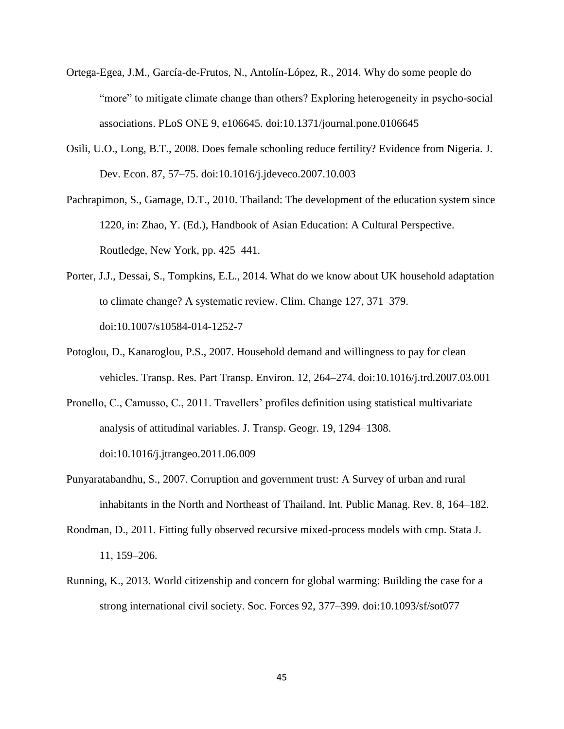Ortega-Egea, J.M., García-de-Frutos, N., Antolín-López, R., 2014. Why do some people do "more" to mitigate climate change than others? Exploring heterogeneity in psycho-social associations. PLoS ONE 9, e106645. doi:10.1371/journal.pone.0106645

Osili, U.O., Long, B.T., 2008. Does female schooling reduce fertility? Evidence from Nigeria. J. Dev. Econ. 87, 57–75. doi:10.1016/j.jdeveco.2007.10.003

Pachrapimon, S., Gamage, D.T., 2010. Thailand: The development of the education system since 1220, in: Zhao, Y. (Ed.), Handbook of Asian Education: A Cultural Perspective. Routledge, New York, pp. 425–441.

Porter, J.J., Dessai, S., Tompkins, E.L., 2014. What do we know about UK household adaptation to climate change? A systematic review. Clim. Change 127, 371–379. doi:10.1007/s10584-014-1252-7

Potoglou, D., Kanaroglou, P.S., 2007. Household demand and willingness to pay for clean vehicles. Transp. Res. Part Transp. Environ. 12, 264–274. doi:10.1016/j.trd.2007.03.001

Pronello, C., Camusso, C., 2011. Travellers' profiles definition using statistical multivariate analysis of attitudinal variables. J. Transp. Geogr. 19, 1294–1308. doi:10.1016/j.jtrangeo.2011.06.009

Punyaratabandhu, S., 2007. Corruption and government trust: A Survey of urban and rural inhabitants in the North and Northeast of Thailand. Int. Public Manag. Rev. 8, 164–182.

Roodman, D., 2011. Fitting fully observed recursive mixed-process models with cmp. Stata J. 11, 159–206.

Running, K., 2013. World citizenship and concern for global warming: Building the case for a strong international civil society. Soc. Forces 92, 377–399. doi:10.1093/sf/sot077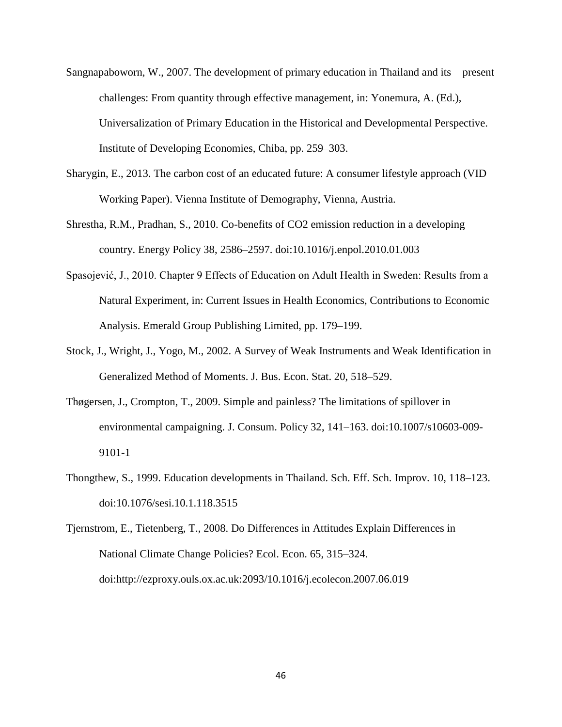Sangnapaboworn, W., 2007. The development of primary education in Thailand and its present challenges: From quantity through effective management, in: Yonemura, A. (Ed.), Universalization of Primary Education in the Historical and Developmental Perspective. Institute of Developing Economies, Chiba, pp. 259–303.

Sharygin, E., 2013. The carbon cost of an educated future: A consumer lifestyle approach (VID Working Paper). Vienna Institute of Demography, Vienna, Austria.

Shrestha, R.M., Pradhan, S., 2010. Co-benefits of CO2 emission reduction in a developing country. Energy Policy 38, 2586–2597. doi:10.1016/j.enpol.2010.01.003

Spasojević, J., 2010. Chapter 9 Effects of Education on Adult Health in Sweden: Results from a Natural Experiment, in: Current Issues in Health Economics, Contributions to Economic Analysis. Emerald Group Publishing Limited, pp. 179–199.

Stock, J., Wright, J., Yogo, M., 2002. A Survey of Weak Instruments and Weak Identification in Generalized Method of Moments. J. Bus. Econ. Stat. 20, 518–529.

Thøgersen, J., Crompton, T., 2009. Simple and painless? The limitations of spillover in environmental campaigning. J. Consum. Policy 32, 141–163. doi:10.1007/s10603-009-9101-1

Thongthew, S., 1999. Education developments in Thailand. Sch. Eff. Sch. Improv. 10, 118–123. doi:10.1076/sesi.10.1.118.3515

Tjernstrom, E., Tietenberg, T., 2008. Do Differences in Attitudes Explain Differences in National Climate Change Policies? Ecol. Econ. 65, 315–324. doi:http://ezproxy.ouls.ox.ac.uk:2093/10.1016/j.ecolecon.2007.06.019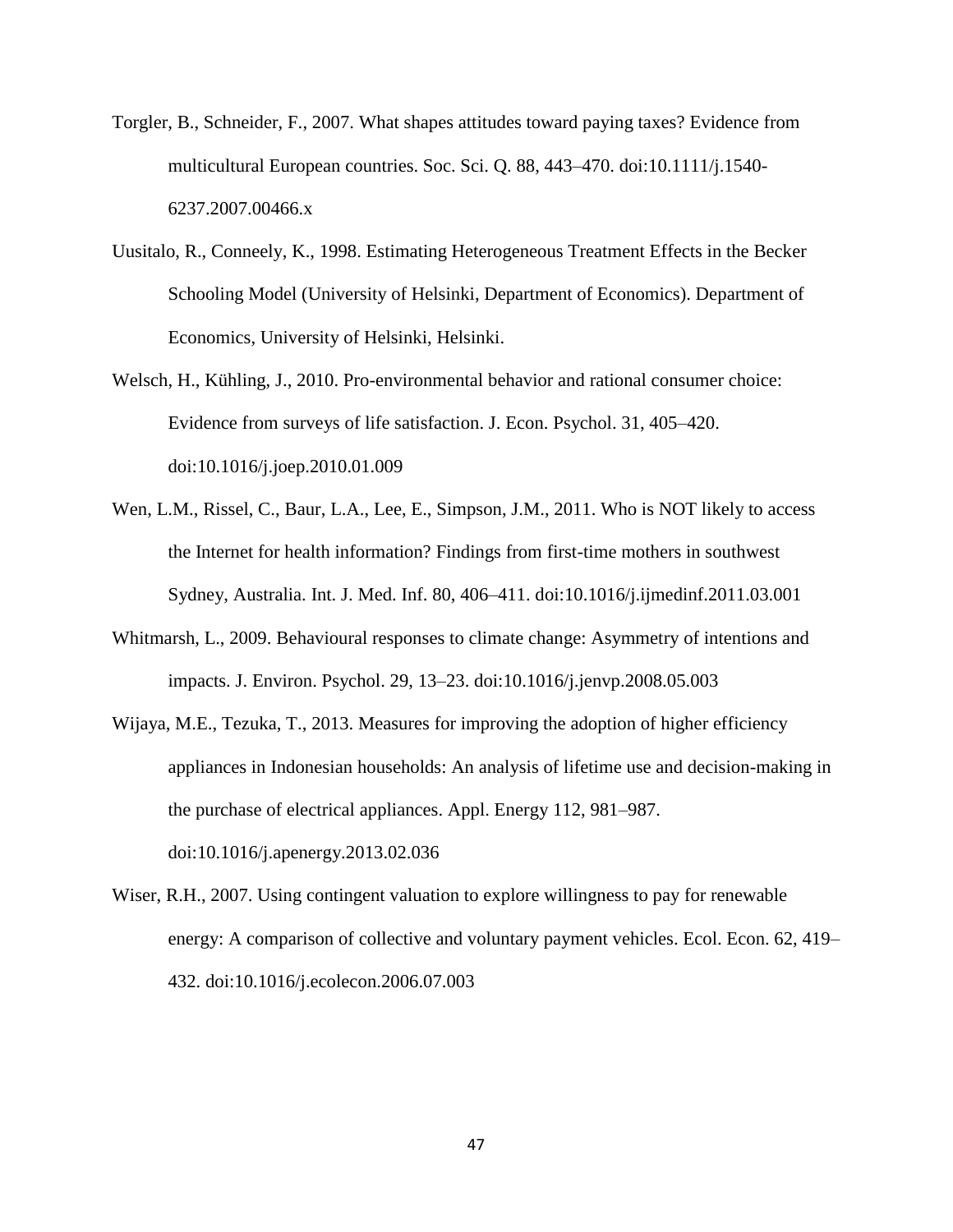Torgler, B., Schneider, F., 2007. What shapes attitudes toward paying taxes? Evidence from multicultural European countries. Soc. Sci. Q. 88, 443–470. doi:10.1111/j.1540-6237.2007.00466.x

Uusitalo, R., Conneely, K., 1998. Estimating Heterogeneous Treatment Effects in the Becker Schooling Model (University of Helsinki, Department of Economics). Department of Economics, University of Helsinki, Helsinki.

Welsch, H., Kühling, J., 2010. Pro-environmental behavior and rational consumer choice: Evidence from surveys of life satisfaction. J. Econ. Psychol. 31, 405–420. doi:10.1016/j.joep.2010.01.009

Wen, L.M., Rissel, C., Baur, L.A., Lee, E., Simpson, J.M., 2011. Who is NOT likely to access the Internet for health information? Findings from first-time mothers in southwest Sydney, Australia. Int. J. Med. Inf. 80, 406–411. doi:10.1016/j.ijmedinf.2011.03.001

Whitmarsh, L., 2009. Behavioural responses to climate change: Asymmetry of intentions and impacts. J. Environ. Psychol. 29, 13–23. doi:10.1016/j.jenvp.2008.05.003

Wijaya, M.E., Tezuka, T., 2013. Measures for improving the adoption of higher efficiency appliances in Indonesian households: An analysis of lifetime use and decision-making in the purchase of electrical appliances. Appl. Energy 112, 981–987. doi:10.1016/j.apenergy.2013.02.036

Wiser, R.H., 2007. Using contingent valuation to explore willingness to pay for renewable energy: A comparison of collective and voluntary payment vehicles. Ecol. Econ. 62, 419–432. doi:10.1016/j.ecolecon.2006.07.003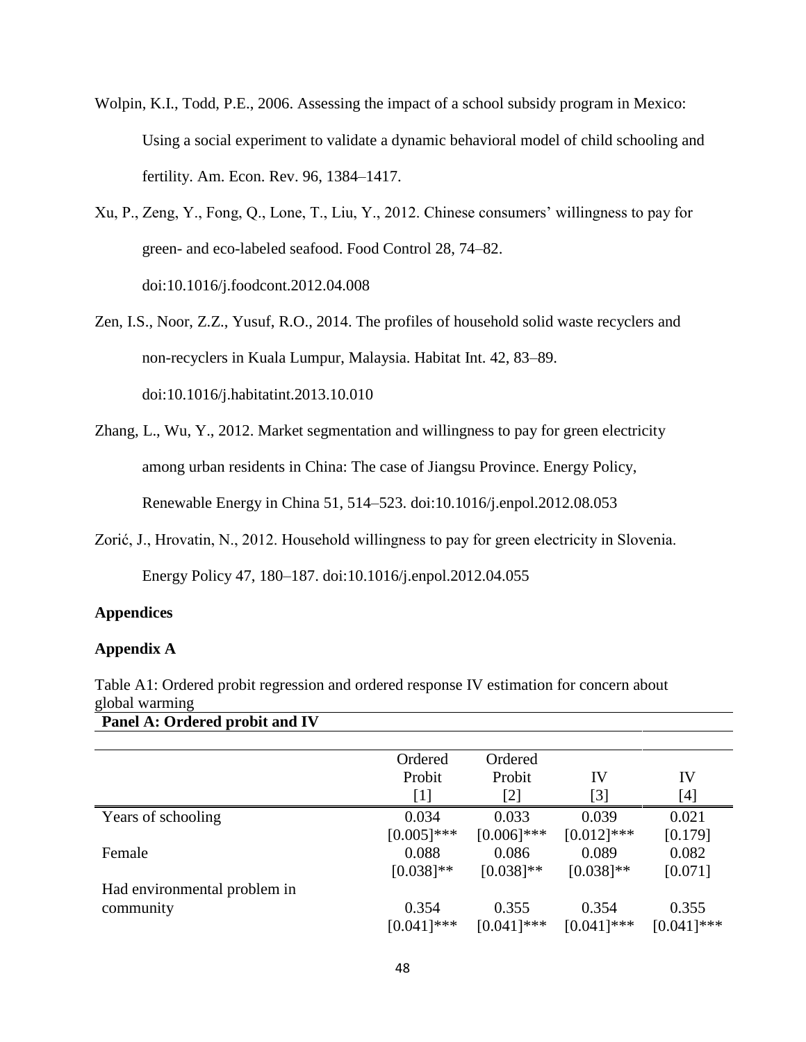Wolpin, K.I., Todd, P.E., 2006. Assessing the impact of a school subsidy program in Mexico: Using a social experiment to validate a dynamic behavioral model of child schooling and fertility. Am. Econ. Rev. 96, 1384–1417.

Xu, P., Zeng, Y., Fong, Q., Lone, T., Liu, Y., 2012. Chinese consumers' willingness to pay for green- and eco-labeled seafood. Food Control 28, 74–82. doi:10.1016/j.foodcont.2012.04.008

Zen, I.S., Noor, Z.Z., Yusuf, R.O., 2014. The profiles of household solid waste recyclers and non-recyclers in Kuala Lumpur, Malaysia. Habitat Int. 42, 83–89. doi:10.1016/j.habitatint.2013.10.010

Zhang, L., Wu, Y., 2012. Market segmentation and willingness to pay for green electricity among urban residents in China: The case of Jiangsu Province. Energy Policy, Renewable Energy in China 51, 514–523. doi:10.1016/j.enpol.2012.08.053

Zorić, J., Hrovatin, N., 2012. Household willingness to pay for green electricity in Slovenia. Energy Policy 47, 180–187. doi:10.1016/j.enpol.2012.04.055

## Appendices

### Appendix A

Table A1: Ordered probit regression and ordered response IV estimation for concern about global warming

**Panel A: Ordered probit and IV**

| | Ordered Probit [1] | Ordered Probit [2] | IV [3] | IV [4] |
|---|---|---|---|---|
| Years of schooling | 0.034 | 0.033 | 0.039 | 0.021 |
| | [0.005]*** | [0.006]*** | [0.012]*** | [0.179] |
| Female | 0.088 | 0.086 | 0.089 | 0.082 |
| | [0.038]** | [0.038]** | [0.038]** | [0.071] |
| Had environmental problem in community | 0.354 | 0.355 | 0.354 | 0.355 |
| | [0.041]*** | [0.041]*** | [0.041]*** | [0.041]*** |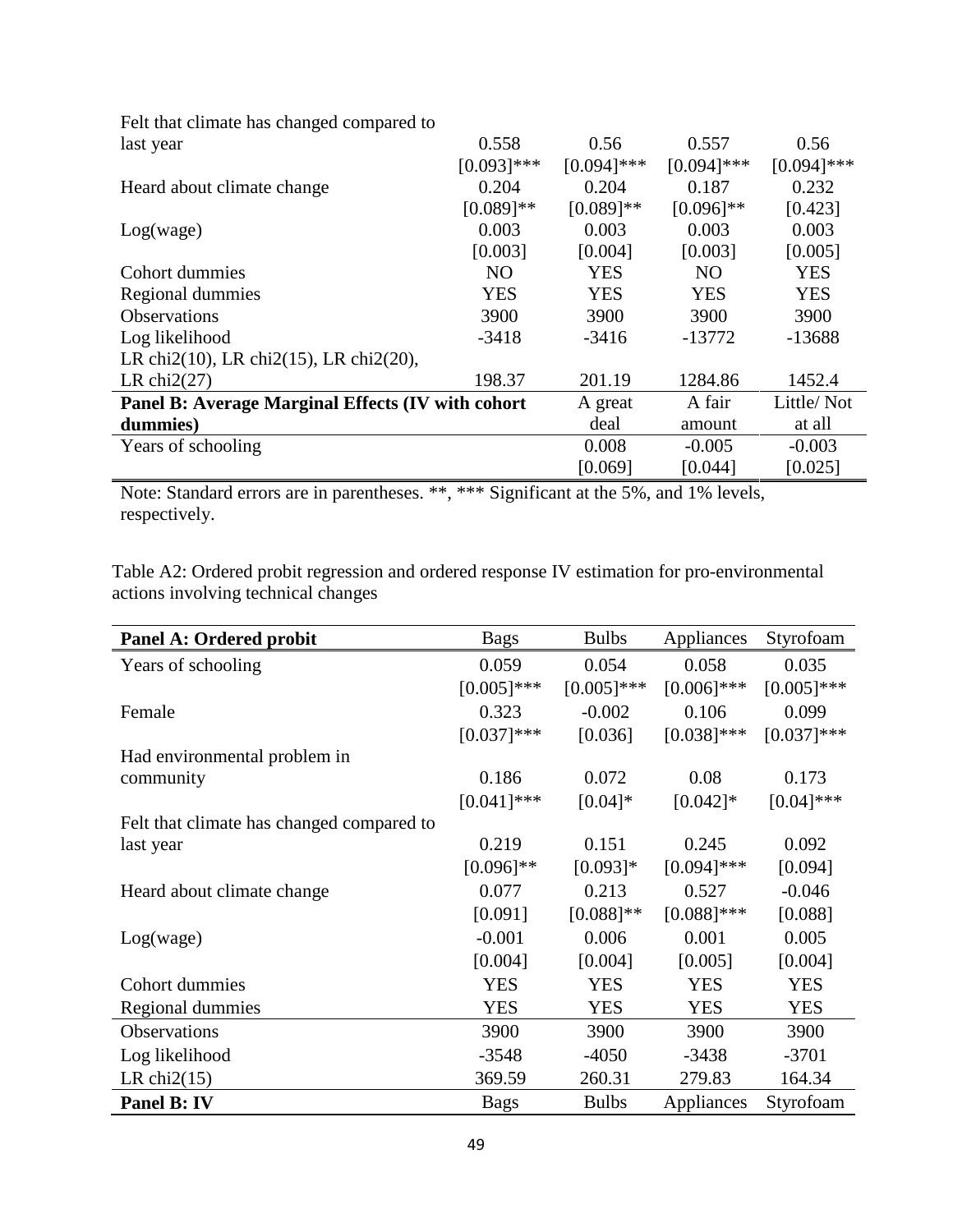| | | | | |
|---|---|---|---|---|
| Felt that climate has changed compared to last year | 0.558 | 0.56 | 0.557 | 0.56 |
| | [0.093]*** | [0.094]*** | [0.094]*** | [0.094]*** |
| Heard about climate change | 0.204 | 0.204 | 0.187 | 0.232 |
| | [0.089]** | [0.089]** | [0.096]** | [0.423] |
| Log(wage) | 0.003 | 0.003 | 0.003 | 0.003 |
| | [0.003] | [0.004] | [0.003] | [0.005] |
| Cohort dummies | NO | YES | NO | YES |
| Regional dummies | YES | YES | YES | YES |
| Observations | 3900 | 3900 | 3900 | 3900 |
| Log likelihood | -3418 | -3416 | -13772 | -13688 |
| LR chi2(10), LR chi2(15), LR chi2(20), LR chi2(27) | 198.37 | 201.19 | 1284.86 | 1452.4 |
| **Panel B: Average Marginal Effects (IV with cohort dummies)** | | A great deal | A fair amount | Little/ Not at all |
| Years of schooling | | 0.008 | -0.005 | -0.003 |
| | | [0.069] | [0.044] | [0.025] |

Note: Standard errors are in parentheses. **, *** Significant at the 5%, and 1% levels, respectively.

Table A2: Ordered probit regression and ordered response IV estimation for pro-environmental actions involving technical changes

| **Panel A: Ordered probit** | Bags | Bulbs | Appliances | Styrofoam |
|---|---|---|---|---|
| Years of schooling | 0.059 | 0.054 | 0.058 | 0.035 |
| | [0.005]*** | [0.005]*** | [0.006]*** | [0.005]*** |
| Female | 0.323 | -0.002 | 0.106 | 0.099 |
| | [0.037]*** | [0.036] | [0.038]*** | [0.037]*** |
| Had environmental problem in community | 0.186 | 0.072 | 0.08 | 0.173 |
| | [0.041]*** | [0.04]* | [0.042]* | [0.04]*** |
| Felt that climate has changed compared to last year | 0.219 | 0.151 | 0.245 | 0.092 |
| | [0.096]** | [0.093]* | [0.094]*** | [0.094] |
| Heard about climate change | 0.077 | 0.213 | 0.527 | -0.046 |
| | [0.091] | [0.088]** | [0.088]*** | [0.088] |
| Log(wage) | -0.001 | 0.006 | 0.001 | 0.005 |
| | [0.004] | [0.004] | [0.005] | [0.004] |
| Cohort dummies | YES | YES | YES | YES |
| Regional dummies | YES | YES | YES | YES |
| Observations | 3900 | 3900 | 3900 | 3900 |
| Log likelihood | -3548 | -4050 | -3438 | -3701 |
| LR chi2(15) | 369.59 | 260.31 | 279.83 | 164.34 |
| **Panel B: IV** | Bags | Bulbs | Appliances | Styrofoam |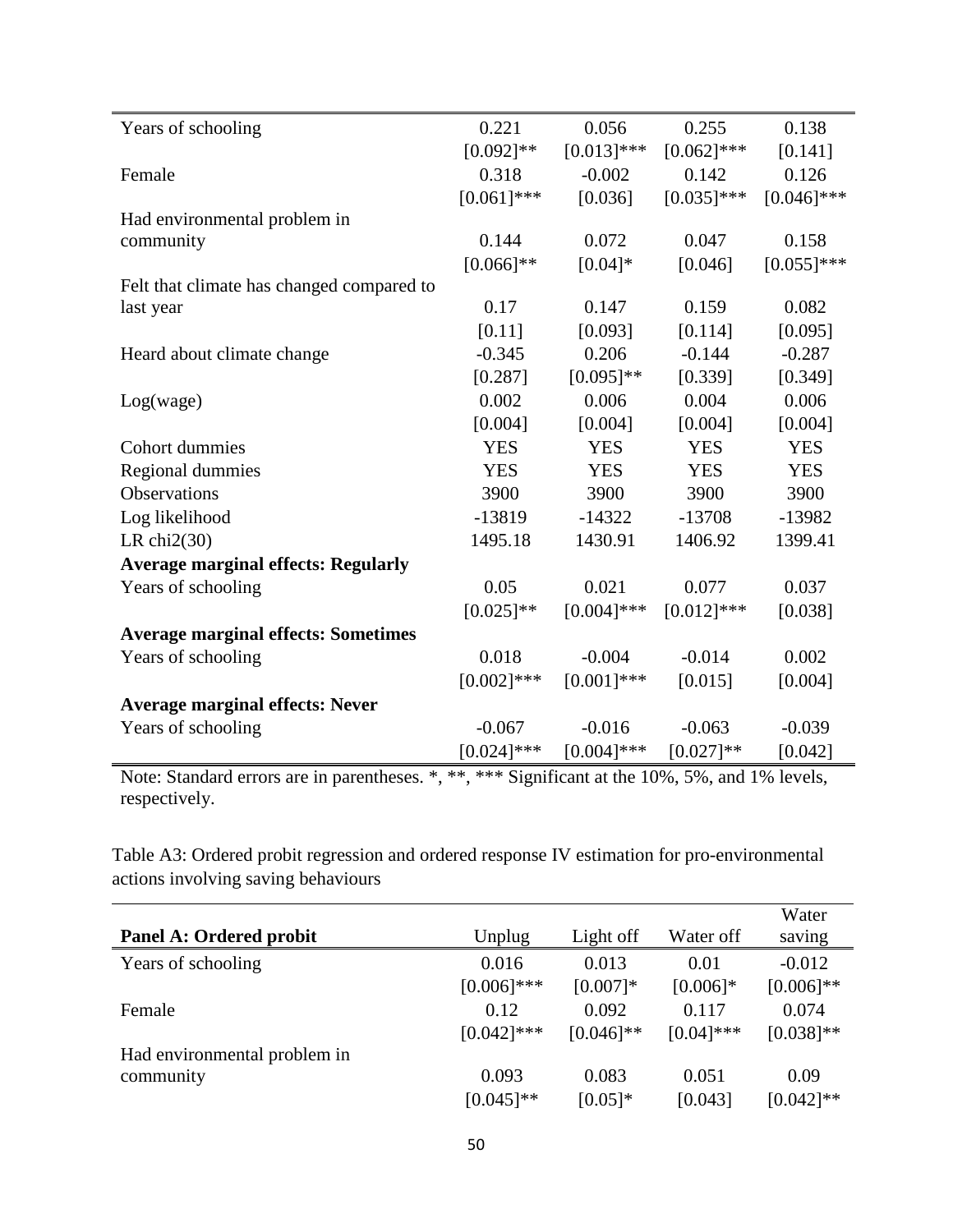| | | | | |
|---|---|---|---|---|
| Years of schooling | 0.221 | 0.056 | 0.255 | 0.138 |
| | [0.092]** | [0.013]*** | [0.062]*** | [0.141] |
| Female | 0.318 | -0.002 | 0.142 | 0.126 |
| | [0.061]*** | [0.036] | [0.035]*** | [0.046]*** |
| Had environmental problem in community | 0.144 | 0.072 | 0.047 | 0.158 |
| | [0.066]** | [0.04]* | [0.046] | [0.055]*** |
| Felt that climate has changed compared to last year | 0.17 | 0.147 | 0.159 | 0.082 |
| | [0.11] | [0.093] | [0.114] | [0.095] |
| Heard about climate change | -0.345 | 0.206 | -0.144 | -0.287 |
| | [0.287] | [0.095]** | [0.339] | [0.349] |
| Log(wage) | 0.002 | 0.006 | 0.004 | 0.006 |
| | [0.004] | [0.004] | [0.004] | [0.004] |
| Cohort dummies | YES | YES | YES | YES |
| Regional dummies | YES | YES | YES | YES |
| Observations | 3900 | 3900 | 3900 | 3900 |
| Log likelihood | -13819 | -14322 | -13708 | -13982 |
| LR chi2(30) | 1495.18 | 1430.91 | 1406.92 | 1399.41 |
| **Average marginal effects: Regularly** | | | | |
| Years of schooling | 0.05 | 0.021 | 0.077 | 0.037 |
| | [0.025]** | [0.004]*** | [0.012]*** | [0.038] |
| **Average marginal effects: Sometimes** | | | | |
| Years of schooling | 0.018 | -0.004 | -0.014 | 0.002 |
| | [0.002]*** | [0.001]*** | [0.015] | [0.004] |
| **Average marginal effects: Never** | | | | |
| Years of schooling | -0.067 | -0.016 | -0.063 | -0.039 |
| | [0.024]*** | [0.004]*** | [0.027]** | [0.042] |

Note: Standard errors are in parentheses. *, **, *** Significant at the 10%, 5%, and 1% levels, respectively.

Table A3: Ordered probit regression and ordered response IV estimation for pro-environmental actions involving saving behaviours

| **Panel A: Ordered probit** | Unplug | Light off | Water off | Water saving |
|---|---|---|---|---|
| Years of schooling | 0.016 | 0.013 | 0.01 | -0.012 |
| | [0.006]*** | [0.007]* | [0.006]* | [0.006]** |
| Female | 0.12 | 0.092 | 0.117 | 0.074 |
| | [0.042]*** | [0.046]** | [0.04]*** | [0.038]** |
| Had environmental problem in community | 0.093 | 0.083 | 0.051 | 0.09 |
| | [0.045]** | [0.05]* | [0.043] | [0.042]** |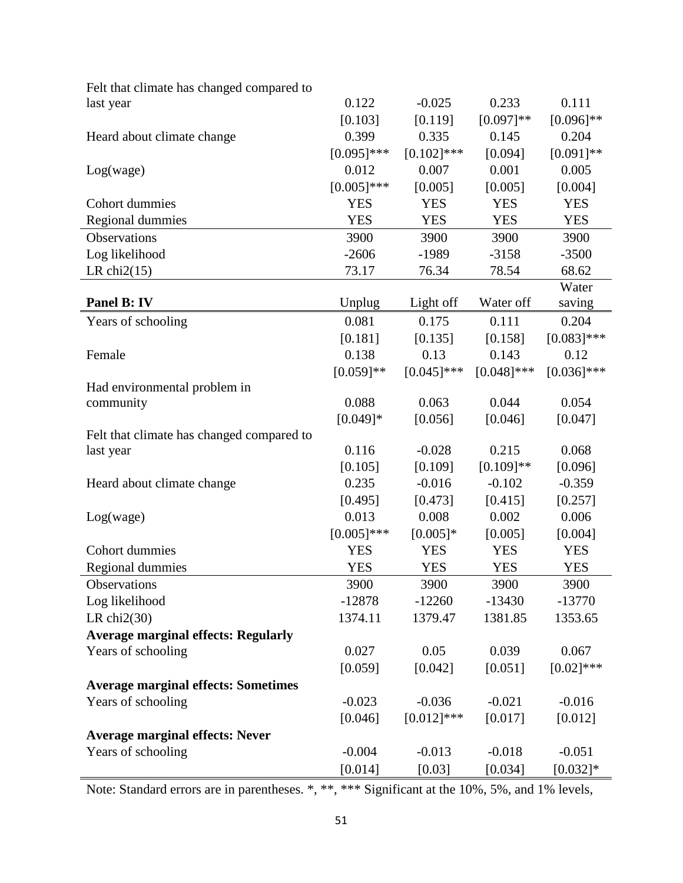| | | | | |
|---|---|---|---|---|
| Felt that climate has changed compared to last year | 0.122 | -0.025 | 0.233 | 0.111 |
| | [0.103] | [0.119] | [0.097]** | [0.096]** |
| Heard about climate change | 0.399 | 0.335 | 0.145 | 0.204 |
| | [0.095]*** | [0.102]*** | [0.094] | [0.091]** |
| Log(wage) | 0.012 | 0.007 | 0.001 | 0.005 |
| | [0.005]*** | [0.005] | [0.005] | [0.004] |
| Cohort dummies | YES | YES | YES | YES |
| Regional dummies | YES | YES | YES | YES |
| Observations | 3900 | 3900 | 3900 | 3900 |
| Log likelihood | -2606 | -1989 | -3158 | -3500 |
| LR chi2(15) | 73.17 | 76.34 | 78.54 | 68.62 |

| **Panel B: IV** | Unplug | Light off | Water off | Water saving |
|---|---|---|---|---|
| Years of schooling | 0.081 | 0.175 | 0.111 | 0.204 |
| | [0.181] | [0.135] | [0.158] | [0.083]*** |
| Female | 0.138 | 0.13 | 0.143 | 0.12 |
| | [0.059]** | [0.045]*** | [0.048]*** | [0.036]*** |
| Had environmental problem in community | 0.088 | 0.063 | 0.044 | 0.054 |
| | [0.049]* | [0.056] | [0.046] | [0.047] |
| Felt that climate has changed compared to last year | 0.116 | -0.028 | 0.215 | 0.068 |
| | [0.105] | [0.109] | [0.109]** | [0.096] |
| Heard about climate change | 0.235 | -0.016 | -0.102 | -0.359 |
| | [0.495] | [0.473] | [0.415] | [0.257] |
| Log(wage) | 0.013 | 0.008 | 0.002 | 0.006 |
| | [0.005]*** | [0.005]* | [0.005] | [0.004] |
| Cohort dummies | YES | YES | YES | YES |
| Regional dummies | YES | YES | YES | YES |
| Observations | 3900 | 3900 | 3900 | 3900 |
| Log likelihood | -12878 | -12260 | -13430 | -13770 |
| LR chi2(30) | 1374.11 | 1379.47 | 1381.85 | 1353.65 |
| **Average marginal effects: Regularly** | | | | |
| Years of schooling | 0.027 | 0.05 | 0.039 | 0.067 |
| | [0.059] | [0.042] | [0.051] | [0.02]*** |
| **Average marginal effects: Sometimes** | | | | |
| Years of schooling | -0.023 | -0.036 | -0.021 | -0.016 |
| | [0.046] | [0.012]*** | [0.017] | [0.012] |
| **Average marginal effects: Never** | | | | |
| Years of schooling | -0.004 | -0.013 | -0.018 | -0.051 |
| | [0.014] | [0.03] | [0.034] | [0.032]* |

Note: Standard errors are in parentheses. *, **, *** Significant at the 10%, 5%, and 1% levels,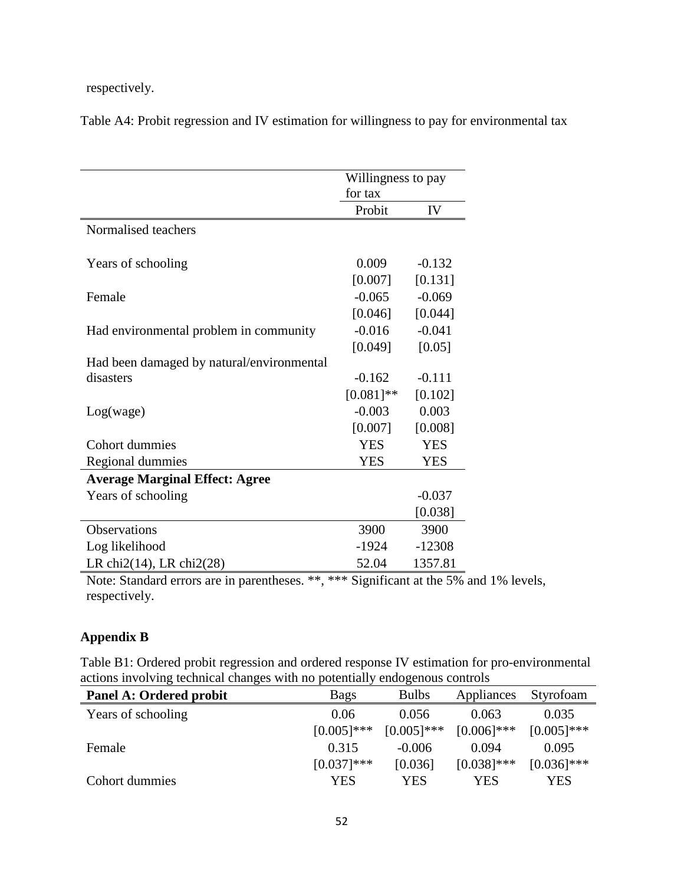respectively.

Table A4: Probit regression and IV estimation for willingness to pay for environmental tax

| | Willingness to pay for tax | |
|---|---|---|
| | Probit | IV |
| Normalised teachers | | |
| Years of schooling | 0.009 | -0.132 |
| | [0.007] | [0.131] |
| Female | -0.065 | -0.069 |
| | [0.046] | [0.044] |
| Had environmental problem in community | -0.016 | -0.041 |
| | [0.049] | [0.05] |
| Had been damaged by natural/environmental disasters | -0.162 | -0.111 |
| | [0.081]** | [0.102] |
| Log(wage) | -0.003 | 0.003 |
| | [0.007] | [0.008] |
| Cohort dummies | YES | YES |
| Regional dummies | YES | YES |
| **Average Marginal Effect: Agree** | | |
| Years of schooling | | -0.037 |
| | | [0.038] |
| Observations | 3900 | 3900 |
| Log likelihood | -1924 | -12308 |
| LR chi2(14), LR chi2(28) | 52.04 | 1357.81 |

Note: Standard errors are in parentheses. **, *** Significant at the 5% and 1% levels, respectively.

## Appendix B

Table B1: Ordered probit regression and ordered response IV estimation for pro-environmental actions involving technical changes with no potentially endogenous controls

| **Panel A: Ordered probit** | Bags | Bulbs | Appliances | Styrofoam |
|---|---|---|---|---|
| Years of schooling | 0.06 | 0.056 | 0.063 | 0.035 |
| | [0.005]*** | [0.005]*** | [0.006]*** | [0.005]*** |
| Female | 0.315 | -0.006 | 0.094 | 0.095 |
| | [0.037]*** | [0.036] | [0.038]*** | [0.036]*** |
| Cohort dummies | YES | YES | YES | YES |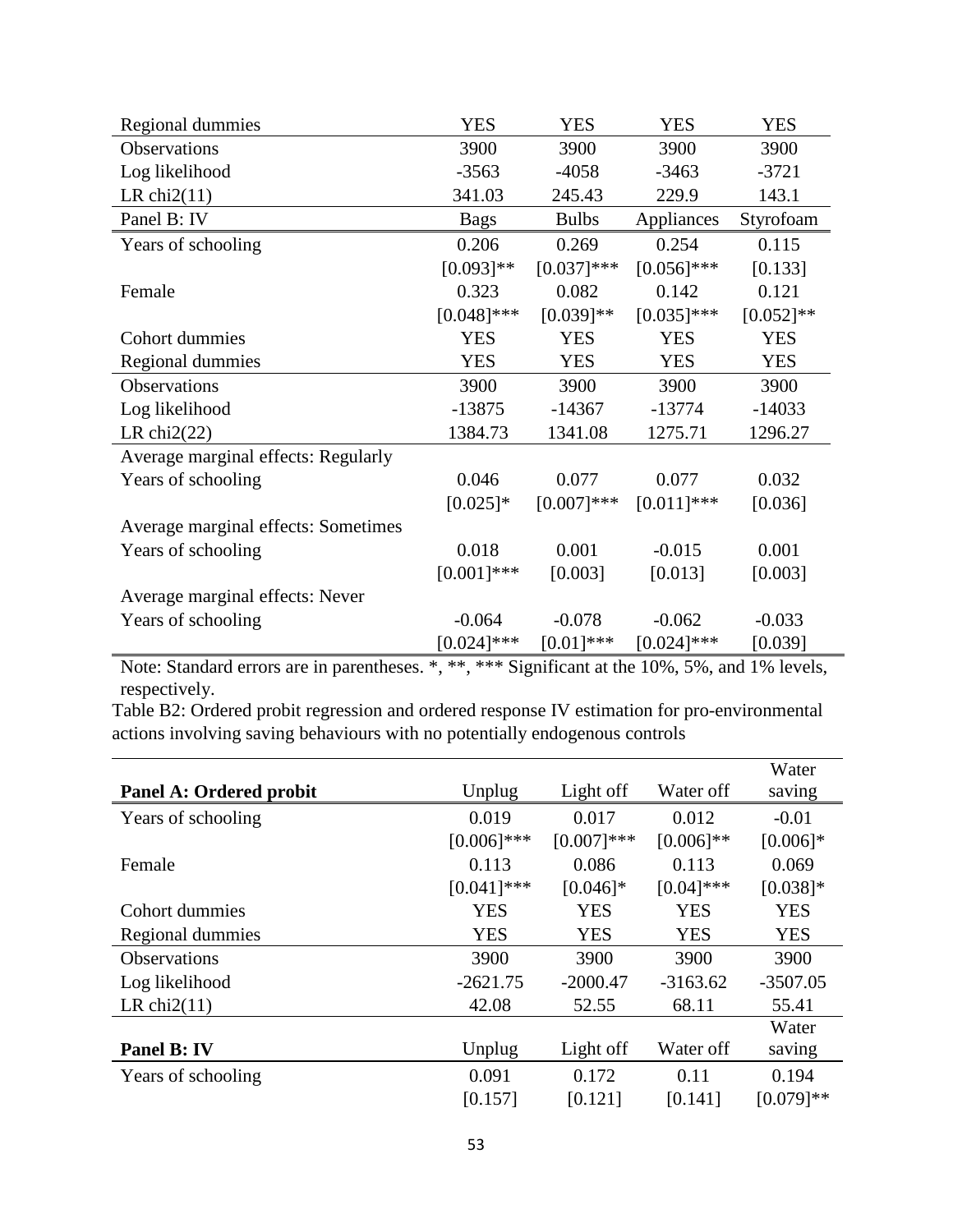| | | | | |
|---|---|---|---|---|
| Regional dummies | YES | YES | YES | YES |
| Observations | 3900 | 3900 | 3900 | 3900 |
| Log likelihood | -3563 | -4058 | -3463 | -3721 |
| LR chi2(11) | 341.03 | 245.43 | 229.9 | 143.1 |
| Panel B: IV | Bags | Bulbs | Appliances | Styrofoam |
| Years of schooling | 0.206 | 0.269 | 0.254 | 0.115 |
| | [0.093]** | [0.037]*** | [0.056]*** | [0.133] |
| Female | 0.323 | 0.082 | 0.142 | 0.121 |
| | [0.048]*** | [0.039]** | [0.035]*** | [0.052]** |
| Cohort dummies | YES | YES | YES | YES |
| Regional dummies | YES | YES | YES | YES |
| Observations | 3900 | 3900 | 3900 | 3900 |
| Log likelihood | -13875 | -14367 | -13774 | -14033 |
| LR chi2(22) | 1384.73 | 1341.08 | 1275.71 | 1296.27 |
| Average marginal effects: Regularly | | | | |
| Years of schooling | 0.046 | 0.077 | 0.077 | 0.032 |
| | [0.025]* | [0.007]*** | [0.011]*** | [0.036] |
| Average marginal effects: Sometimes | | | | |
| Years of schooling | 0.018 | 0.001 | -0.015 | 0.001 |
| | [0.001]*** | [0.003] | [0.013] | [0.003] |
| Average marginal effects: Never | | | | |
| Years of schooling | -0.064 | -0.078 | -0.062 | -0.033 |
| | [0.024]*** | [0.01]*** | [0.024]*** | [0.039] |

Note: Standard errors are in parentheses. *, **, *** Significant at the 10%, 5%, and 1% levels, respectively.

Table B2: Ordered probit regression and ordered response IV estimation for pro-environmental actions involving saving behaviours with no potentially endogenous controls

| **Panel A: Ordered probit** | Unplug | Light off | Water off | Water saving |
|---|---|---|---|---|
| Years of schooling | 0.019 | 0.017 | 0.012 | -0.01 |
| | [0.006]*** | [0.007]*** | [0.006]** | [0.006]* |
| Female | 0.113 | 0.086 | 0.113 | 0.069 |
| | [0.041]*** | [0.046]* | [0.04]*** | [0.038]* |
| Cohort dummies | YES | YES | YES | YES |
| Regional dummies | YES | YES | YES | YES |
| Observations | 3900 | 3900 | 3900 | 3900 |
| Log likelihood | -2621.75 | -2000.47 | -3163.62 | -3507.05 |
| LR chi2(11) | 42.08 | 52.55 | 68.11 | 55.41 |
| **Panel B: IV** | Unplug | Light off | Water off | Water saving |
| Years of schooling | 0.091 | 0.172 | 0.11 | 0.194 |
| | [0.157] | [0.121] | [0.141] | [0.079]** |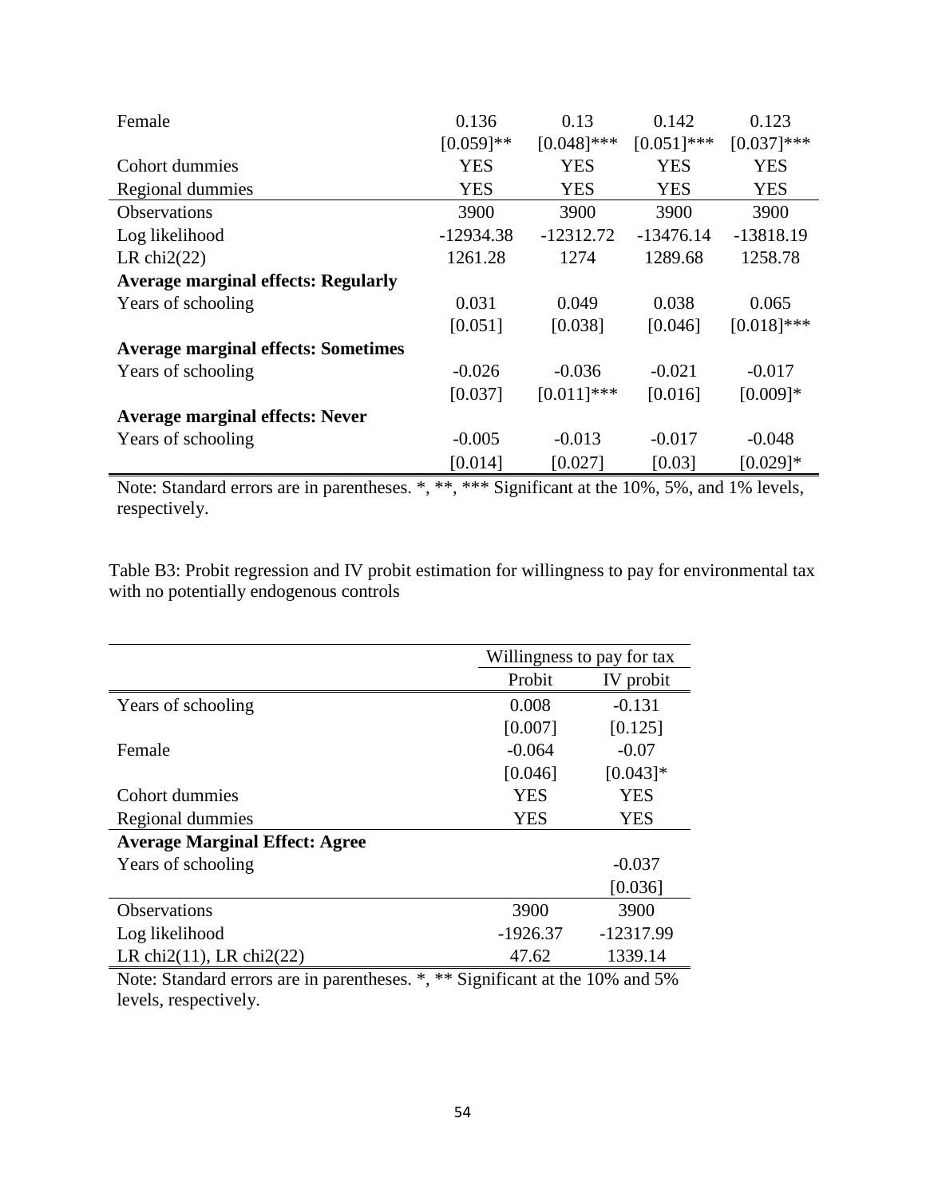| | | | | |
|---|---|---|---|---|
| Female | 0.136 | 0.13 | 0.142 | 0.123 |
| | [0.059]** | [0.048]*** | [0.051]*** | [0.037]*** |
| Cohort dummies | YES | YES | YES | YES |
| Regional dummies | YES | YES | YES | YES |
| Observations | 3900 | 3900 | 3900 | 3900 |
| Log likelihood | -12934.38 | -12312.72 | -13476.14 | -13818.19 |
| LR chi2(22) | 1261.28 | 1274 | 1289.68 | 1258.78 |
| **Average marginal effects: Regularly** | | | | |
| Years of schooling | 0.031 | 0.049 | 0.038 | 0.065 |
| | [0.051] | [0.038] | [0.046] | [0.018]*** |
| **Average marginal effects: Sometimes** | | | | |
| Years of schooling | -0.026 | -0.036 | -0.021 | -0.017 |
| | [0.037] | [0.011]*** | [0.016] | [0.009]* |
| **Average marginal effects: Never** | | | | |
| Years of schooling | -0.005 | -0.013 | -0.017 | -0.048 |
| | [0.014] | [0.027] | [0.03] | [0.029]* |

Note: Standard errors are in parentheses. *, **, *** Significant at the 10%, 5%, and 1% levels, respectively.

Table B3: Probit regression and IV probit estimation for willingness to pay for environmental tax with no potentially endogenous controls

| | Willingness to pay for tax | |
|---|---|---|
| | Probit | IV probit |
| Years of schooling | 0.008 | -0.131 |
| | [0.007] | [0.125] |
| Female | -0.064 | -0.07 |
| | [0.046] | [0.043]* |
| Cohort dummies | YES | YES |
| Regional dummies | YES | YES |
| **Average Marginal Effect: Agree** | | |
| Years of schooling | | -0.037 |
| | | [0.036] |
| Observations | 3900 | 3900 |
| Log likelihood | -1926.37 | -12317.99 |
| LR chi2(11), LR chi2(22) | 47.62 | 1339.14 |

Note: Standard errors are in parentheses. *, ** Significant at the 10% and 5% levels, respectively.